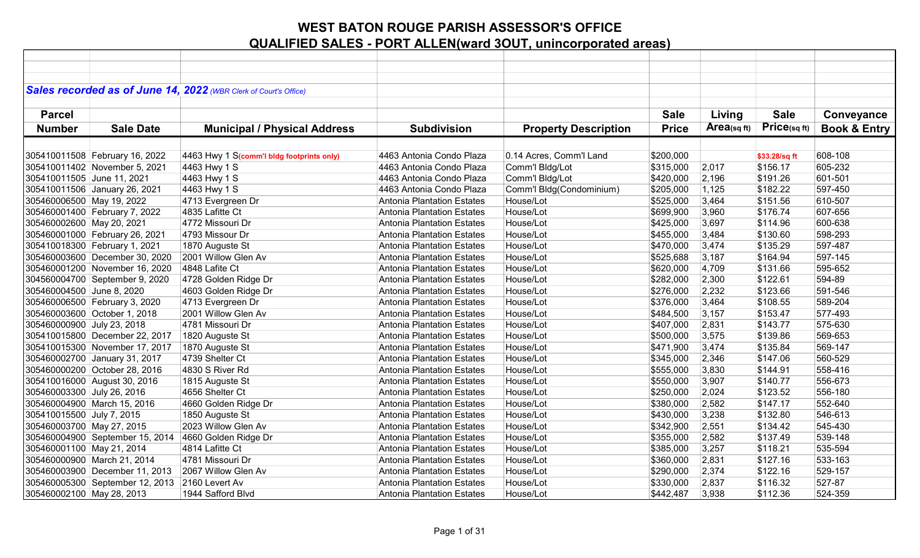# WEST BATON ROUGE PARISH ASSESSOR'S OFFICE

## QUALIFIED SALES - PORT ALLEN(ward 3OUT, unincorporated areas)

***Sales recorded as of June 14, 2022*** *(WBR Clerk of Court's Office)*

| Parcel Number | Sale Date | Municipal / Physical Address | Subdivision | Property Description | Sale Price | Living Area(sq ft) | Sale Price(sq ft) | Conveyance Book & Entry |
|---|---|---|---|---|---|---|---|---|
| 305410011508 | February 16, 2022 | 4463 Hwy 1 S(comm'l bldg footprints only) | 4463 Antonia Condo Plaza | 0.14 Acres, Comm'l Land | $200,000 | | $33.28/sq ft | 608-108 |
| 305410011402 | November 5, 2021 | 4463 Hwy 1 S | 4463 Antonia Condo Plaza | Comm'l Bldg/Lot | $315,000 | 2,017 | $156.17 | 605-232 |
| 305410011505 | June 11, 2021 | 4463 Hwy 1 S | 4463 Antonia Condo Plaza | Comm'l Bldg/Lot | $420,000 | 2,196 | $191.26 | 601-501 |
| 305410011506 | January 26, 2021 | 4463 Hwy 1 S | 4463 Antonia Condo Plaza | Comm'l Bldg(Condominium) | $205,000 | 1,125 | $182.22 | 597-450 |
| 305460006500 | May 19, 2022 | 4713 Evergreen Dr | Antonia Plantation Estates | House/Lot | $525,000 | 3,464 | $151.56 | 610-507 |
| 305460001400 | February 7, 2022 | 4835 Lafitte Ct | Antonia Plantation Estates | House/Lot | $699,900 | 3,960 | $176.74 | 607-656 |
| 305460002600 | May 20, 2021 | 4772 Missouri Dr | Antonia Plantation Estates | House/Lot | $425,000 | 3,697 | $114.96 | 600-638 |
| 305460001000 | February 26, 2021 | 4793 Missour Dr | Antonia Plantation Estates | House/Lot | $455,000 | 3,484 | $130.60 | 598-293 |
| 305410018300 | February 1, 2021 | 1870 Auguste St | Antonia Plantation Estates | House/Lot | $470,000 | 3,474 | $135.29 | 597-487 |
| 305460003600 | December 30, 2020 | 2001 Willow Glen Av | Antonia Plantation Estates | House/Lot | $525,688 | 3,187 | $164.94 | 597-145 |
| 305460001200 | November 16, 2020 | 4848 Lafite Ct | Antonia Plantation Estates | House/Lot | $620,000 | 4,709 | $131.66 | 595-652 |
| 304560004700 | September 9, 2020 | 4728 Golden Ridge Dr | Antonia Plantation Estates | House/Lot | $282,000 | 2,300 | $122.61 | 594-89 |
| 305460004500 | June 8, 2020 | 4603 Golden Ridge Dr | Antonia Plantation Estates | House/Lot | $276,000 | 2,232 | $123.66 | 591-546 |
| 305460006500 | February 3, 2020 | 4713 Evergreen Dr | Antonia Plantation Estates | House/Lot | $376,000 | 3,464 | $108.55 | 589-204 |
| 305460003600 | October 1, 2018 | 2001 Willow Glen Av | Antonia Plantation Estates | House/Lot | $484,500 | 3,157 | $153.47 | 577-493 |
| 305460000900 | July 23, 2018 | 4781 Missouri Dr | Antonia Plantation Estates | House/Lot | $407,000 | 2,831 | $143.77 | 575-630 |
| 305410015800 | December 22, 2017 | 1820 Auguste St | Antonia Plantation Estates | House/Lot | $500,000 | 3,575 | $139.86 | 569-653 |
| 305410015300 | November 17, 2017 | 1870 Auguste St | Antonia Plantation Estates | House/Lot | $471,900 | 3,474 | $135.84 | 569-147 |
| 305460002700 | January 31, 2017 | 4739 Shelter Ct | Antonia Plantation Estates | House/Lot | $345,000 | 2,346 | $147.06 | 560-529 |
| 305460000200 | October 28, 2016 | 4830 S River Rd | Antonia Plantation Estates | House/Lot | $555,000 | 3,830 | $144.91 | 558-416 |
| 305410016000 | August 30, 2016 | 1815 Auguste St | Antonia Plantation Estates | House/Lot | $550,000 | 3,907 | $140.77 | 556-673 |
| 305460003300 | July 26, 2016 | 4656 Shelter Ct | Antonia Plantation Estates | House/Lot | $250,000 | 2,024 | $123.52 | 556-180 |
| 305460004900 | March 15, 2016 | 4660 Golden Ridge Dr | Antonia Plantation Estates | House/Lot | $380,000 | 2,582 | $147.17 | 552-640 |
| 305410015500 | July 7, 2015 | 1850 Auguste St | Antonia Plantation Estates | House/Lot | $430,000 | 3,238 | $132.80 | 546-613 |
| 305460003700 | May 27, 2015 | 2023 Willow Glen Av | Antonia Plantation Estates | House/Lot | $342,900 | 2,551 | $134.42 | 545-430 |
| 305460004900 | September 15, 2014 | 4660 Golden Ridge Dr | Antonia Plantation Estates | House/Lot | $355,000 | 2,582 | $137.49 | 539-148 |
| 305460001100 | May 21, 2014 | 4814 Lafitte Ct | Antonia Plantation Estates | House/Lot | $385,000 | 3,257 | $118.21 | 535-594 |
| 305460000900 | March 21, 2014 | 4781 Missouri Dr | Antonia Plantation Estates | House/Lot | $360,000 | 2,831 | $127.16 | 533-163 |
| 305460003900 | December 11, 2013 | 2067 Willow Glen Av | Antonia Plantation Estates | House/Lot | $290,000 | 2,374 | $122.16 | 529-157 |
| 305460005300 | September 12, 2013 | 2160 Levert Av | Antonia Plantation Estates | House/Lot | $330,000 | 2,837 | $116.32 | 527-87 |
| 305460002100 | May 28, 2013 | 1944 Safford Blvd | Antonia Plantation Estates | House/Lot | $442,487 | 3,938 | $112.36 | 524-359 |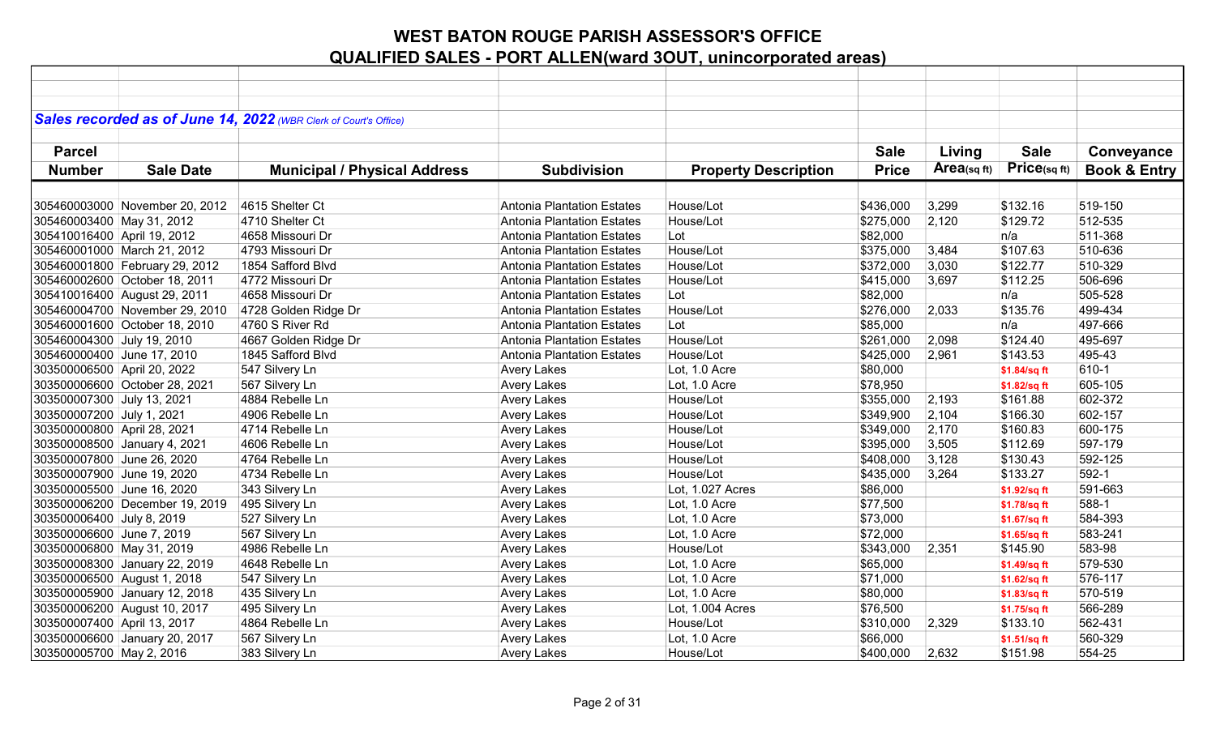# WEST BATON ROUGE PARISH ASSESSOR'S OFFICE

## QUALIFIED SALES - PORT ALLEN(ward 3OUT, unincorporated areas)

***Sales recorded as of June 14, 2022** (WBR Clerk of Court's Office)*

| Parcel Number | Sale Date | Municipal / Physical Address | Subdivision | Property Description | Sale Price | Living Area(sq ft) | Sale Price(sq ft) | Conveyance Book & Entry |
|---|---|---|---|---|---|---|---|---|
| 305460003000 | November 20, 2012 | 4615 Shelter Ct | Antonia Plantation Estates | House/Lot | $436,000 | 3,299 | $132.16 | 519-150 |
| 305460003400 | May 31, 2012 | 4710 Shelter Ct | Antonia Plantation Estates | House/Lot | $275,000 | 2,120 | $129.72 | 512-535 |
| 305410016400 | April 19, 2012 | 4658 Missouri Dr | Antonia Plantation Estates | Lot | $82,000 | | n/a | 511-368 |
| 305460001000 | March 21, 2012 | 4793 Missouri Dr | Antonia Plantation Estates | House/Lot | $375,000 | 3,484 | $107.63 | 510-636 |
| 305460001800 | February 29, 2012 | 1854 Safford Blvd | Antonia Plantation Estates | House/Lot | $372,000 | 3,030 | $122.77 | 510-329 |
| 305460002600 | October 18, 2011 | 4772 Missouri Dr | Antonia Plantation Estates | House/Lot | $415,000 | 3,697 | $112.25 | 506-696 |
| 305410016400 | August 29, 2011 | 4658 Missouri Dr | Antonia Plantation Estates | Lot | $82,000 | | n/a | 505-528 |
| 305460004700 | November 29, 2010 | 4728 Golden Ridge Dr | Antonia Plantation Estates | House/Lot | $276,000 | 2,033 | $135.76 | 499-434 |
| 305460001600 | October 18, 2010 | 4760 S River Rd | Antonia Plantation Estates | Lot | $85,000 | | n/a | 497-666 |
| 305460004300 | July 19, 2010 | 4667 Golden Ridge Dr | Antonia Plantation Estates | House/Lot | $261,000 | 2,098 | $124.40 | 495-697 |
| 305460000400 | June 17, 2010 | 1845 Safford Blvd | Antonia Plantation Estates | House/Lot | $425,000 | 2,961 | $143.53 | 495-43 |
| 303500006500 | April 20, 2022 | 547 Silvery Ln | Avery Lakes | Lot, 1.0 Acre | $80,000 | | $1.84/sq ft | 610-1 |
| 303500006600 | October 28, 2021 | 567 Silvery Ln | Avery Lakes | Lot, 1.0 Acre | $78,950 | | $1.82/sq ft | 605-105 |
| 303500007300 | July 13, 2021 | 4884 Rebelle Ln | Avery Lakes | House/Lot | $355,000 | 2,193 | $161.88 | 602-372 |
| 303500007200 | July 1, 2021 | 4906 Rebelle Ln | Avery Lakes | House/Lot | $349,900 | 2,104 | $166.30 | 602-157 |
| 303500000800 | April 28, 2021 | 4714 Rebelle Ln | Avery Lakes | House/Lot | $349,000 | 2,170 | $160.83 | 600-175 |
| 303500008500 | January 4, 2021 | 4606 Rebelle Ln | Avery Lakes | House/Lot | $395,000 | 3,505 | $112.69 | 597-179 |
| 303500007800 | June 26, 2020 | 4764 Rebelle Ln | Avery Lakes | House/Lot | $408,000 | 3,128 | $130.43 | 592-125 |
| 303500007900 | June 19, 2020 | 4734 Rebelle Ln | Avery Lakes | House/Lot | $435,000 | 3,264 | $133.27 | 592-1 |
| 303500005500 | June 16, 2020 | 343 Silvery Ln | Avery Lakes | Lot, 1.027 Acres | $86,000 | | $1.92/sq ft | 591-663 |
| 303500006200 | December 19, 2019 | 495 Silvery Ln | Avery Lakes | Lot, 1.0 Acre | $77,500 | | $1.78/sq ft | 588-1 |
| 303500006400 | July 8, 2019 | 527 Silvery Ln | Avery Lakes | Lot, 1.0 Acre | $73,000 | | $1.67/sq ft | 584-393 |
| 303500006600 | June 7, 2019 | 567 Silvery Ln | Avery Lakes | Lot, 1.0 Acre | $72,000 | | $1.65/sq ft | 583-241 |
| 303500006800 | May 31, 2019 | 4986 Rebelle Ln | Avery Lakes | House/Lot | $343,000 | 2,351 | $145.90 | 583-98 |
| 303500008300 | January 22, 2019 | 4648 Rebelle Ln | Avery Lakes | Lot, 1.0 Acre | $65,000 | | $1.49/sq ft | 579-530 |
| 303500006500 | August 1, 2018 | 547 Silvery Ln | Avery Lakes | Lot, 1.0 Acre | $71,000 | | $1.62/sq ft | 576-117 |
| 303500005900 | January 12, 2018 | 435 Silvery Ln | Avery Lakes | Lot, 1.0 Acre | $80,000 | | $1.83/sq ft | 570-519 |
| 303500006200 | August 10, 2017 | 495 Silvery Ln | Avery Lakes | Lot, 1.004 Acres | $76,500 | | $1.75/sq ft | 566-289 |
| 303500007400 | April 13, 2017 | 4864 Rebelle Ln | Avery Lakes | House/Lot | $310,000 | 2,329 | $133.10 | 562-431 |
| 303500006600 | January 20, 2017 | 567 Silvery Ln | Avery Lakes | Lot, 1.0 Acre | $66,000 | | $1.51/sq ft | 560-329 |
| 303500005700 | May 2, 2016 | 383 Silvery Ln | Avery Lakes | House/Lot | $400,000 | 2,632 | $151.98 | 554-25 |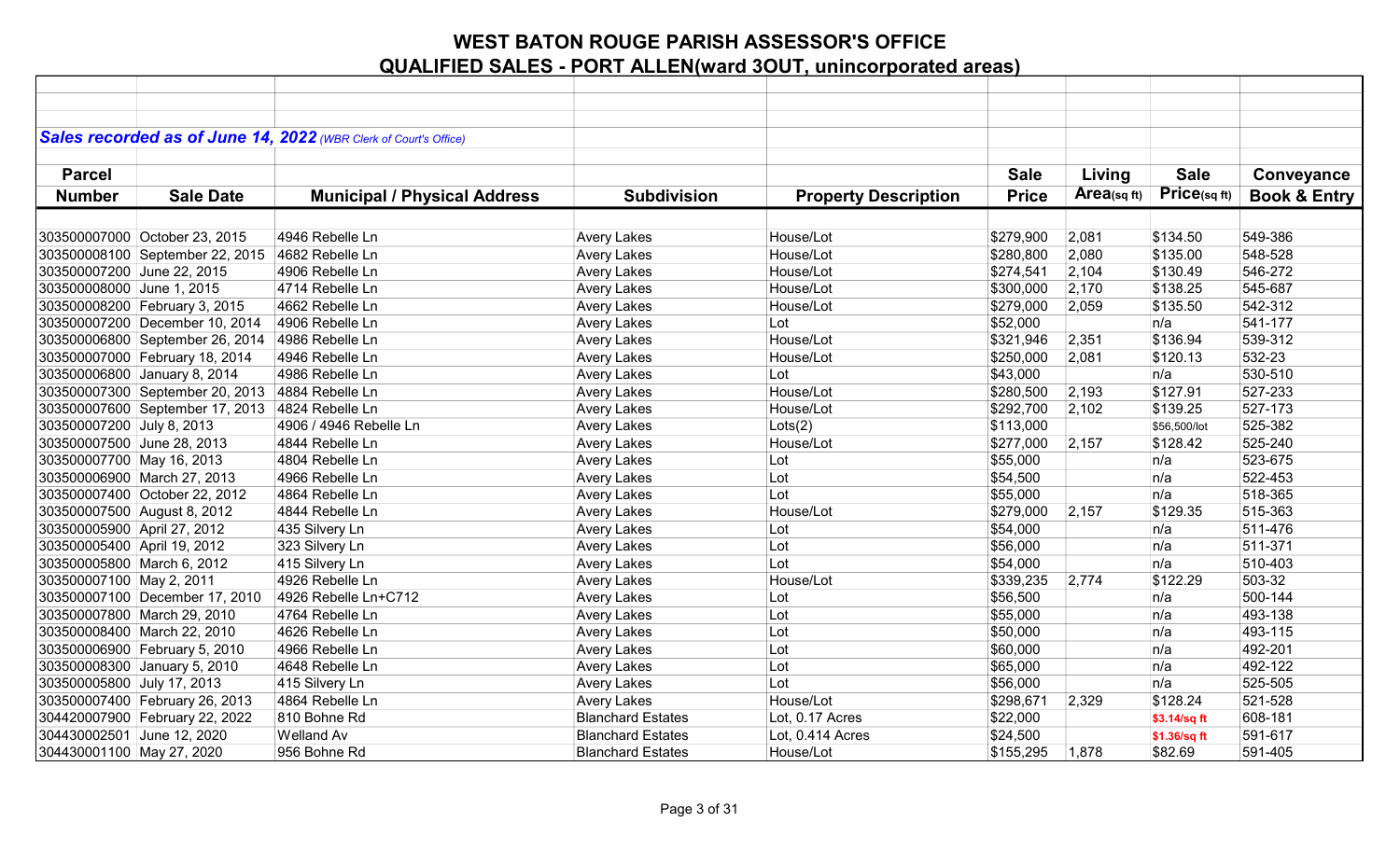# WEST BATON ROUGE PARISH ASSESSOR'S OFFICE

## QUALIFIED SALES - PORT ALLEN(ward 3OUT, unincorporated areas)

***Sales recorded as of June 14, 2022*** *(WBR Clerk of Court's Office)*

| Parcel Number | Sale Date | Municipal / Physical Address | Subdivision | Property Description | Sale Price | Living Area(sq ft) | Sale Price(sq ft) | Conveyance Book & Entry |
|---|---|---|---|---|---|---|---|---|
| 303500007000 | October 23, 2015 | 4946 Rebelle Ln | Avery Lakes | House/Lot | $279,900 | 2,081 | $134.50 | 549-386 |
| 303500008100 | September 22, 2015 | 4682 Rebelle Ln | Avery Lakes | House/Lot | $280,800 | 2,080 | $135.00 | 548-528 |
| 303500007200 | June 22, 2015 | 4906 Rebelle Ln | Avery Lakes | House/Lot | $274,541 | 2,104 | $130.49 | 546-272 |
| 303500008000 | June 1, 2015 | 4714 Rebelle Ln | Avery Lakes | House/Lot | $300,000 | 2,170 | $138.25 | 545-687 |
| 303500008200 | February 3, 2015 | 4662 Rebelle Ln | Avery Lakes | House/Lot | $279,000 | 2,059 | $135.50 | 542-312 |
| 303500007200 | December 10, 2014 | 4906 Rebelle Ln | Avery Lakes | Lot | $52,000 | | n/a | 541-177 |
| 303500006800 | September 26, 2014 | 4986 Rebelle Ln | Avery Lakes | House/Lot | $321,946 | 2,351 | $136.94 | 539-312 |
| 303500007000 | February 18, 2014 | 4946 Rebelle Ln | Avery Lakes | House/Lot | $250,000 | 2,081 | $120.13 | 532-23 |
| 303500006800 | January 8, 2014 | 4986 Rebelle Ln | Avery Lakes | Lot | $43,000 | | n/a | 530-510 |
| 303500007300 | September 20, 2013 | 4884 Rebelle Ln | Avery Lakes | House/Lot | $280,500 | 2,193 | $127.91 | 527-233 |
| 303500007600 | September 17, 2013 | 4824 Rebelle Ln | Avery Lakes | House/Lot | $292,700 | 2,102 | $139.25 | 527-173 |
| 303500007200 | July 8, 2013 | 4906 / 4946 Rebelle Ln | Avery Lakes | Lots(2) | $113,000 | | $56,500/lot | 525-382 |
| 303500007500 | June 28, 2013 | 4844 Rebelle Ln | Avery Lakes | House/Lot | $277,000 | 2,157 | $128.42 | 525-240 |
| 303500007700 | May 16, 2013 | 4804 Rebelle Ln | Avery Lakes | Lot | $55,000 | | n/a | 523-675 |
| 303500006900 | March 27, 2013 | 4966 Rebelle Ln | Avery Lakes | Lot | $54,500 | | n/a | 522-453 |
| 303500007400 | October 22, 2012 | 4864 Rebelle Ln | Avery Lakes | Lot | $55,000 | | n/a | 518-365 |
| 303500007500 | August 8, 2012 | 4844 Rebelle Ln | Avery Lakes | House/Lot | $279,000 | 2,157 | $129.35 | 515-363 |
| 303500005900 | April 27, 2012 | 435 Silvery Ln | Avery Lakes | Lot | $54,000 | | n/a | 511-476 |
| 303500005400 | April 19, 2012 | 323 Silvery Ln | Avery Lakes | Lot | $56,000 | | n/a | 511-371 |
| 303500005800 | March 6, 2012 | 415 Silvery Ln | Avery Lakes | Lot | $54,000 | | n/a | 510-403 |
| 303500007100 | May 2, 2011 | 4926 Rebelle Ln | Avery Lakes | House/Lot | $339,235 | 2,774 | $122.29 | 503-32 |
| 303500007100 | December 17, 2010 | 4926 Rebelle Ln+C712 | Avery Lakes | Lot | $56,500 | | n/a | 500-144 |
| 303500007800 | March 29, 2010 | 4764 Rebelle Ln | Avery Lakes | Lot | $55,000 | | n/a | 493-138 |
| 303500008400 | March 22, 2010 | 4626 Rebelle Ln | Avery Lakes | Lot | $50,000 | | n/a | 493-115 |
| 303500006900 | February 5, 2010 | 4966 Rebelle Ln | Avery Lakes | Lot | $60,000 | | n/a | 492-201 |
| 303500008300 | January 5, 2010 | 4648 Rebelle Ln | Avery Lakes | Lot | $65,000 | | n/a | 492-122 |
| 303500005800 | July 17, 2013 | 415 Silvery Ln | Avery Lakes | Lot | $56,000 | | n/a | 525-505 |
| 303500007400 | February 26, 2013 | 4864 Rebelle Ln | Avery Lakes | House/Lot | $298,671 | 2,329 | $128.24 | 521-528 |
| 304420007900 | February 22, 2022 | 810 Bohne Rd | Blanchard Estates | Lot, 0.17 Acres | $22,000 | | $3.14/sq ft | 608-181 |
| 304430002501 | June 12, 2020 | Welland Av | Blanchard Estates | Lot, 0.414 Acres | $24,500 | | $1.36/sq ft | 591-617 |
| 304430001100 | May 27, 2020 | 956 Bohne Rd | Blanchard Estates | House/Lot | $155,295 | 1,878 | $82.69 | 591-405 |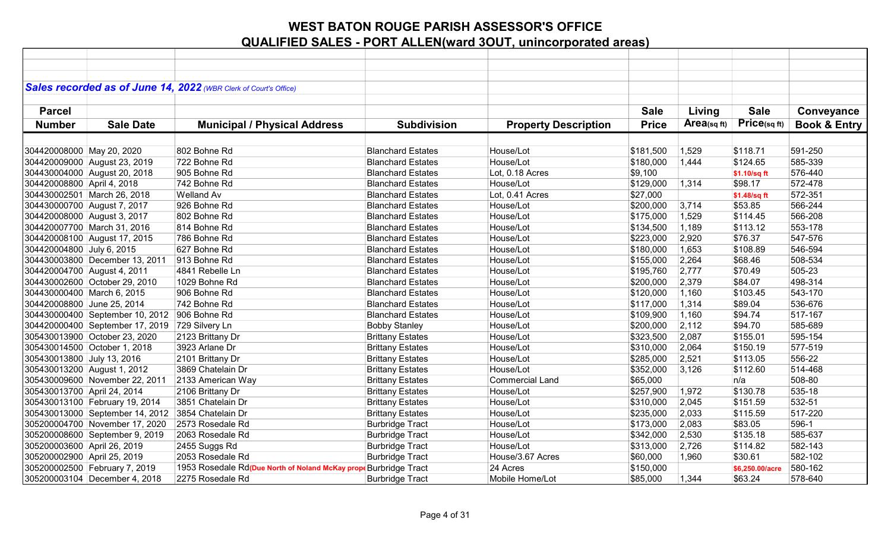# WEST BATON ROUGE PARISH ASSESSOR'S OFFICE
## QUALIFIED SALES - PORT ALLEN(ward 3OUT, unincorporated areas)

***Sales recorded as of June 14, 2022** (WBR Clerk of Court's Office)*

| Parcel Number | Sale Date | Municipal / Physical Address | Subdivision | Property Description | Sale Price | Living Area(sq ft) | Sale Price(sq ft) | Conveyance Book & Entry |
|---|---|---|---|---|---|---|---|---|
| 304420008000 | May 20, 2020 | 802 Bohne Rd | Blanchard Estates | House/Lot | $181,500 | 1,529 | $118.71 | 591-250 |
| 304420009000 | August 23, 2019 | 722 Bohne Rd | Blanchard Estates | House/Lot | $180,000 | 1,444 | $124.65 | 585-339 |
| 304430004000 | August 20, 2018 | 905 Bohne Rd | Blanchard Estates | Lot, 0.18 Acres | $9,100 | | $1.10/sq ft | 576-440 |
| 304420008800 | April 4, 2018 | 742 Bohne Rd | Blanchard Estates | House/Lot | $129,000 | 1,314 | $98.17 | 572-478 |
| 304430002501 | March 26, 2018 | Welland Av | Blanchard Estates | Lot, 0.41 Acres | $27,000 | | $1.48/sq ft | 572-351 |
| 304430000700 | August 7, 2017 | 926 Bohne Rd | Blanchard Estates | House/Lot | $200,000 | 3,714 | $53.85 | 566-244 |
| 304420008000 | August 3, 2017 | 802 Bohne Rd | Blanchard Estates | House/Lot | $175,000 | 1,529 | $114.45 | 566-208 |
| 304420007700 | March 31, 2016 | 814 Bohne Rd | Blanchard Estates | House/Lot | $134,500 | 1,189 | $113.12 | 553-178 |
| 304420008100 | August 17, 2015 | 786 Bohne Rd | Blanchard Estates | House/Lot | $223,000 | 2,920 | $76.37 | 547-576 |
| 304420004800 | July 6, 2015 | 627 Bohne Rd | Blanchard Estates | House/Lot | $180,000 | 1,653 | $108.89 | 546-594 |
| 304430003800 | December 13, 2011 | 913 Bohne Rd | Blanchard Estates | House/Lot | $155,000 | 2,264 | $68.46 | 508-534 |
| 304420004700 | August 4, 2011 | 4841 Rebelle Ln | Blanchard Estates | House/Lot | $195,760 | 2,777 | $70.49 | 505-23 |
| 304430002600 | October 29, 2010 | 1029 Bohne Rd | Blanchard Estates | House/Lot | $200,000 | 2,379 | $84.07 | 498-314 |
| 304430000400 | March 6, 2015 | 906 Bohne Rd | Blanchard Estates | House/Lot | $120,000 | 1,160 | $103.45 | 543-170 |
| 304420008800 | June 25, 2014 | 742 Bohne Rd | Blanchard Estates | House/Lot | $117,000 | 1,314 | $89.04 | 536-676 |
| 304430000400 | September 10, 2012 | 906 Bohne Rd | Blanchard Estates | House/Lot | $109,900 | 1,160 | $94.74 | 517-167 |
| 304420000400 | September 17, 2019 | 729 Silvery Ln | Bobby Stanley | House/Lot | $200,000 | 2,112 | $94.70 | 585-689 |
| 305430013900 | October 23, 2020 | 2123 Brittany Dr | Brittany Estates | House/Lot | $323,500 | 2,087 | $155.01 | 595-154 |
| 305430014500 | October 1, 2018 | 3923 Arlane Dr | Brittany Estates | House/Lot | $310,000 | 2,064 | $150.19 | 577-519 |
| 305430013800 | July 13, 2016 | 2101 Brittany Dr | Brittany Estates | House/Lot | $285,000 | 2,521 | $113.05 | 556-22 |
| 305430013200 | August 1, 2012 | 3869 Chatelain Dr | Brittany Estates | House/Lot | $352,000 | 3,126 | $112.60 | 514-468 |
| 305430009600 | November 22, 2011 | 2133 American Way | Brittany Estates | Commercial Land | $65,000 | | n/a | 508-80 |
| 305430013700 | April 24, 2014 | 2106 Brittany Dr | Brittany Estates | House/Lot | $257,900 | 1,972 | $130.78 | 535-18 |
| 305430013100 | February 19, 2014 | 3851 Chatelain Dr | Brittany Estates | House/Lot | $310,000 | 2,045 | $151.59 | 532-51 |
| 305430013000 | September 14, 2012 | 3854 Chatelain Dr | Brittany Estates | House/Lot | $235,000 | 2,033 | $115.59 | 517-220 |
| 305200004700 | November 17, 2020 | 2573 Rosedale Rd | Burbridge Tract | House/Lot | $173,000 | 2,083 | $83.05 | 596-1 |
| 305200008600 | September 9, 2019 | 2063 Rosedale Rd | Burbridge Tract | House/Lot | $342,000 | 2,530 | $135.18 | 585-637 |
| 305200003600 | April 26, 2019 | 2455 Suggs Rd | Burbridge Tract | House/Lot | $313,000 | 2,726 | $114.82 | 582-143 |
| 305200002900 | April 25, 2019 | 2053 Rosedale Rd | Burbridge Tract | House/3.67 Acres | $60,000 | 1,960 | $30.61 | 582-102 |
| 305200002500 | February 7, 2019 | 1953 Rosedale Rd(Due North of Noland McKay prope | Burbridge Tract | 24 Acres | $150,000 | | $6,250.00/acre | 580-162 |
| 305200003104 | December 4, 2018 | 2275 Rosedale Rd | Burbridge Tract | Mobile Home/Lot | $85,000 | 1,344 | $63.24 | 578-640 |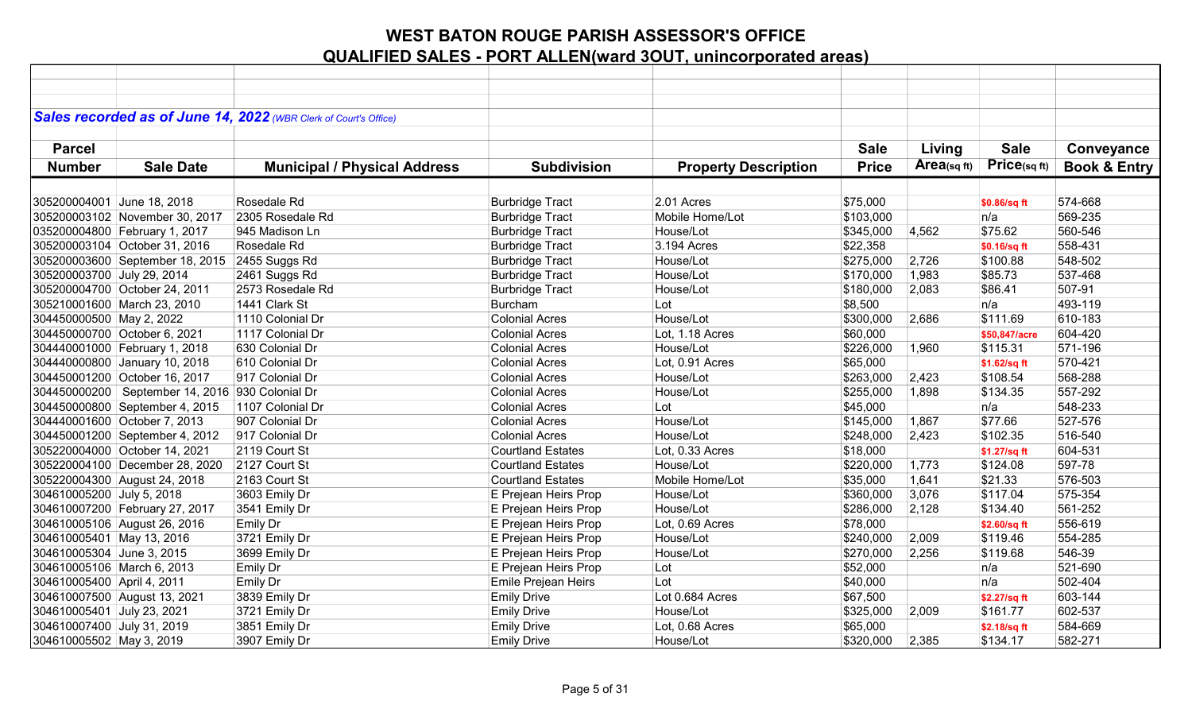# WEST BATON ROUGE PARISH ASSESSOR'S OFFICE
## QUALIFIED SALES - PORT ALLEN(ward 3OUT, unincorporated areas)

***Sales recorded as of June 14, 2022*** *(WBR Clerk of Court's Office)*

| Parcel Number | Sale Date | Municipal / Physical Address | Subdivision | Property Description | Sale Price | Living Area(sq ft) | Sale Price(sq ft) | Conveyance Book & Entry |
|---|---|---|---|---|---|---|---|---|
| 305200004001 | June 18, 2018 | Rosedale Rd | Burbridge Tract | 2.01 Acres | $75,000 | | $0.86/sq ft | 574-668 |
| 305200003102 | November 30, 2017 | 2305 Rosedale Rd | Burbridge Tract | Mobile Home/Lot | $103,000 | | n/a | 569-235 |
| 035200004800 | February 1, 2017 | 945 Madison Ln | Burbridge Tract | House/Lot | $345,000 | 4,562 | $75.62 | 560-546 |
| 305200003104 | October 31, 2016 | Rosedale Rd | Burbridge Tract | 3.194 Acres | $22,358 | | $0.16/sq ft | 558-431 |
| 305200003600 | September 18, 2015 | 2455 Suggs Rd | Burbridge Tract | House/Lot | $275,000 | 2,726 | $100.88 | 548-502 |
| 305200003700 | July 29, 2014 | 2461 Suggs Rd | Burbridge Tract | House/Lot | $170,000 | 1,983 | $85.73 | 537-468 |
| 305200004700 | October 24, 2011 | 2573 Rosedale Rd | Burbridge Tract | House/Lot | $180,000 | 2,083 | $86.41 | 507-91 |
| 305210001600 | March 23, 2010 | 1441 Clark St | Burcham | Lot | $8,500 | | n/a | 493-119 |
| 304450000500 | May 2, 2022 | 1110 Colonial Dr | Colonial Acres | House/Lot | $300,000 | 2,686 | $111.69 | 610-183 |
| 304450000700 | October 6, 2021 | 1117 Colonial Dr | Colonial Acres | Lot, 1.18 Acres | $60,000 | | $50,847/acre | 604-420 |
| 304440001000 | February 1, 2018 | 630 Colonial Dr | Colonial Acres | House/Lot | $226,000 | 1,960 | $115.31 | 571-196 |
| 304440000800 | January 10, 2018 | 610 Colonial Dr | Colonial Acres | Lot, 0.91 Acres | $65,000 | | $1.62/sq ft | 570-421 |
| 304450001200 | October 16, 2017 | 917 Colonial Dr | Colonial Acres | House/Lot | $263,000 | 2,423 | $108.54 | 568-288 |
| 304450000200 | September 14, 2016 | 930 Colonial Dr | Colonial Acres | House/Lot | $255,000 | 1,898 | $134.35 | 557-292 |
| 304450000800 | September 4, 2015 | 1107 Colonial Dr | Colonial Acres | Lot | $45,000 | | n/a | 548-233 |
| 304440001600 | October 7, 2013 | 907 Colonial Dr | Colonial Acres | House/Lot | $145,000 | 1,867 | $77.66 | 527-576 |
| 304450001200 | September 4, 2012 | 917 Colonial Dr | Colonial Acres | House/Lot | $248,000 | 2,423 | $102.35 | 516-540 |
| 305220004000 | October 14, 2021 | 2119 Court St | Courtland Estates | Lot, 0.33 Acres | $18,000 | | $1.27/sq ft | 604-531 |
| 305220004100 | December 28, 2020 | 2127 Court St | Courtland Estates | House/Lot | $220,000 | 1,773 | $124.08 | 597-78 |
| 305220004300 | August 24, 2018 | 2163 Court St | Courtland Estates | Mobile Home/Lot | $35,000 | 1,641 | $21.33 | 576-503 |
| 304610005200 | July 5, 2018 | 3603 Emily Dr | E Prejean Heirs Prop | House/Lot | $360,000 | 3,076 | $117.04 | 575-354 |
| 304610007200 | February 27, 2017 | 3541 Emily Dr | E Prejean Heirs Prop | House/Lot | $286,000 | 2,128 | $134.40 | 561-252 |
| 304610005106 | August 26, 2016 | Emily Dr | E Prejean Heirs Prop | Lot, 0.69 Acres | $78,000 | | $2.60/sq ft | 556-619 |
| 304610005401 | May 13, 2016 | 3721 Emily Dr | E Prejean Heirs Prop | House/Lot | $240,000 | 2,009 | $119.46 | 554-285 |
| 304610005304 | June 3, 2015 | 3699 Emily Dr | E Prejean Heirs Prop | House/Lot | $270,000 | 2,256 | $119.68 | 546-39 |
| 304610005106 | March 6, 2013 | Emily Dr | E Prejean Heirs Prop | Lot | $52,000 | | n/a | 521-690 |
| 304610005400 | April 4, 2011 | Emily Dr | Emile Prejean Heirs | Lot | $40,000 | | n/a | 502-404 |
| 304610007500 | August 13, 2021 | 3839 Emily Dr | Emily Drive | Lot 0.684 Acres | $67,500 | | $2.27/sq ft | 603-144 |
| 304610005401 | July 23, 2021 | 3721 Emily Dr | Emily Drive | House/Lot | $325,000 | 2,009 | $161.77 | 602-537 |
| 304610007400 | July 31, 2019 | 3851 Emily Dr | Emily Drive | Lot, 0.68 Acres | $65,000 | | $2.18/sq ft | 584-669 |
| 304610005502 | May 3, 2019 | 3907 Emily Dr | Emily Drive | House/Lot | $320,000 | 2,385 | $134.17 | 582-271 |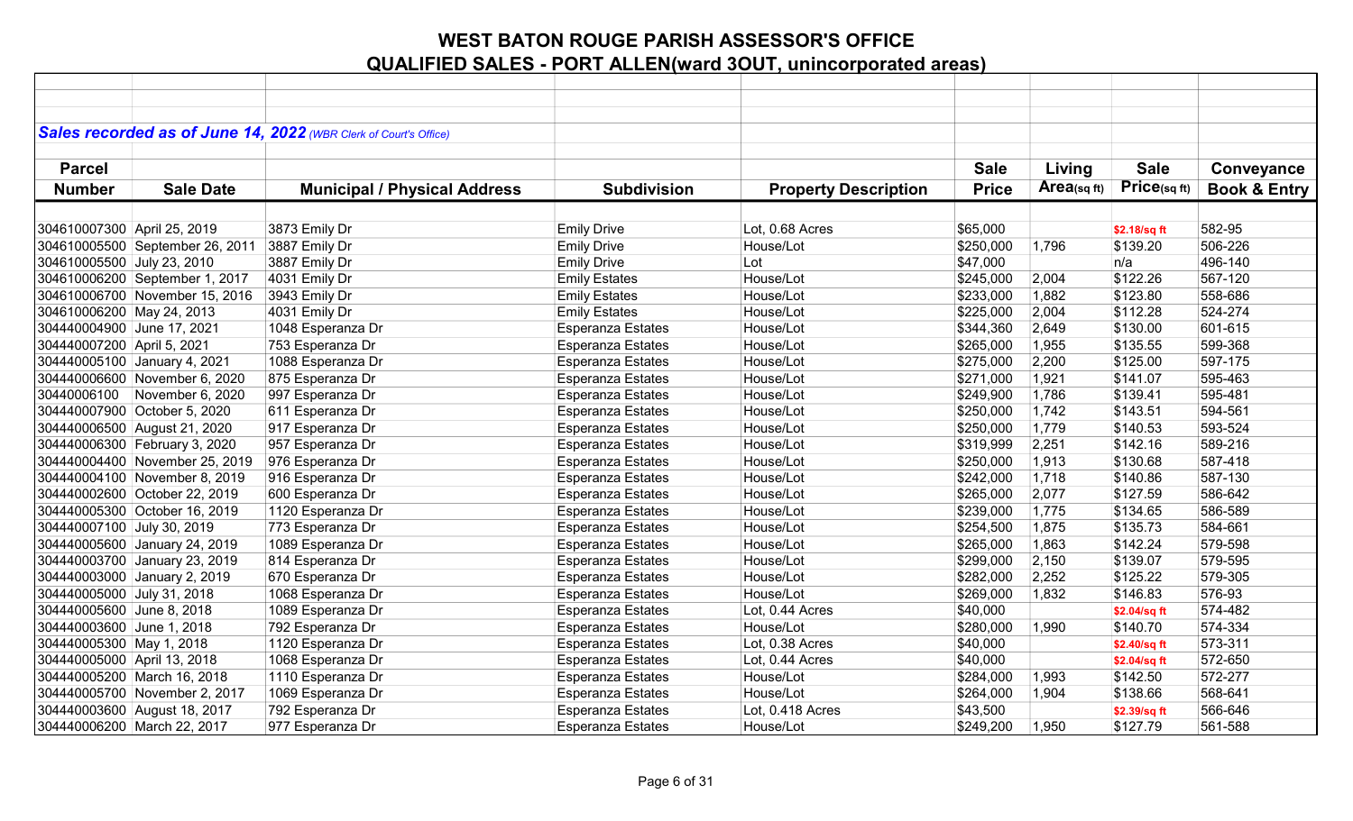# WEST BATON ROUGE PARISH ASSESSOR'S OFFICE
## QUALIFIED SALES - PORT ALLEN(ward 3OUT, unincorporated areas)

***Sales recorded as of June 14, 2022** (WBR Clerk of Court's Office)*

| Parcel Number | Sale Date | Municipal / Physical Address | Subdivision | Property Description | Sale Price | Living Area(sq ft) | Sale Price(sq ft) | Conveyance Book & Entry |
|---|---|---|---|---|---|---|---|---|
| 304610007300 | April 25, 2019 | 3873 Emily Dr | Emily Drive | Lot, 0.68 Acres | $65,000 | | $2.18/sq ft | 582-95 |
| 304610005500 | September 26, 2011 | 3887 Emily Dr | Emily Drive | House/Lot | $250,000 | 1,796 | $139.20 | 506-226 |
| 304610005500 | July 23, 2010 | 3887 Emily Dr | Emily Drive | Lot | $47,000 | | n/a | 496-140 |
| 304610006200 | September 1, 2017 | 4031 Emily Dr | Emily Estates | House/Lot | $245,000 | 2,004 | $122.26 | 567-120 |
| 304610006700 | November 15, 2016 | 3943 Emily Dr | Emily Estates | House/Lot | $233,000 | 1,882 | $123.80 | 558-686 |
| 304610006200 | May 24, 2013 | 4031 Emily Dr | Emily Estates | House/Lot | $225,000 | 2,004 | $112.28 | 524-274 |
| 304440004900 | June 17, 2021 | 1048 Esperanza Dr | Esperanza Estates | House/Lot | $344,360 | 2,649 | $130.00 | 601-615 |
| 304440007200 | April 5, 2021 | 753 Esperanza Dr | Esperanza Estates | House/Lot | $265,000 | 1,955 | $135.55 | 599-368 |
| 304440005100 | January 4, 2021 | 1088 Esperanza Dr | Esperanza Estates | House/Lot | $275,000 | 2,200 | $125.00 | 597-175 |
| 304440006600 | November 6, 2020 | 875 Esperanza Dr | Esperanza Estates | House/Lot | $271,000 | 1,921 | $141.07 | 595-463 |
| 30440006100 | November 6, 2020 | 997 Esperanza Dr | Esperanza Estates | House/Lot | $249,900 | 1,786 | $139.41 | 595-481 |
| 304440007900 | October 5, 2020 | 611 Esperanza Dr | Esperanza Estates | House/Lot | $250,000 | 1,742 | $143.51 | 594-561 |
| 304440006500 | August 21, 2020 | 917 Esperanza Dr | Esperanza Estates | House/Lot | $250,000 | 1,779 | $140.53 | 593-524 |
| 304440006300 | February 3, 2020 | 957 Esperanza Dr | Esperanza Estates | House/Lot | $319,999 | 2,251 | $142.16 | 589-216 |
| 304440004400 | November 25, 2019 | 976 Esperanza Dr | Esperanza Estates | House/Lot | $250,000 | 1,913 | $130.68 | 587-418 |
| 304440004100 | November 8, 2019 | 916 Esperanza Dr | Esperanza Estates | House/Lot | $242,000 | 1,718 | $140.86 | 587-130 |
| 304440002600 | October 22, 2019 | 600 Esperanza Dr | Esperanza Estates | House/Lot | $265,000 | 2,077 | $127.59 | 586-642 |
| 304440005300 | October 16, 2019 | 1120 Esperanza Dr | Esperanza Estates | House/Lot | $239,000 | 1,775 | $134.65 | 586-589 |
| 304440007100 | July 30, 2019 | 773 Esperanza Dr | Esperanza Estates | House/Lot | $254,500 | 1,875 | $135.73 | 584-661 |
| 304440005600 | January 24, 2019 | 1089 Esperanza Dr | Esperanza Estates | House/Lot | $265,000 | 1,863 | $142.24 | 579-598 |
| 304440003700 | January 23, 2019 | 814 Esperanza Dr | Esperanza Estates | House/Lot | $299,000 | 2,150 | $139.07 | 579-595 |
| 304440003000 | January 2, 2019 | 670 Esperanza Dr | Esperanza Estates | House/Lot | $282,000 | 2,252 | $125.22 | 579-305 |
| 304440005000 | July 31, 2018 | 1068 Esperanza Dr | Esperanza Estates | House/Lot | $269,000 | 1,832 | $146.83 | 576-93 |
| 304440005600 | June 8, 2018 | 1089 Esperanza Dr | Esperanza Estates | Lot, 0.44 Acres | $40,000 | | $2.04/sq ft | 574-482 |
| 304440003600 | June 1, 2018 | 792 Esperanza Dr | Esperanza Estates | House/Lot | $280,000 | 1,990 | $140.70 | 574-334 |
| 304440005300 | May 1, 2018 | 1120 Esperanza Dr | Esperanza Estates | Lot, 0.38 Acres | $40,000 | | $2.40/sq ft | 573-311 |
| 304440005000 | April 13, 2018 | 1068 Esperanza Dr | Esperanza Estates | Lot, 0.44 Acres | $40,000 | | $2.04/sq ft | 572-650 |
| 304440005200 | March 16, 2018 | 1110 Esperanza Dr | Esperanza Estates | House/Lot | $284,000 | 1,993 | $142.50 | 572-277 |
| 304440005700 | November 2, 2017 | 1069 Esperanza Dr | Esperanza Estates | House/Lot | $264,000 | 1,904 | $138.66 | 568-641 |
| 304440003600 | August 18, 2017 | 792 Esperanza Dr | Esperanza Estates | Lot, 0.418 Acres | $43,500 | | $2.39/sq ft | 566-646 |
| 304440006200 | March 22, 2017 | 977 Esperanza Dr | Esperanza Estates | House/Lot | $249,200 | 1,950 | $127.79 | 561-588 |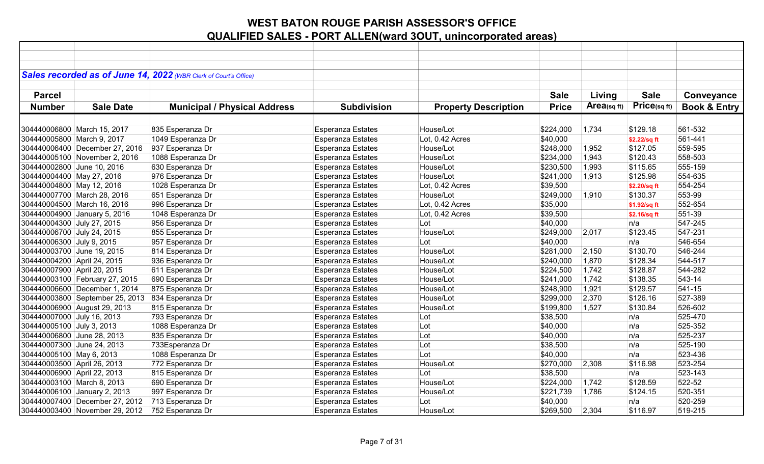# WEST BATON ROUGE PARISH ASSESSOR'S OFFICE
## QUALIFIED SALES - PORT ALLEN(ward 3OUT, unincorporated areas)

***Sales recorded as of June 14, 2022** (WBR Clerk of Court's Office)*

| Parcel Number | Sale Date | Municipal / Physical Address | Subdivision | Property Description | Sale Price | Living Area(sq ft) | Sale Price(sq ft) | Conveyance Book & Entry |
|---|---|---|---|---|---|---|---|---|
| 304440006800 | March 15, 2017 | 835 Esperanza Dr | Esperanza Estates | House/Lot | $224,000 | 1,734 | $129.18 | 561-532 |
| 304440005800 | March 9, 2017 | 1049 Esperanza Dr | Esperanza Estates | Lot, 0.42 Acres | $40,000 | | $2.22/sq ft | 561-441 |
| 304440006400 | December 27, 2016 | 937 Esperanza Dr | Esperanza Estates | House/Lot | $248,000 | 1,952 | $127.05 | 559-595 |
| 304440005100 | November 2, 2016 | 1088 Esperanza Dr | Esperanza Estates | House/Lot | $234,000 | 1,943 | $120.43 | 558-503 |
| 304440002800 | June 10, 2016 | 630 Esperanza Dr | Esperanza Estates | House/Lot | $230,500 | 1,993 | $115.65 | 555-159 |
| 304440004400 | May 27, 2016 | 976 Esperanza Dr | Esperanza Estates | House/Lot | $241,000 | 1,913 | $125.98 | 554-635 |
| 304440004800 | May 12, 2016 | 1028 Esperanza Dr | Esperanza Estates | Lot, 0.42 Acres | $39,500 | | $2.20/sq ft | 554-254 |
| 304440007700 | March 28, 2016 | 651 Esperanza Dr | Esperanza Estates | House/Lot | $249,000 | 1,910 | $130.37 | 553-99 |
| 304440004500 | March 16, 2016 | 996 Esperanza Dr | Esperanza Estates | Lot, 0.42 Acres | $35,000 | | $1.92/sq ft | 552-654 |
| 304440004900 | January 5, 2016 | 1048 Esperanza Dr | Esperanza Estates | Lot, 0.42 Acres | $39,500 | | $2.16/sq ft | 551-39 |
| 304440004300 | July 27, 2015 | 956 Esperanza Dr | Esperanza Estates | Lot | $40,000 | | n/a | 547-245 |
| 304440006700 | July 24, 2015 | 855 Esperanza Dr | Esperanza Estates | House/Lot | $249,000 | 2,017 | $123.45 | 547-231 |
| 304440006300 | July 9, 2015 | 957 Esperanza Dr | Esperanza Estates | Lot | $40,000 | | n/a | 546-654 |
| 304440003700 | June 19, 2015 | 814 Esperanza Dr | Esperanza Estates | House/Lot | $281,000 | 2,150 | $130.70 | 546-244 |
| 304440004200 | April 24, 2015 | 936 Esperanza Dr | Esperanza Estates | House/Lot | $240,000 | 1,870 | $128.34 | 544-517 |
| 304440007900 | April 20, 2015 | 611 Esperanza Dr | Esperanza Estates | House/Lot | $224,500 | 1,742 | $128.87 | 544-282 |
| 304440003100 | February 27, 2015 | 690 Esperanza Dr | Esperanza Estates | House/Lot | $241,000 | 1,742 | $138.35 | 543-14 |
| 304440006600 | December 1, 2014 | 875 Esperanza Dr | Esperanza Estates | House/Lot | $248,900 | 1,921 | $129.57 | 541-15 |
| 304440003800 | September 25, 2013 | 834 Esperanza Dr | Esperanza Estates | House/Lot | $299,000 | 2,370 | $126.16 | 527-389 |
| 304440006900 | August 29, 2013 | 815 Esperanza Dr | Esperanza Estates | House/Lot | $199,800 | 1,527 | $130.84 | 526-602 |
| 304440007000 | July 16, 2013 | 793 Esperanza Dr | Esperanza Estates | Lot | $38,500 | | n/a | 525-470 |
| 304440005100 | July 3, 2013 | 1088 Esperanza Dr | Esperanza Estates | Lot | $40,000 | | n/a | 525-352 |
| 304440006800 | June 28, 2013 | 835 Esperanza Dr | Esperanza Estates | Lot | $40,000 | | n/a | 525-237 |
| 304440007300 | June 24, 2013 | 733Esperanza Dr | Esperanza Estates | Lot | $38,500 | | n/a | 525-190 |
| 304440005100 | May 6, 2013 | 1088 Esperanza Dr | Esperanza Estates | Lot | $40,000 | | n/a | 523-436 |
| 304440003500 | April 26, 2013 | 772 Esperanza Dr | Esperanza Estates | House/Lot | $270,000 | 2,308 | $116.98 | 523-254 |
| 304440006900 | April 22, 2013 | 815 Esperanza Dr | Esperanza Estates | Lot | $38,500 | | n/a | 523-143 |
| 304440003100 | March 8, 2013 | 690 Esperanza Dr | Esperanza Estates | House/Lot | $224,000 | 1,742 | $128.59 | 522-52 |
| 304440006100 | January 2, 2013 | 997 Esperanza Dr | Esperanza Estates | House/Lot | $221,739 | 1,786 | $124.15 | 520-351 |
| 304440007400 | December 27, 2012 | 713 Esperanza Dr | Esperanza Estates | Lot | $40,000 | | n/a | 520-259 |
| 304440003400 | November 29, 2012 | 752 Esperanza Dr | Esperanza Estates | House/Lot | $269,500 | 2,304 | $116.97 | 519-215 |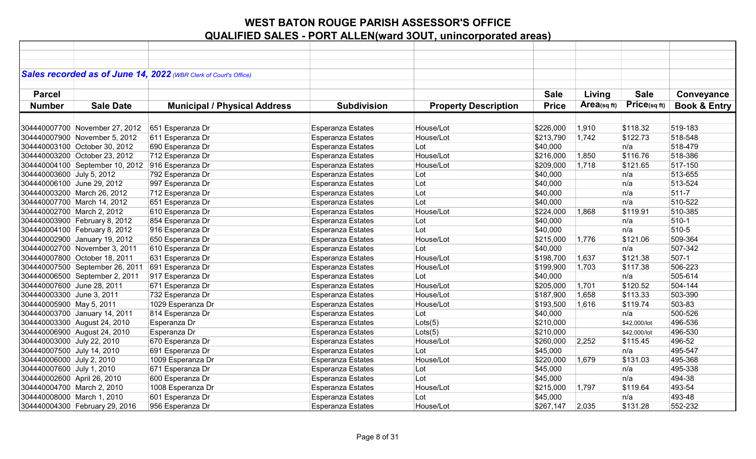# WEST BATON ROUGE PARISH ASSESSOR'S OFFICE

## QUALIFIED SALES - PORT ALLEN(ward 3OUT, unincorporated areas)

***Sales recorded as of June 14, 2022*** *(WBR Clerk of Court's Office)*

| Parcel Number | Sale Date | Municipal / Physical Address | Subdivision | Property Description | Sale Price | Living Area(sq ft) | Sale Price(sq ft) | Conveyance Book & Entry |
|---|---|---|---|---|---|---|---|---|
| 304440007700 | November 27, 2012 | 651 Esperanza Dr | Esperanza Estates | House/Lot | $226,000 | 1,910 | $118.32 | 519-183 |
| 304440007900 | November 5, 2012 | 611 Esperanza Dr | Esperanza Estates | House/Lot | $213,790 | 1,742 | $122.73 | 518-548 |
| 304440003100 | October 30, 2012 | 690 Esperanza Dr | Esperanza Estates | Lot | $40,000 | | n/a | 518-479 |
| 304440003200 | October 23, 2012 | 712 Esperanza Dr | Esperanza Estates | House/Lot | $216,000 | 1,850 | $116.76 | 518-386 |
| 304440004100 | September 10, 2012 | 916 Esperanza Dr | Esperanza Estates | House/Lot | $209,000 | 1,718 | $121.65 | 517-150 |
| 304440003600 | July 5, 2012 | 792 Esperanza Dr | Esperanza Estates | Lot | $40,000 | | n/a | 513-655 |
| 304440006100 | June 29, 2012 | 997 Esperanza Dr | Esperanza Estates | Lot | $40,000 | | n/a | 513-524 |
| 304440003200 | March 26, 2012 | 712 Esperanza Dr | Esperanza Estates | Lot | $40,000 | | n/a | 511-7 |
| 304440007700 | March 14, 2012 | 651 Esperanza Dr | Esperanza Estates | Lot | $40,000 | | n/a | 510-522 |
| 304440002700 | March 2, 2012 | 610 Esperanza Dr | Esperanza Estates | House/Lot | $224,000 | 1,868 | $119.91 | 510-385 |
| 304440003900 | February 8, 2012 | 854 Esperanza Dr | Esperanza Estates | Lot | $40,000 | | n/a | 510-1 |
| 304440004100 | February 8, 2012 | 916 Esperanza Dr | Esperanza Estates | Lot | $40,000 | | n/a | 510-5 |
| 304440002900 | January 19, 2012 | 650 Esperanza Dr | Esperanza Estates | House/Lot | $215,000 | 1,776 | $121.06 | 509-364 |
| 304440002700 | November 3, 2011 | 610 Esperanza Dr | Esperanza Estates | Lot | $40,000 | | n/a | 507-342 |
| 304440007800 | October 18, 2011 | 631 Esperanza Dr | Esperanza Estates | House/Lot | $198,700 | 1,637 | $121.38 | 507-1 |
| 304440007500 | September 26, 2011 | 691 Esperanza Dr | Esperanza Estates | House/Lot | $199,900 | 1,703 | $117.38 | 506-223 |
| 304440006500 | September 2, 2011 | 917 Esperanza Dr | Esperanza Estates | Lot | $40,000 | | n/a | 505-614 |
| 304440007600 | June 28, 2011 | 671 Esperanza Dr | Esperanza Estates | House/Lot | $205,000 | 1,701 | $120.52 | 504-144 |
| 304440003300 | June 3, 2011 | 732 Esperanza Dr | Esperanza Estates | House/Lot | $187,900 | 1,658 | $113.33 | 503-390 |
| 304440005900 | May 5, 2011 | 1029 Esperanza Dr | Esperanza Estates | House/Lot | $193,500 | 1,616 | $119.74 | 503-83 |
| 304440003700 | January 14, 2011 | 814 Esperanza Dr | Esperanza Estates | Lot | $40,000 | | n/a | 500-526 |
| 304440003300 | August 24, 2010 | Esperanza Dr | Esperanza Estates | Lots(5) | $210,000 | | $42,000/lot | 496-536 |
| 304440006900 | August 24, 2010 | Esperanza Dr | Esperanza Estates | Lots(5) | $210,000 | | $42,000/lot | 496-530 |
| 304440003000 | July 22, 2010 | 670 Esperanza Dr | Esperanza Estates | House/Lot | $260,000 | 2,252 | $115.45 | 496-52 |
| 304440007500 | July 14, 2010 | 691 Esperanza Dr | Esperanza Estates | Lot | $45,000 | | n/a | 495-547 |
| 304440006000 | July 2, 2010 | 1009 Esperanza Dr | Esperanza Estates | House/Lot | $220,000 | 1,679 | $131.03 | 495-368 |
| 304440007600 | July 1, 2010 | 671 Esperanza Dr | Esperanza Estates | Lot | $45,000 | | n/a | 495-338 |
| 304440002600 | April 26, 2010 | 600 Esperanza Dr | Esperanza Estates | Lot | $45,000 | | n/a | 494-38 |
| 304440004700 | March 2, 2010 | 1008 Esperanza Dr | Esperanza Estates | House/Lot | $215,000 | 1,797 | $119.64 | 493-54 |
| 304440008000 | March 1, 2010 | 601 Esperanza Dr | Esperanza Estates | Lot | $45,000 | | n/a | 493-48 |
| 304440004300 | February 29, 2016 | 956 Esperanza Dr | Esperanza Estates | House/Lot | $267,147 | 2,035 | $131.28 | 552-232 |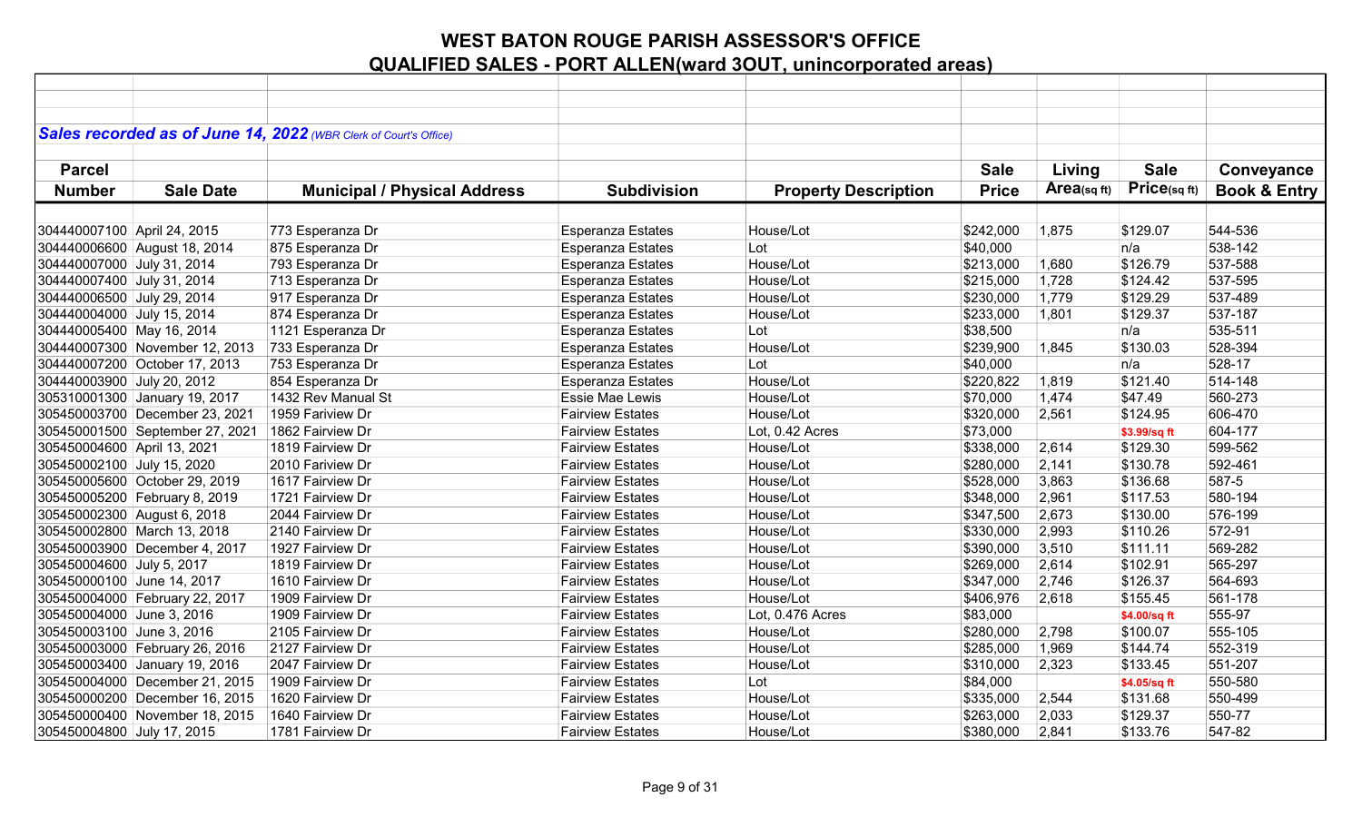# WEST BATON ROUGE PARISH ASSESSOR'S OFFICE

## QUALIFIED SALES - PORT ALLEN(ward 3OUT, unincorporated areas)

***Sales recorded as of June 14, 2022** (WBR Clerk of Court's Office)*

| Parcel Number | Sale Date | Municipal / Physical Address | Subdivision | Property Description | Sale Price | Living Area(sq ft) | Sale Price(sq ft) | Conveyance Book & Entry |
|---|---|---|---|---|---|---|---|---|
| 304440007100 | April 24, 2015 | 773 Esperanza Dr | Esperanza Estates | House/Lot | $242,000 | 1,875 | $129.07 | 544-536 |
| 304440006600 | August 18, 2014 | 875 Esperanza Dr | Esperanza Estates | Lot | $40,000 | | n/a | 538-142 |
| 304440007000 | July 31, 2014 | 793 Esperanza Dr | Esperanza Estates | House/Lot | $213,000 | 1,680 | $126.79 | 537-588 |
| 304440007400 | July 31, 2014 | 713 Esperanza Dr | Esperanza Estates | House/Lot | $215,000 | 1,728 | $124.42 | 537-595 |
| 304440006500 | July 29, 2014 | 917 Esperanza Dr | Esperanza Estates | House/Lot | $230,000 | 1,779 | $129.29 | 537-489 |
| 304440004000 | July 15, 2014 | 874 Esperanza Dr | Esperanza Estates | House/Lot | $233,000 | 1,801 | $129.37 | 537-187 |
| 304440005400 | May 16, 2014 | 1121 Esperanza Dr | Esperanza Estates | Lot | $38,500 | | n/a | 535-511 |
| 304440007300 | November 12, 2013 | 733 Esperanza Dr | Esperanza Estates | House/Lot | $239,900 | 1,845 | $130.03 | 528-394 |
| 304440007200 | October 17, 2013 | 753 Esperanza Dr | Esperanza Estates | Lot | $40,000 | | n/a | 528-17 |
| 304440003900 | July 20, 2012 | 854 Esperanza Dr | Esperanza Estates | House/Lot | $220,822 | 1,819 | $121.40 | 514-148 |
| 305310001300 | January 19, 2017 | 1432 Rev Manual St | Essie Mae Lewis | House/Lot | $70,000 | 1,474 | $47.49 | 560-273 |
| 305450003700 | December 23, 2021 | 1959 Fariview Dr | Fairview Estates | House/Lot | $320,000 | 2,561 | $124.95 | 606-470 |
| 305450001500 | September 27, 2021 | 1862 Fairview Dr | Fairview Estates | Lot, 0.42 Acres | $73,000 | | $3.99/sq ft | 604-177 |
| 305450004600 | April 13, 2021 | 1819 Fairview Dr | Fairview Estates | House/Lot | $338,000 | 2,614 | $129.30 | 599-562 |
| 305450002100 | July 15, 2020 | 2010 Fariview Dr | Fairview Estates | House/Lot | $280,000 | 2,141 | $130.78 | 592-461 |
| 305450005600 | October 29, 2019 | 1617 Fairview Dr | Fairview Estates | House/Lot | $528,000 | 3,863 | $136.68 | 587-5 |
| 305450005200 | February 8, 2019 | 1721 Fairview Dr | Fairview Estates | House/Lot | $348,000 | 2,961 | $117.53 | 580-194 |
| 305450002300 | August 6, 2018 | 2044 Fairview Dr | Fairview Estates | House/Lot | $347,500 | 2,673 | $130.00 | 576-199 |
| 305450002800 | March 13, 2018 | 2140 Fairview Dr | Fairview Estates | House/Lot | $330,000 | 2,993 | $110.26 | 572-91 |
| 305450003900 | December 4, 2017 | 1927 Fairview Dr | Fairview Estates | House/Lot | $390,000 | 3,510 | $111.11 | 569-282 |
| 305450004600 | July 5, 2017 | 1819 Fairview Dr | Fairview Estates | House/Lot | $269,000 | 2,614 | $102.91 | 565-297 |
| 305450000100 | June 14, 2017 | 1610 Fairview Dr | Fairview Estates | House/Lot | $347,000 | 2,746 | $126.37 | 564-693 |
| 305450004000 | February 22, 2017 | 1909 Fairview Dr | Fairview Estates | House/Lot | $406,976 | 2,618 | $155.45 | 561-178 |
| 305450004000 | June 3, 2016 | 1909 Fairview Dr | Fairview Estates | Lot, 0.476 Acres | $83,000 | | $4.00/sq ft | 555-97 |
| 305450003100 | June 3, 2016 | 2105 Fairview Dr | Fairview Estates | House/Lot | $280,000 | 2,798 | $100.07 | 555-105 |
| 305450003000 | February 26, 2016 | 2127 Fairview Dr | Fairview Estates | House/Lot | $285,000 | 1,969 | $144.74 | 552-319 |
| 305450003400 | January 19, 2016 | 2047 Fairview Dr | Fairview Estates | House/Lot | $310,000 | 2,323 | $133.45 | 551-207 |
| 305450004000 | December 21, 2015 | 1909 Fairview Dr | Fairview Estates | Lot | $84,000 | | $4.05/sq ft | 550-580 |
| 305450000200 | December 16, 2015 | 1620 Fairview Dr | Fairview Estates | House/Lot | $335,000 | 2,544 | $131.68 | 550-499 |
| 305450000400 | November 18, 2015 | 1640 Fairview Dr | Fairview Estates | House/Lot | $263,000 | 2,033 | $129.37 | 550-77 |
| 305450004800 | July 17, 2015 | 1781 Fairview Dr | Fairview Estates | House/Lot | $380,000 | 2,841 | $133.76 | 547-82 |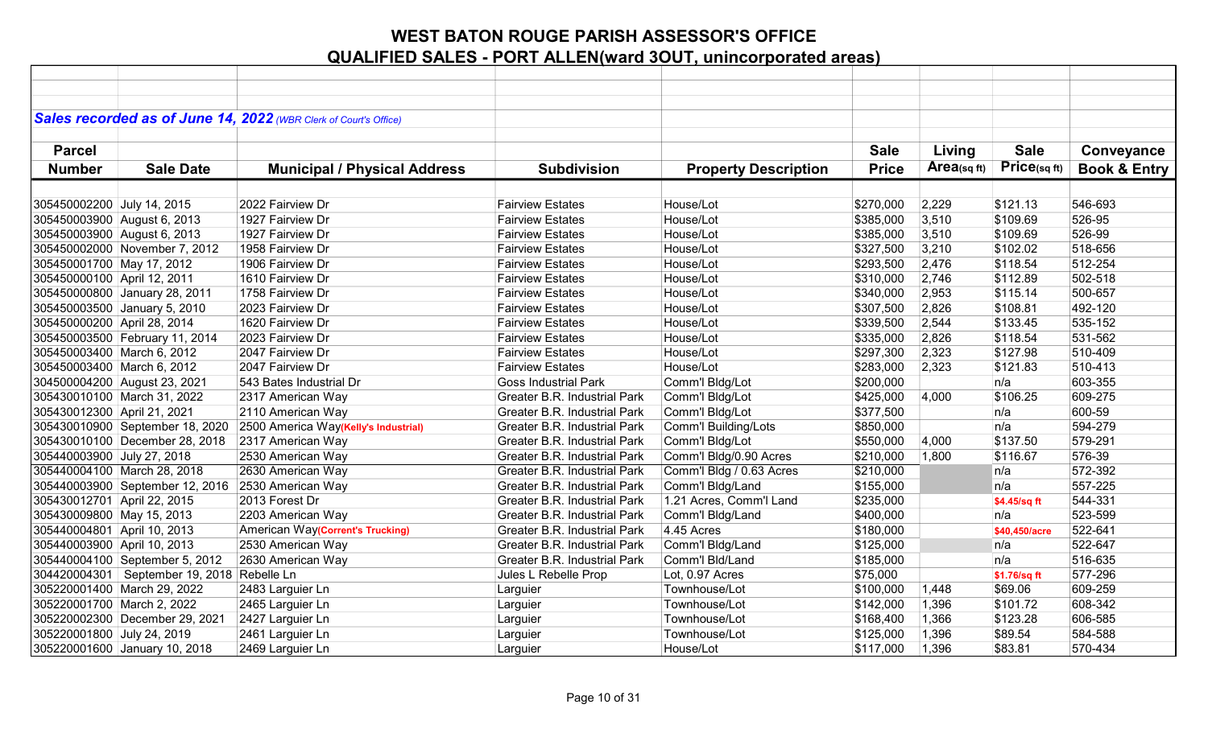# WEST BATON ROUGE PARISH ASSESSOR'S OFFICE

## QUALIFIED SALES - PORT ALLEN(ward 3OUT, unincorporated areas)

***Sales recorded as of June 14, 2022*** *(WBR Clerk of Court's Office)*

| Parcel Number | Sale Date | Municipal / Physical Address | Subdivision | Property Description | Sale Price | Living Area(sq ft) | Sale Price(sq ft) | Conveyance Book & Entry |
|---|---|---|---|---|---|---|---|---|
| 305450002200 | July 14, 2015 | 2022 Fairview Dr | Fairview Estates | House/Lot | $270,000 | 2,229 | $121.13 | 546-693 |
| 305450003900 | August 6, 2013 | 1927 Fairview Dr | Fairview Estates | House/Lot | $385,000 | 3,510 | $109.69 | 526-95 |
| 305450003900 | August 6, 2013 | 1927 Fairview Dr | Fairview Estates | House/Lot | $385,000 | 3,510 | $109.69 | 526-99 |
| 305450002000 | November 7, 2012 | 1958 Fairview Dr | Fairview Estates | House/Lot | $327,500 | 3,210 | $102.02 | 518-656 |
| 305450001700 | May 17, 2012 | 1906 Fairview Dr | Fairview Estates | House/Lot | $293,500 | 2,476 | $118.54 | 512-254 |
| 305450000100 | April 12, 2011 | 1610 Fairview Dr | Fairview Estates | House/Lot | $310,000 | 2,746 | $112.89 | 502-518 |
| 305450000800 | January 28, 2011 | 1758 Fairview Dr | Fairview Estates | House/Lot | $340,000 | 2,953 | $115.14 | 500-657 |
| 305450003500 | January 5, 2010 | 2023 Fairview Dr | Fairview Estates | House/Lot | $307,500 | 2,826 | $108.81 | 492-120 |
| 305450000200 | April 28, 2014 | 1620 Fairview Dr | Fairview Estates | House/Lot | $339,500 | 2,544 | $133.45 | 535-152 |
| 305450003500 | February 11, 2014 | 2023 Fairview Dr | Fairview Estates | House/Lot | $335,000 | 2,826 | $118.54 | 531-562 |
| 305450003400 | March 6, 2012 | 2047 Fairview Dr | Fairview Estates | House/Lot | $297,300 | 2,323 | $127.98 | 510-409 |
| 305450003400 | March 6, 2012 | 2047 Fairview Dr | Fairview Estates | House/Lot | $283,000 | 2,323 | $121.83 | 510-413 |
| 304500004200 | August 23, 2021 | 543 Bates Industrial Dr | Goss Industrial Park | Comm'l Bldg/Lot | $200,000 | | n/a | 603-355 |
| 305430010100 | March 31, 2022 | 2317 American Way | Greater B.R. Industrial Park | Comm'l Bldg/Lot | $425,000 | 4,000 | $106.25 | 609-275 |
| 305430012300 | April 21, 2021 | 2110 American Way | Greater B.R. Industrial Park | Comm'l Bldg/Lot | $377,500 | | n/a | 600-59 |
| 305430010900 | September 18, 2020 | 2500 America Way**(Kelly's Industrial)** | Greater B.R. Industrial Park | Comm'l Building/Lots | $850,000 | | n/a | 594-279 |
| 305430010100 | December 28, 2018 | 2317 American Way | Greater B.R. Industrial Park | Comm'l Bldg/Lot | $550,000 | 4,000 | $137.50 | 579-291 |
| 305440003900 | July 27, 2018 | 2530 American Way | Greater B.R. Industrial Park | Comm'l Bldg/0.90 Acres | $210,000 | 1,800 | $116.67 | 576-39 |
| 305440004100 | March 28, 2018 | 2630 American Way | Greater B.R. Industrial Park | Comm'l Bldg / 0.63 Acres | $210,000 | | n/a | 572-392 |
| 305440003900 | September 12, 2016 | 2530 American Way | Greater B.R. Industrial Park | Comm'l Bldg/Land | $155,000 | | n/a | 557-225 |
| 305430012701 | April 22, 2015 | 2013 Forest Dr | Greater B.R. Industrial Park | 1.21 Acres, Comm'l Land | $235,000 | | **$4.45/sq ft** | 544-331 |
| 305430009800 | May 15, 2013 | 2203 American Way | Greater B.R. Industrial Park | Comm'l Bldg/Land | $400,000 | | n/a | 523-599 |
| 305440004801 | April 10, 2013 | American Way**(Corrent's Trucking)** | Greater B.R. Industrial Park | 4.45 Acres | $180,000 | | **$40,450/acre** | 522-641 |
| 305440003900 | April 10, 2013 | 2530 American Way | Greater B.R. Industrial Park | Comm'l Bldg/Land | $125,000 | | n/a | 522-647 |
| 305440004100 | September 5, 2012 | 2630 American Way | Greater B.R. Industrial Park | Comm'l Bld/Land | $185,000 | | n/a | 516-635 |
| 304420004301 | September 19, 2018 | Rebelle Ln | Jules L Rebelle Prop | Lot, 0.97 Acres | $75,000 | | **$1.76/sq ft** | 577-296 |
| 305220001400 | March 29, 2022 | 2483 Larguier Ln | Larguier | Townhouse/Lot | $100,000 | 1,448 | $69.06 | 609-259 |
| 305220001700 | March 2, 2022 | 2465 Larguier Ln | Larguier | Townhouse/Lot | $142,000 | 1,396 | $101.72 | 608-342 |
| 305220002300 | December 29, 2021 | 2427 Larguier Ln | Larguier | Townhouse/Lot | $168,400 | 1,366 | $123.28 | 606-585 |
| 305220001800 | July 24, 2019 | 2461 Larguier Ln | Larguier | Townhouse/Lot | $125,000 | 1,396 | $89.54 | 584-588 |
| 305220001600 | January 10, 2018 | 2469 Larguier Ln | Larguier | House/Lot | $117,000 | 1,396 | $83.81 | 570-434 |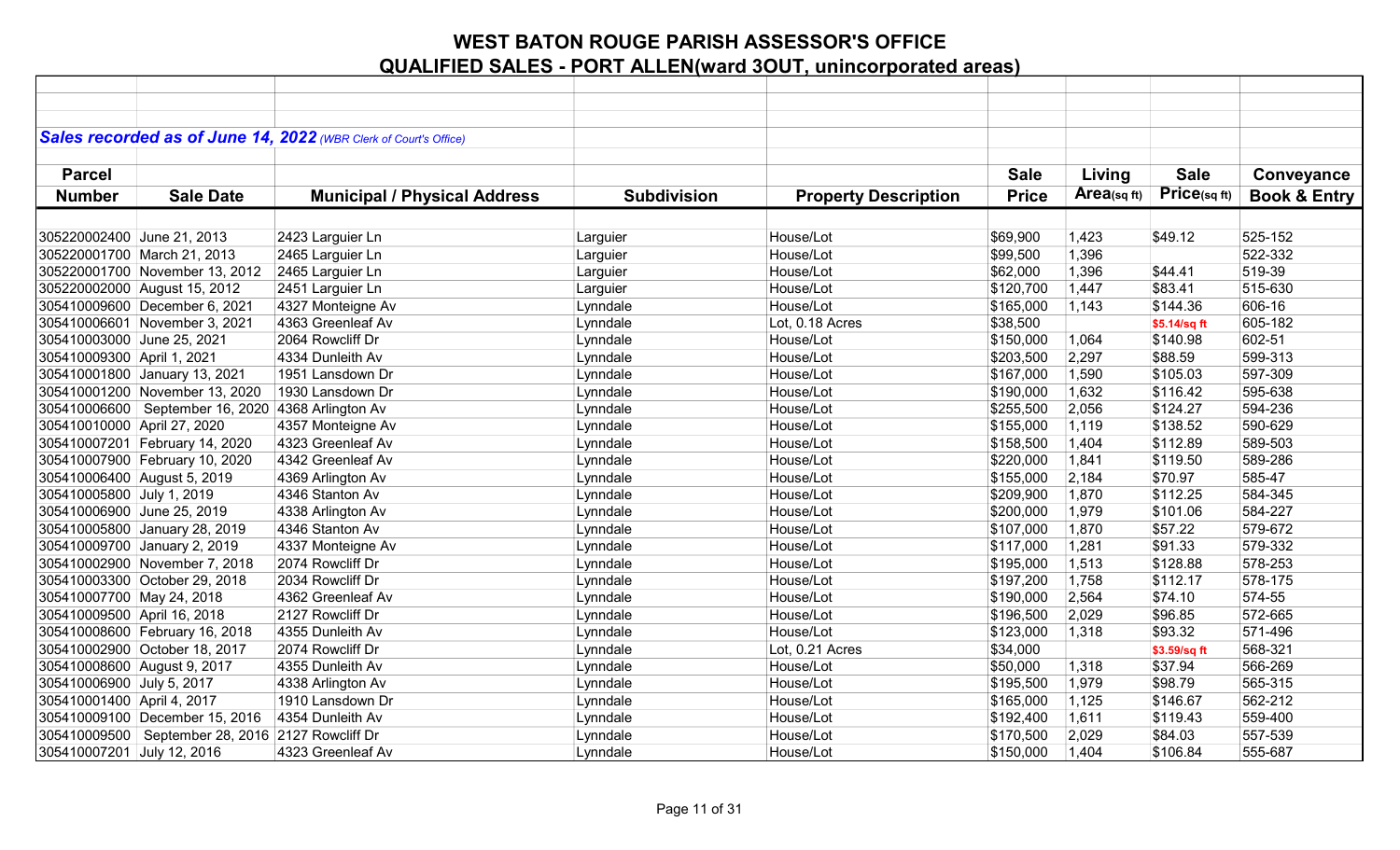# WEST BATON ROUGE PARISH ASSESSOR'S OFFICE

## QUALIFIED SALES - PORT ALLEN(ward 3OUT, unincorporated areas)

***Sales recorded as of June 14, 2022*** *(WBR Clerk of Court's Office)*

| Parcel Number | Sale Date | Municipal / Physical Address | Subdivision | Property Description | Sale Price | Living Area(sq ft) | Sale Price(sq ft) | Conveyance Book & Entry |
|---|---|---|---|---|---|---|---|---|
| 305220002400 | June 21, 2013 | 2423 Larguier Ln | Larguier | House/Lot | $69,900 | 1,423 | $49.12 | 525-152 |
| 305220001700 | March 21, 2013 | 2465 Larguier Ln | Larguier | House/Lot | $99,500 | 1,396 | | 522-332 |
| 305220001700 | November 13, 2012 | 2465 Larguier Ln | Larguier | House/Lot | $62,000 | 1,396 | $44.41 | 519-39 |
| 305220002000 | August 15, 2012 | 2451 Larguier Ln | Larguier | House/Lot | $120,700 | 1,447 | $83.41 | 515-630 |
| 305410009600 | December 6, 2021 | 4327 Monteigne Av | Lynndale | House/Lot | $165,000 | 1,143 | $144.36 | 606-16 |
| 305410006601 | November 3, 2021 | 4363 Greenleaf Av | Lynndale | Lot, 0.18 Acres | $38,500 | | $5.14/sq ft | 605-182 |
| 305410003000 | June 25, 2021 | 2064 Rowcliff Dr | Lynndale | House/Lot | $150,000 | 1,064 | $140.98 | 602-51 |
| 305410009300 | April 1, 2021 | 4334 Dunleith Av | Lynndale | House/Lot | $203,500 | 2,297 | $88.59 | 599-313 |
| 305410001800 | January 13, 2021 | 1951 Lansdown Dr | Lynndale | House/Lot | $167,000 | 1,590 | $105.03 | 597-309 |
| 305410001200 | November 13, 2020 | 1930 Lansdown Dr | Lynndale | House/Lot | $190,000 | 1,632 | $116.42 | 595-638 |
| 305410006600 | September 16, 2020 | 4368 Arlington Av | Lynndale | House/Lot | $255,500 | 2,056 | $124.27 | 594-236 |
| 305410010000 | April 27, 2020 | 4357 Monteigne Av | Lynndale | House/Lot | $155,000 | 1,119 | $138.52 | 590-629 |
| 305410007201 | February 14, 2020 | 4323 Greenleaf Av | Lynndale | House/Lot | $158,500 | 1,404 | $112.89 | 589-503 |
| 305410007900 | February 10, 2020 | 4342 Greenleaf Av | Lynndale | House/Lot | $220,000 | 1,841 | $119.50 | 589-286 |
| 305410006400 | August 5, 2019 | 4369 Arlington Av | Lynndale | House/Lot | $155,000 | 2,184 | $70.97 | 585-47 |
| 305410005800 | July 1, 2019 | 4346 Stanton Av | Lynndale | House/Lot | $209,900 | 1,870 | $112.25 | 584-345 |
| 305410006900 | June 25, 2019 | 4338 Arlington Av | Lynndale | House/Lot | $200,000 | 1,979 | $101.06 | 584-227 |
| 305410005800 | January 28, 2019 | 4346 Stanton Av | Lynndale | House/Lot | $107,000 | 1,870 | $57.22 | 579-672 |
| 305410009700 | January 2, 2019 | 4337 Monteigne Av | Lynndale | House/Lot | $117,000 | 1,281 | $91.33 | 579-332 |
| 305410002900 | November 7, 2018 | 2074 Rowcliff Dr | Lynndale | House/Lot | $195,000 | 1,513 | $128.88 | 578-253 |
| 305410003300 | October 29, 2018 | 2034 Rowcliff Dr | Lynndale | House/Lot | $197,200 | 1,758 | $112.17 | 578-175 |
| 305410007700 | May 24, 2018 | 4362 Greenleaf Av | Lynndale | House/Lot | $190,000 | 2,564 | $74.10 | 574-55 |
| 305410009500 | April 16, 2018 | 2127 Rowcliff Dr | Lynndale | House/Lot | $196,500 | 2,029 | $96.85 | 572-665 |
| 305410008600 | February 16, 2018 | 4355 Dunleith Av | Lynndale | House/Lot | $123,000 | 1,318 | $93.32 | 571-496 |
| 305410002900 | October 18, 2017 | 2074 Rowcliff Dr | Lynndale | Lot, 0.21 Acres | $34,000 | | $3.59/sq ft | 568-321 |
| 305410008600 | August 9, 2017 | 4355 Dunleith Av | Lynndale | House/Lot | $50,000 | 1,318 | $37.94 | 566-269 |
| 305410006900 | July 5, 2017 | 4338 Arlington Av | Lynndale | House/Lot | $195,500 | 1,979 | $98.79 | 565-315 |
| 305410001400 | April 4, 2017 | 1910 Lansdown Dr | Lynndale | House/Lot | $165,000 | 1,125 | $146.67 | 562-212 |
| 305410009100 | December 15, 2016 | 4354 Dunleith Av | Lynndale | House/Lot | $192,400 | 1,611 | $119.43 | 559-400 |
| 305410009500 | September 28, 2016 | 2127 Rowcliff Dr | Lynndale | House/Lot | $170,500 | 2,029 | $84.03 | 557-539 |
| 305410007201 | July 12, 2016 | 4323 Greenleaf Av | Lynndale | House/Lot | $150,000 | 1,404 | $106.84 | 555-687 |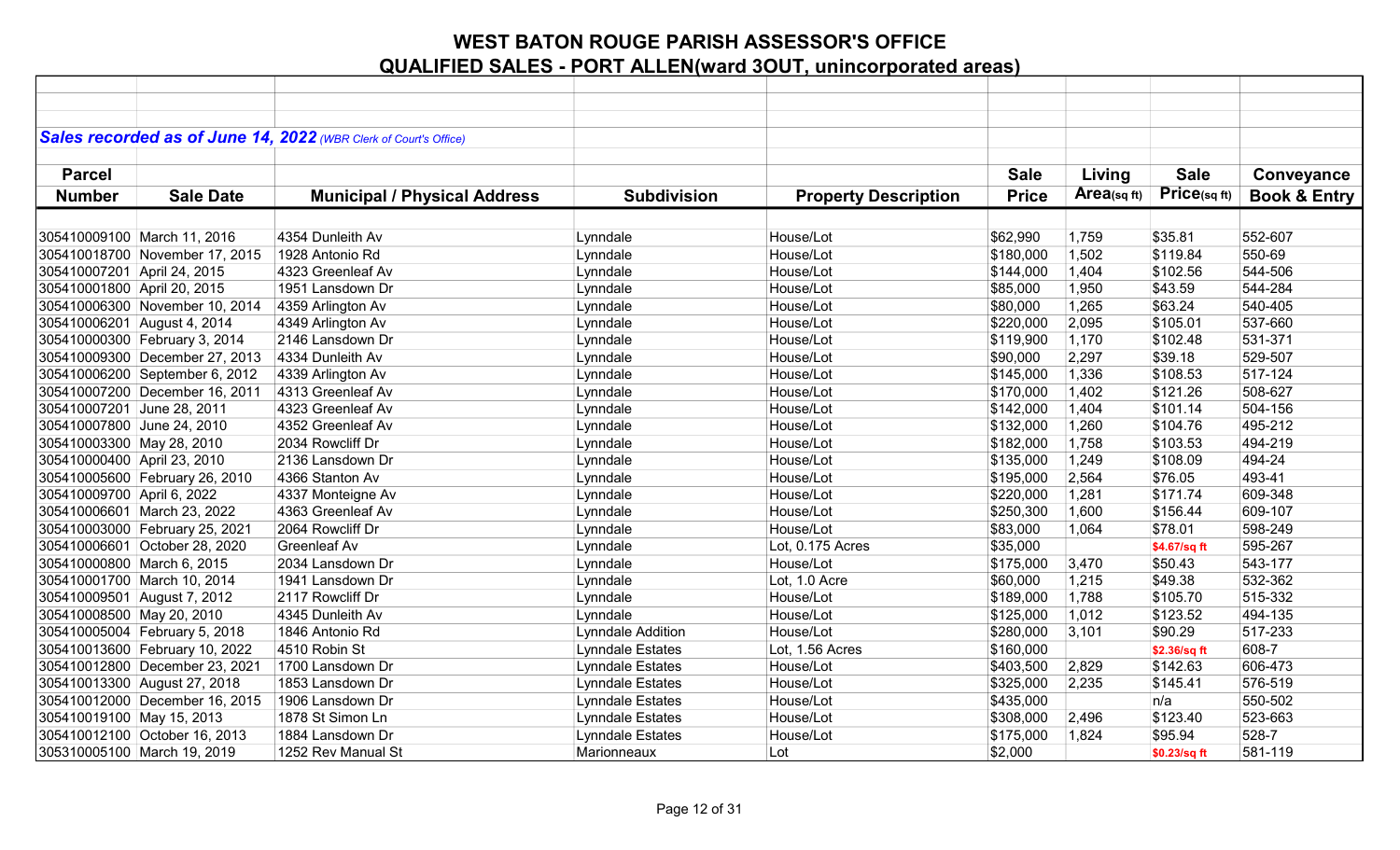# WEST BATON ROUGE PARISH ASSESSOR'S OFFICE

## QUALIFIED SALES - PORT ALLEN(ward 3OUT, unincorporated areas)

***Sales recorded as of June 14, 2022** (WBR Clerk of Court's Office)*

| Parcel Number | Sale Date | Municipal / Physical Address | Subdivision | Property Description | Sale Price | Living Area(sq ft) | Sale Price(sq ft) | Conveyance Book & Entry |
|---|---|---|---|---|---|---|---|---|
| 305410009100 | March 11, 2016 | 4354 Dunleith Av | Lynndale | House/Lot | $62,990 | 1,759 | $35.81 | 552-607 |
| 305410018700 | November 17, 2015 | 1928 Antonio Rd | Lynndale | House/Lot | $180,000 | 1,502 | $119.84 | 550-69 |
| 305410007201 | April 24, 2015 | 4323 Greenleaf Av | Lynndale | House/Lot | $144,000 | 1,404 | $102.56 | 544-506 |
| 305410001800 | April 20, 2015 | 1951 Lansdown Dr | Lynndale | House/Lot | $85,000 | 1,950 | $43.59 | 544-284 |
| 305410006300 | November 10, 2014 | 4359 Arlington Av | Lynndale | House/Lot | $80,000 | 1,265 | $63.24 | 540-405 |
| 305410006201 | August 4, 2014 | 4349 Arlington Av | Lynndale | House/Lot | $220,000 | 2,095 | $105.01 | 537-660 |
| 305410000300 | February 3, 2014 | 2146 Lansdown Dr | Lynndale | House/Lot | $119,900 | 1,170 | $102.48 | 531-371 |
| 305410009300 | December 27, 2013 | 4334 Dunleith Av | Lynndale | House/Lot | $90,000 | 2,297 | $39.18 | 529-507 |
| 305410006200 | September 6, 2012 | 4339 Arlington Av | Lynndale | House/Lot | $145,000 | 1,336 | $108.53 | 517-124 |
| 305410007200 | December 16, 2011 | 4313 Greenleaf Av | Lynndale | House/Lot | $170,000 | 1,402 | $121.26 | 508-627 |
| 305410007201 | June 28, 2011 | 4323 Greenleaf Av | Lynndale | House/Lot | $142,000 | 1,404 | $101.14 | 504-156 |
| 305410007800 | June 24, 2010 | 4352 Greenleaf Av | Lynndale | House/Lot | $132,000 | 1,260 | $104.76 | 495-212 |
| 305410003300 | May 28, 2010 | 2034 Rowcliff Dr | Lynndale | House/Lot | $182,000 | 1,758 | $103.53 | 494-219 |
| 305410000400 | April 23, 2010 | 2136 Lansdown Dr | Lynndale | House/Lot | $135,000 | 1,249 | $108.09 | 494-24 |
| 305410005600 | February 26, 2010 | 4366 Stanton Av | Lynndale | House/Lot | $195,000 | 2,564 | $76.05 | 493-41 |
| 305410009700 | April 6, 2022 | 4337 Monteigne Av | Lynndale | House/Lot | $220,000 | 1,281 | $171.74 | 609-348 |
| 305410006601 | March 23, 2022 | 4363 Greenleaf Av | Lynndale | House/Lot | $250,300 | 1,600 | $156.44 | 609-107 |
| 305410003000 | February 25, 2021 | 2064 Rowcliff Dr | Lynndale | House/Lot | $83,000 | 1,064 | $78.01 | 598-249 |
| 305410006601 | October 28, 2020 | Greenleaf Av | Lynndale | Lot, 0.175 Acres | $35,000 | | $4.67/sq ft | 595-267 |
| 305410000800 | March 6, 2015 | 2034 Lansdown Dr | Lynndale | House/Lot | $175,000 | 3,470 | $50.43 | 543-177 |
| 305410001700 | March 10, 2014 | 1941 Lansdown Dr | Lynndale | Lot, 1.0 Acre | $60,000 | 1,215 | $49.38 | 532-362 |
| 305410009501 | August 7, 2012 | 2117 Rowcliff Dr | Lynndale | House/Lot | $189,000 | 1,788 | $105.70 | 515-332 |
| 305410008500 | May 20, 2010 | 4345 Dunleith Av | Lynndale | House/Lot | $125,000 | 1,012 | $123.52 | 494-135 |
| 305410005004 | February 5, 2018 | 1846 Antonio Rd | Lynndale Addition | House/Lot | $280,000 | 3,101 | $90.29 | 517-233 |
| 305410013600 | February 10, 2022 | 4510 Robin St | Lynndale Estates | Lot, 1.56 Acres | $160,000 | | $2.36/sq ft | 608-7 |
| 305410012800 | December 23, 2021 | 1700 Lansdown Dr | Lynndale Estates | House/Lot | $403,500 | 2,829 | $142.63 | 606-473 |
| 305410013300 | August 27, 2018 | 1853 Lansdown Dr | Lynndale Estates | House/Lot | $325,000 | 2,235 | $145.41 | 576-519 |
| 305410012000 | December 16, 2015 | 1906 Lansdown Dr | Lynndale Estates | House/Lot | $435,000 | | n/a | 550-502 |
| 305410019100 | May 15, 2013 | 1878 St Simon Ln | Lynndale Estates | House/Lot | $308,000 | 2,496 | $123.40 | 523-663 |
| 305410012100 | October 16, 2013 | 1884 Lansdown Dr | Lynndale Estates | House/Lot | $175,000 | 1,824 | $95.94 | 528-7 |
| 305310005100 | March 19, 2019 | 1252 Rev Manual St | Marionneaux | Lot | $2,000 | | $0.23/sq ft | 581-119 |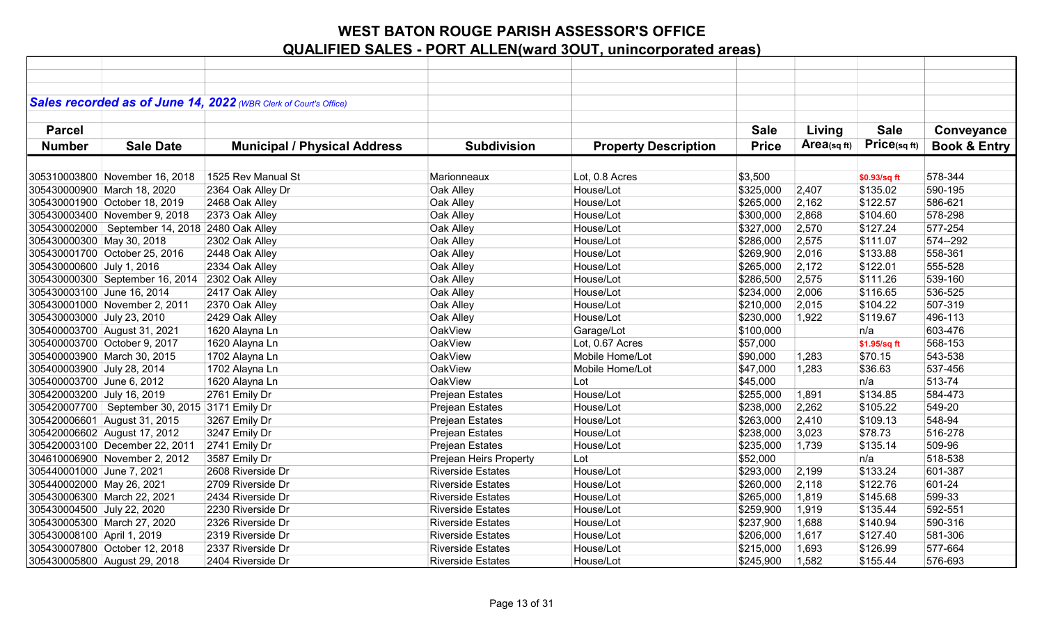# WEST BATON ROUGE PARISH ASSESSOR'S OFFICE
## QUALIFIED SALES - PORT ALLEN(ward 3OUT, unincorporated areas)

***Sales recorded as of June 14, 2022** (WBR Clerk of Court's Office)*

| Parcel Number | Sale Date | Municipal / Physical Address | Subdivision | Property Description | Sale Price | Living Area(sq ft) | Sale Price(sq ft) | Conveyance Book & Entry |
|---|---|---|---|---|---|---|---|---|
| 305310003800 | November 16, 2018 | 1525 Rev Manual St | Marionneaux | Lot, 0.8 Acres | $3,500 | | $0.93/sq ft | 578-344 |
| 305430000900 | March 18, 2020 | 2364 Oak Alley Dr | Oak Alley | House/Lot | $325,000 | 2,407 | $135.02 | 590-195 |
| 305430001900 | October 18, 2019 | 2468 Oak Alley | Oak Alley | House/Lot | $265,000 | 2,162 | $122.57 | 586-621 |
| 305430003400 | November 9, 2018 | 2373 Oak Alley | Oak Alley | House/Lot | $300,000 | 2,868 | $104.60 | 578-298 |
| 305430002000 | September 14, 2018 | 2480 Oak Alley | Oak Alley | House/Lot | $327,000 | 2,570 | $127.24 | 577-254 |
| 305430000300 | May 30, 2018 | 2302 Oak Alley | Oak Alley | House/Lot | $286,000 | 2,575 | $111.07 | 574--292 |
| 305430001700 | October 25, 2016 | 2448 Oak Alley | Oak Alley | House/Lot | $269,900 | 2,016 | $133.88 | 558-361 |
| 305430000600 | July 1, 2016 | 2334 Oak Alley | Oak Alley | House/Lot | $265,000 | 2,172 | $122.01 | 555-528 |
| 305430000300 | September 16, 2014 | 2302 Oak Alley | Oak Alley | House/Lot | $286,500 | 2,575 | $111.26 | 539-160 |
| 305430003100 | June 16, 2014 | 2417 Oak Alley | Oak Alley | House/Lot | $234,000 | 2,006 | $116.65 | 536-525 |
| 305430001000 | November 2, 2011 | 2370 Oak Alley | Oak Alley | House/Lot | $210,000 | 2,015 | $104.22 | 507-319 |
| 305430003000 | July 23, 2010 | 2429 Oak Alley | Oak Alley | House/Lot | $230,000 | 1,922 | $119.67 | 496-113 |
| 305400003700 | August 31, 2021 | 1620 Alayna Ln | OakView | Garage/Lot | $100,000 | | n/a | 603-476 |
| 305400003700 | October 9, 2017 | 1620 Alayna Ln | OakView | Lot, 0.67 Acres | $57,000 | | $1.95/sq ft | 568-153 |
| 305400003900 | March 30, 2015 | 1702 Alayna Ln | OakView | Mobile Home/Lot | $90,000 | 1,283 | $70.15 | 543-538 |
| 305400003900 | July 28, 2014 | 1702 Alayna Ln | OakView | Mobile Home/Lot | $47,000 | 1,283 | $36.63 | 537-456 |
| 305400003700 | June 6, 2012 | 1620 Alayna Ln | OakView | Lot | $45,000 | | n/a | 513-74 |
| 305420003200 | July 16, 2019 | 2761 Emily Dr | Prejean Estates | House/Lot | $255,000 | 1,891 | $134.85 | 584-473 |
| 305420007700 | September 30, 2015 | 3171 Emily Dr | Prejean Estates | House/Lot | $238,000 | 2,262 | $105.22 | 549-20 |
| 305420006601 | August 31, 2015 | 3267 Emily Dr | Prejean Estates | House/Lot | $263,000 | 2,410 | $109.13 | 548-94 |
| 305420006602 | August 17, 2012 | 3247 Emily Dr | Prejean Estates | House/Lot | $238,000 | 3,023 | $78.73 | 516-278 |
| 305420003100 | December 22, 2011 | 2741 Emily Dr | Prejean Estates | House/Lot | $235,000 | 1,739 | $135.14 | 509-96 |
| 304610006900 | November 2, 2012 | 3587 Emily Dr | Prejean Heirs Property | Lot | $52,000 | | n/a | 518-538 |
| 305440001000 | June 7, 2021 | 2608 Riverside Dr | Riverside Estates | House/Lot | $293,000 | 2,199 | $133.24 | 601-387 |
| 305440002000 | May 26, 2021 | 2709 Riverside Dr | Riverside Estates | House/Lot | $260,000 | 2,118 | $122.76 | 601-24 |
| 305430006300 | March 22, 2021 | 2434 Riverside Dr | Riverside Estates | House/Lot | $265,000 | 1,819 | $145.68 | 599-33 |
| 305430004500 | July 22, 2020 | 2230 Riverside Dr | Riverside Estates | House/Lot | $259,900 | 1,919 | $135.44 | 592-551 |
| 305430005300 | March 27, 2020 | 2326 Riverside Dr | Riverside Estates | House/Lot | $237,900 | 1,688 | $140.94 | 590-316 |
| 305430008100 | April 1, 2019 | 2319 Riverside Dr | Riverside Estates | House/Lot | $206,000 | 1,617 | $127.40 | 581-306 |
| 305430007800 | October 12, 2018 | 2337 Riverside Dr | Riverside Estates | House/Lot | $215,000 | 1,693 | $126.99 | 577-664 |
| 305430005800 | August 29, 2018 | 2404 Riverside Dr | Riverside Estates | House/Lot | $245,900 | 1,582 | $155.44 | 576-693 |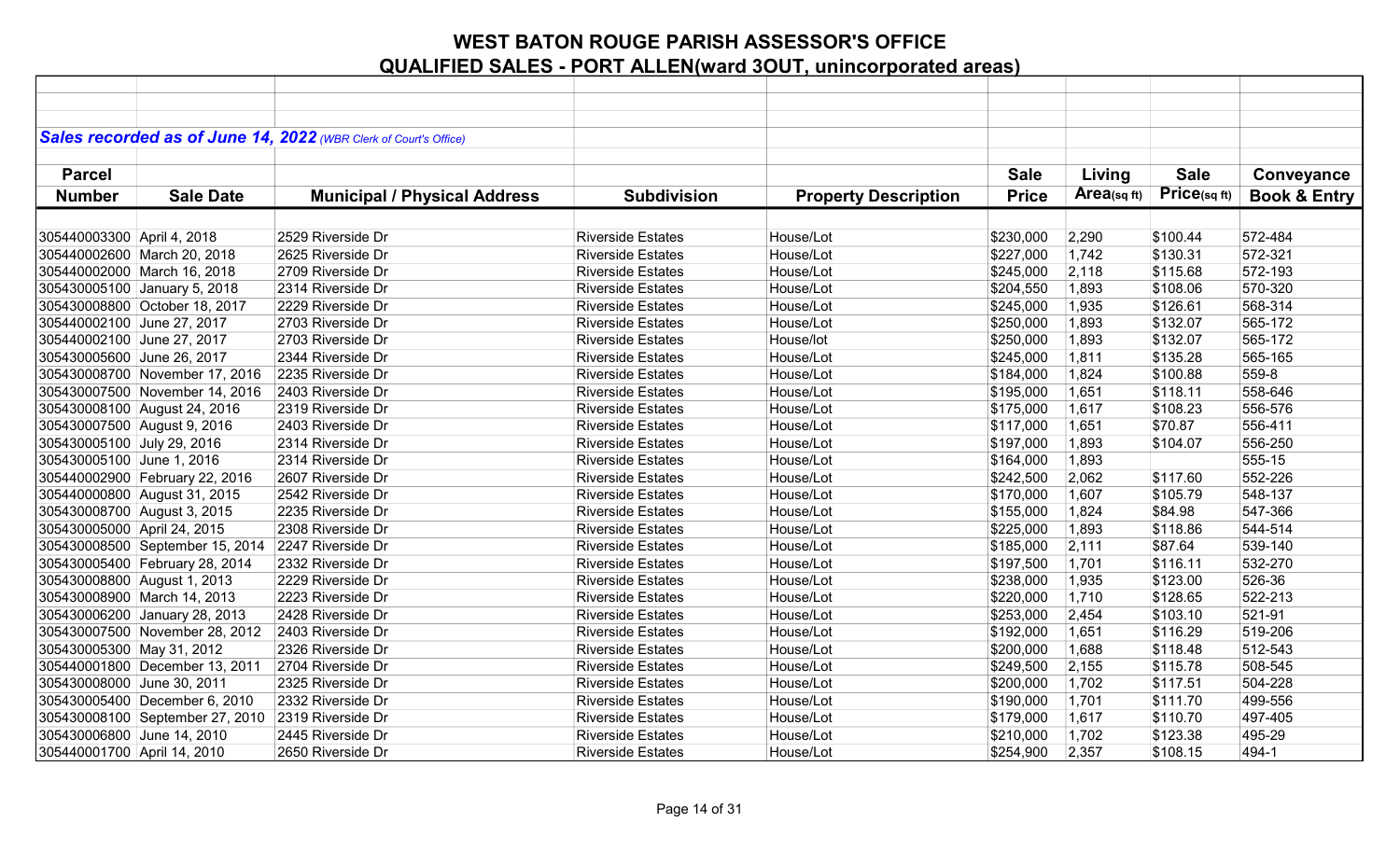# WEST BATON ROUGE PARISH ASSESSOR'S OFFICE
## QUALIFIED SALES - PORT ALLEN(ward 3OUT, unincorporated areas)

***Sales recorded as of June 14, 2022** (WBR Clerk of Court's Office)*

| Parcel Number | Sale Date | Municipal / Physical Address | Subdivision | Property Description | Sale Price | Living Area(sq ft) | Sale Price(sq ft) | Conveyance Book & Entry |
|---|---|---|---|---|---|---|---|---|
| 305440003300 | April 4, 2018 | 2529 Riverside Dr | Riverside Estates | House/Lot | $230,000 | 2,290 | $100.44 | 572-484 |
| 305440002600 | March 20, 2018 | 2625 Riverside Dr | Riverside Estates | House/Lot | $227,000 | 1,742 | $130.31 | 572-321 |
| 305440002000 | March 16, 2018 | 2709 Riverside Dr | Riverside Estates | House/Lot | $245,000 | 2,118 | $115.68 | 572-193 |
| 305430005100 | January 5, 2018 | 2314 Riverside Dr | Riverside Estates | House/Lot | $204,550 | 1,893 | $108.06 | 570-320 |
| 305430008800 | October 18, 2017 | 2229 Riverside Dr | Riverside Estates | House/Lot | $245,000 | 1,935 | $126.61 | 568-314 |
| 305440002100 | June 27, 2017 | 2703 Riverside Dr | Riverside Estates | House/Lot | $250,000 | 1,893 | $132.07 | 565-172 |
| 305440002100 | June 27, 2017 | 2703 Riverside Dr | Riverside Estates | House/lot | $250,000 | 1,893 | $132.07 | 565-172 |
| 305430005600 | June 26, 2017 | 2344 Riverside Dr | Riverside Estates | House/Lot | $245,000 | 1,811 | $135.28 | 565-165 |
| 305430008700 | November 17, 2016 | 2235 Riverside Dr | Riverside Estates | House/Lot | $184,000 | 1,824 | $100.88 | 559-8 |
| 305430007500 | November 14, 2016 | 2403 Riverside Dr | Riverside Estates | House/Lot | $195,000 | 1,651 | $118.11 | 558-646 |
| 305430008100 | August 24, 2016 | 2319 Riverside Dr | Riverside Estates | House/Lot | $175,000 | 1,617 | $108.23 | 556-576 |
| 305430007500 | August 9, 2016 | 2403 Riverside Dr | Riverside Estates | House/Lot | $117,000 | 1,651 | $70.87 | 556-411 |
| 305430005100 | July 29, 2016 | 2314 Riverside Dr | Riverside Estates | House/Lot | $197,000 | 1,893 | $104.07 | 556-250 |
| 305430005100 | June 1, 2016 | 2314 Riverside Dr | Riverside Estates | House/Lot | $164,000 | 1,893 | | 555-15 |
| 305440002900 | February 22, 2016 | 2607 Riverside Dr | Riverside Estates | House/Lot | $242,500 | 2,062 | $117.60 | 552-226 |
| 305440000800 | August 31, 2015 | 2542 Riverside Dr | Riverside Estates | House/Lot | $170,000 | 1,607 | $105.79 | 548-137 |
| 305430008700 | August 3, 2015 | 2235 Riverside Dr | Riverside Estates | House/Lot | $155,000 | 1,824 | $84.98 | 547-366 |
| 305430005000 | April 24, 2015 | 2308 Riverside Dr | Riverside Estates | House/Lot | $225,000 | 1,893 | $118.86 | 544-514 |
| 305430008500 | September 15, 2014 | 2247 Riverside Dr | Riverside Estates | House/Lot | $185,000 | 2,111 | $87.64 | 539-140 |
| 305430005400 | February 28, 2014 | 2332 Riverside Dr | Riverside Estates | House/Lot | $197,500 | 1,701 | $116.11 | 532-270 |
| 305430008800 | August 1, 2013 | 2229 Riverside Dr | Riverside Estates | House/Lot | $238,000 | 1,935 | $123.00 | 526-36 |
| 305430008900 | March 14, 2013 | 2223 Riverside Dr | Riverside Estates | House/Lot | $220,000 | 1,710 | $128.65 | 522-213 |
| 305430006200 | January 28, 2013 | 2428 Riverside Dr | Riverside Estates | House/Lot | $253,000 | 2,454 | $103.10 | 521-91 |
| 305430007500 | November 28, 2012 | 2403 Riverside Dr | Riverside Estates | House/Lot | $192,000 | 1,651 | $116.29 | 519-206 |
| 305430005300 | May 31, 2012 | 2326 Riverside Dr | Riverside Estates | House/Lot | $200,000 | 1,688 | $118.48 | 512-543 |
| 305440001800 | December 13, 2011 | 2704 Riverside Dr | Riverside Estates | House/Lot | $249,500 | 2,155 | $115.78 | 508-545 |
| 305430008000 | June 30, 2011 | 2325 Riverside Dr | Riverside Estates | House/Lot | $200,000 | 1,702 | $117.51 | 504-228 |
| 305430005400 | December 6, 2010 | 2332 Riverside Dr | Riverside Estates | House/Lot | $190,000 | 1,701 | $111.70 | 499-556 |
| 305430008100 | September 27, 2010 | 2319 Riverside Dr | Riverside Estates | House/Lot | $179,000 | 1,617 | $110.70 | 497-405 |
| 305430006800 | June 14, 2010 | 2445 Riverside Dr | Riverside Estates | House/Lot | $210,000 | 1,702 | $123.38 | 495-29 |
| 305440001700 | April 14, 2010 | 2650 Riverside Dr | Riverside Estates | House/Lot | $254,900 | 2,357 | $108.15 | 494-1 |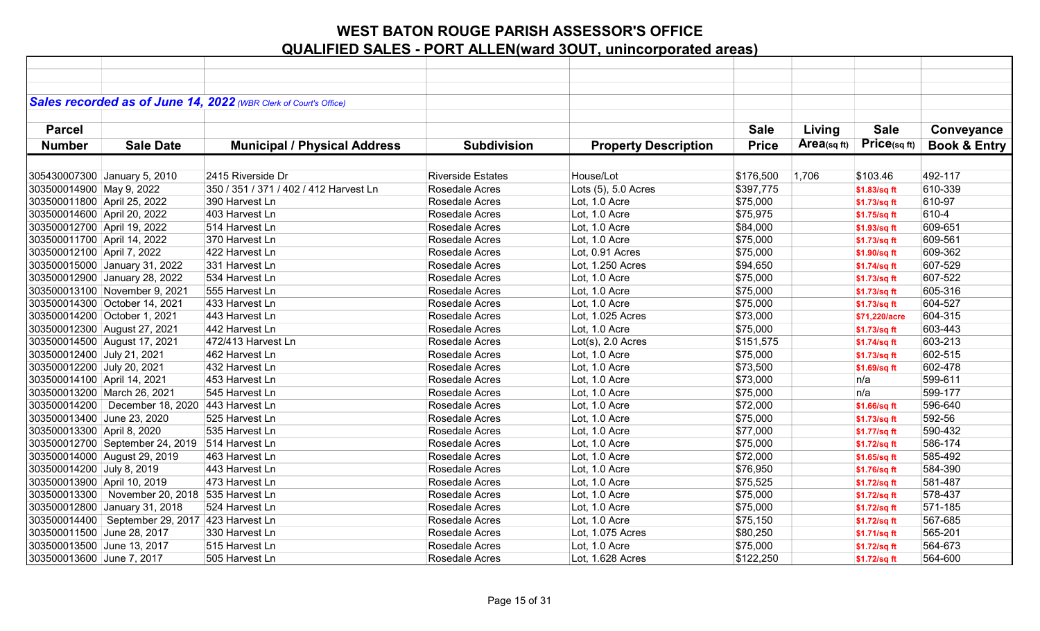# WEST BATON ROUGE PARISH ASSESSOR'S OFFICE

## QUALIFIED SALES - PORT ALLEN(ward 3OUT, unincorporated areas)

***Sales recorded as of June 14, 2022** (WBR Clerk of Court's Office)*

| Parcel Number | Sale Date | Municipal / Physical Address | Subdivision | Property Description | Sale Price | Living Area(sq ft) | Sale Price(sq ft) | Conveyance Book & Entry |
|---|---|---|---|---|---|---|---|---|
| 305430007300 | January 5, 2010 | 2415 Riverside Dr | Riverside Estates | House/Lot | $176,500 | 1,706 | $103.46 | 492-117 |
| 303500014900 | May 9, 2022 | 350 / 351 / 371 / 402 / 412 Harvest Ln | Rosedale Acres | Lots (5), 5.0 Acres | $397,775 | | $1.83/sq ft | 610-339 |
| 303500011800 | April 25, 2022 | 390 Harvest Ln | Rosedale Acres | Lot, 1.0 Acre | $75,000 | | $1.73/sq ft | 610-97 |
| 303500014600 | April 20, 2022 | 403 Harvest Ln | Rosedale Acres | Lot, 1.0 Acre | $75,975 | | $1.75/sq ft | 610-4 |
| 303500012700 | April 19, 2022 | 514 Harvest Ln | Rosedale Acres | Lot, 1.0 Acre | $84,000 | | $1.93/sq ft | 609-651 |
| 303500011700 | April 14, 2022 | 370 Harvest Ln | Rosedale Acres | Lot, 1.0 Acre | $75,000 | | $1.73/sq ft | 609-561 |
| 303500012100 | April 7, 2022 | 422 Harvest Ln | Rosedale Acres | Lot, 0.91 Acres | $75,000 | | $1.90/sq ft | 609-362 |
| 303500015000 | January 31, 2022 | 331 Harvest Ln | Rosedale Acres | Lot, 1.250 Acres | $94,650 | | $1.74/sq ft | 607-529 |
| 303500012900 | January 28, 2022 | 534 Harvest Ln | Rosedale Acres | Lot, 1.0 Acre | $75,000 | | $1.73/sq ft | 607-522 |
| 303500013100 | November 9, 2021 | 555 Harvest Ln | Rosedale Acres | Lot, 1.0 Acre | $75,000 | | $1.73/sq ft | 605-316 |
| 303500014300 | October 14, 2021 | 433 Harvest Ln | Rosedale Acres | Lot, 1.0 Acre | $75,000 | | $1.73/sq ft | 604-527 |
| 303500014200 | October 1, 2021 | 443 Harvest Ln | Rosedale Acres | Lot, 1.025 Acres | $73,000 | | $71,220/acre | 604-315 |
| 303500012300 | August 27, 2021 | 442 Harvest Ln | Rosedale Acres | Lot, 1.0 Acre | $75,000 | | $1.73/sq ft | 603-443 |
| 303500014500 | August 17, 2021 | 472/413 Harvest Ln | Rosedale Acres | Lot(s), 2.0 Acres | $151,575 | | $1.74/sq ft | 603-213 |
| 303500012400 | July 21, 2021 | 462 Harvest Ln | Rosedale Acres | Lot, 1.0 Acre | $75,000 | | $1.73/sq ft | 602-515 |
| 303500012200 | July 20, 2021 | 432 Harvest Ln | Rosedale Acres | Lot, 1.0 Acre | $73,500 | | $1.69/sq ft | 602-478 |
| 303500014100 | April 14, 2021 | 453 Harvest Ln | Rosedale Acres | Lot, 1.0 Acre | $73,000 | | n/a | 599-611 |
| 303500013200 | March 26, 2021 | 545 Harvest Ln | Rosedale Acres | Lot, 1.0 Acre | $75,000 | | n/a | 599-177 |
| 303500014200 | December 18, 2020 | 443 Harvest Ln | Rosedale Acres | Lot, 1.0 Acre | $72,000 | | $1.66/sq ft | 596-640 |
| 303500013400 | June 23, 2020 | 525 Harvest Ln | Rosedale Acres | Lot, 1.0 Acre | $75,000 | | $1.73/sq ft | 592-56 |
| 303500013300 | April 8, 2020 | 535 Harvest Ln | Rosedale Acres | Lot, 1.0 Acre | $77,000 | | $1.77/sq ft | 590-432 |
| 303500012700 | September 24, 2019 | 514 Harvest Ln | Rosedale Acres | Lot, 1.0 Acre | $75,000 | | $1.72/sq ft | 586-174 |
| 303500014000 | August 29, 2019 | 463 Harvest Ln | Rosedale Acres | Lot, 1.0 Acre | $72,000 | | $1.65/sq ft | 585-492 |
| 303500014200 | July 8, 2019 | 443 Harvest Ln | Rosedale Acres | Lot, 1.0 Acre | $76,950 | | $1.76/sq ft | 584-390 |
| 303500013900 | April 10, 2019 | 473 Harvest Ln | Rosedale Acres | Lot, 1.0 Acre | $75,525 | | $1.72/sq ft | 581-487 |
| 303500013300 | November 20, 2018 | 535 Harvest Ln | Rosedale Acres | Lot, 1.0 Acre | $75,000 | | $1.72/sq ft | 578-437 |
| 303500012800 | January 31, 2018 | 524 Harvest Ln | Rosedale Acres | Lot, 1.0 Acre | $75,000 | | $1.72/sq ft | 571-185 |
| 303500014400 | September 29, 2017 | 423 Harvest Ln | Rosedale Acres | Lot, 1.0 Acre | $75,150 | | $1.72/sq ft | 567-685 |
| 303500011500 | June 28, 2017 | 330 Harvest Ln | Rosedale Acres | Lot, 1.075 Acres | $80,250 | | $1.71/sq ft | 565-201 |
| 303500013500 | June 13, 2017 | 515 Harvest Ln | Rosedale Acres | Lot, 1.0 Acre | $75,000 | | $1.72/sq ft | 564-673 |
| 303500013600 | June 7, 2017 | 505 Harvest Ln | Rosedale Acres | Lot, 1.628 Acres | $122,250 | | $1.72/sq ft | 564-600 |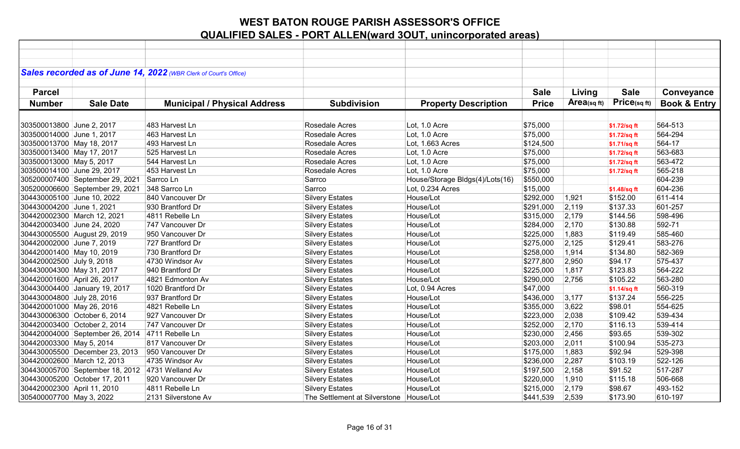# WEST BATON ROUGE PARISH ASSESSOR'S OFFICE
## QUALIFIED SALES - PORT ALLEN(ward 3OUT, unincorporated areas)

***Sales recorded as of June 14, 2022** (WBR Clerk of Court's Office)*

| Parcel Number | Sale Date | Municipal / Physical Address | Subdivision | Property Description | Sale Price | Living Area(sq ft) | Sale Price(sq ft) | Conveyance Book & Entry |
|---|---|---|---|---|---|---|---|---|
| 303500013800 | June 2, 2017 | 483 Harvest Ln | Rosedale Acres | Lot, 1.0 Acre | $75,000 | | $1.72/sq ft | 564-513 |
| 303500014000 | June 1, 2017 | 463 Harvest Ln | Rosedale Acres | Lot, 1.0 Acre | $75,000 | | $1.72/sq ft | 564-294 |
| 303500013700 | May 18, 2017 | 493 Harvest Ln | Rosedale Acres | Lot, 1.663 Acres | $124,500 | | $1.71/sq ft | 564-17 |
| 303500013400 | May 17, 2017 | 525 Harvest Ln | Rosedale Acres | Lot, 1.0 Acre | $75,000 | | $1.72/sq ft | 563-683 |
| 303500013000 | May 5, 2017 | 544 Harvest Ln | Rosedale Acres | Lot, 1.0 Acre | $75,000 | | $1.72/sq ft | 563-472 |
| 303500014100 | June 29, 2017 | 453 Harvest Ln | Rosedale Acres | Lot, 1.0 Acre | $75,000 | | $1.72/sq ft | 565-218 |
| 305200007400 | September 29, 2021 | Sarrco Ln | Sarrco | House/Storage Bldgs(4)/Lots(16) | $550,000 | | | 604-239 |
| 305200006600 | September 29, 2021 | 348 Sarrco Ln | Sarrco | Lot, 0.234 Acres | $15,000 | | $1.48/sq ft | 604-236 |
| 304430005100 | June 10, 2022 | 840 Vancouver Dr | Silvery Estates | House/Lot | $292,000 | 1,921 | $152.00 | 611-414 |
| 304430004200 | June 1, 2021 | 930 Brantford Dr | Silvery Estates | House/Lot | $291,000 | 2,119 | $137.33 | 601-257 |
| 304420002300 | March 12, 2021 | 4811 Rebelle Ln | Silvery Estates | House/Lot | $315,000 | 2,179 | $144.56 | 598-496 |
| 304420003400 | June 24, 2020 | 747 Vancouver Dr | Silvery Estates | House/Lot | $284,000 | 2,170 | $130.88 | 592-71 |
| 304430005500 | August 29, 2019 | 950 Vancouver Dr | Silvery Estates | House/Lot | $225,000 | 1,883 | $119.49 | 585-460 |
| 304420002000 | June 7, 2019 | 727 Brantford Dr | Silvery Estates | House/Lot | $275,000 | 2,125 | $129.41 | 583-276 |
| 304420001400 | May 10, 2019 | 730 Brantford Dr | Silvery Estates | House/Lot | $258,000 | 1,914 | $134.80 | 582-369 |
| 304420002500 | July 9, 2018 | 4730 Windsor Av | Silvery Estates | House/Lot | $277,800 | 2,950 | $94.17 | 575-437 |
| 304430004300 | May 31, 2017 | 940 Brantford Dr | Silvery Estates | House/Lot | $225,000 | 1,817 | $123.83 | 564-222 |
| 304420001600 | April 26, 2017 | 4821 Edmonton Av | Silvery Estates | House/Lot | $290,000 | 2,756 | $105.22 | 563-280 |
| 304430004400 | January 19, 2017 | 1020 Brantford Dr | Silvery Estates | Lot, 0.94 Acres | $47,000 | | $1.14/sq ft | 560-319 |
| 304430004800 | July 28, 2016 | 937 Brantford Dr | Silvery Estates | House/Lot | $436,000 | 3,177 | $137.24 | 556-225 |
| 304420001000 | May 26, 2016 | 4821 Rebelle Ln | Silvery Estates | House/Lot | $355,000 | 3,622 | $98.01 | 554-625 |
| 304430006300 | October 6, 2014 | 927 Vancouver Dr | Silvery Estates | House/Lot | $223,000 | 2,038 | $109.42 | 539-434 |
| 304420003400 | October 2, 2014 | 747 Vancouver Dr | Silvery Estates | House/Lot | $252,000 | 2,170 | $116.13 | 539-414 |
| 304420004000 | September 26, 2014 | 4711 Rebelle Ln | Silvery Estates | House/Lot | $230,000 | 2,456 | $93.65 | 539-302 |
| 304420003300 | May 5, 2014 | 817 Vancouver Dr | Silvery Estates | House/Lot | $203,000 | 2,011 | $100.94 | 535-273 |
| 304430005500 | December 23, 2013 | 950 Vancouver Dr | Silvery Estates | House/Lot | $175,000 | 1,883 | $92.94 | 529-398 |
| 304420002600 | March 12, 2013 | 4735 Windsor Av | Silvery Estates | House/Lot | $236,000 | 2,287 | $103.19 | 522-126 |
| 304430005700 | September 18, 2012 | 4731 Welland Av | Silvery Estates | House/Lot | $197,500 | 2,158 | $91.52 | 517-287 |
| 304430005200 | October 17, 2011 | 920 Vancouver Dr | Silvery Estates | House/Lot | $220,000 | 1,910 | $115.18 | 506-668 |
| 304420002300 | April 11, 2010 | 4811 Rebelle Ln | Silvery Estates | House/Lot | $215,000 | 2,179 | $98.67 | 493-152 |
| 305400007700 | May 3, 2022 | 2131 Silverstone Av | The Settlement at Silverstone | House/Lot | $441,539 | 2,539 | $173.90 | 610-197 |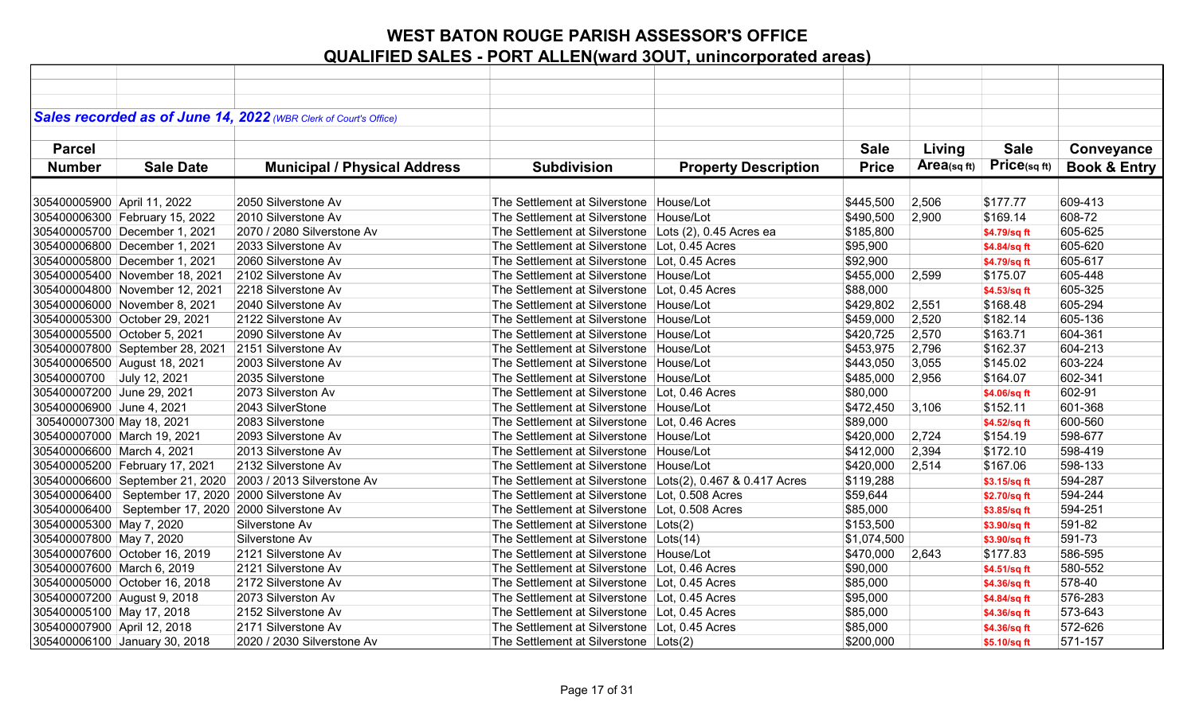# WEST BATON ROUGE PARISH ASSESSOR'S OFFICE

## QUALIFIED SALES - PORT ALLEN(ward 3OUT, unincorporated areas)

***Sales recorded as of June 14, 2022*** *(WBR Clerk of Court's Office)*

| Parcel Number | Sale Date | Municipal / Physical Address | Subdivision | Property Description | Sale Price | Living Area(sq ft) | Sale Price(sq ft) | Conveyance Book & Entry |
|---|---|---|---|---|---|---|---|---|
| 305400005900 | April 11, 2022 | 2050 Silverstone Av | The Settlement at Silverstone | House/Lot | $445,500 | 2,506 | $177.77 | 609-413 |
| 305400006300 | February 15, 2022 | 2010 Silverstone Av | The Settlement at Silverstone | House/Lot | $490,500 | 2,900 | $169.14 | 608-72 |
| 305400005700 | December 1, 2021 | 2070 / 2080 Silverstone Av | The Settlement at Silverstone | Lots (2), 0.45 Acres ea | $185,800 | | $4.79/sq ft | 605-625 |
| 305400006800 | December 1, 2021 | 2033 Silverstone Av | The Settlement at Silverstone | Lot, 0.45 Acres | $95,900 | | $4.84/sq ft | 605-620 |
| 305400005800 | December 1, 2021 | 2060 Silverstone Av | The Settlement at Silverstone | Lot, 0.45 Acres | $92,900 | | $4.79/sq ft | 605-617 |
| 305400005400 | November 18, 2021 | 2102 Silverstone Av | The Settlement at Silverstone | House/Lot | $455,000 | 2,599 | $175.07 | 605-448 |
| 305400004800 | November 12, 2021 | 2218 Silverstone Av | The Settlement at Silverstone | Lot, 0.45 Acres | $88,000 | | $4.53/sq ft | 605-325 |
| 305400006000 | November 8, 2021 | 2040 Silverstone Av | The Settlement at Silverstone | House/Lot | $429,802 | 2,551 | $168.48 | 605-294 |
| 305400005300 | October 29, 2021 | 2122 Silverstone Av | The Settlement at Silverstone | House/Lot | $459,000 | 2,520 | $182.14 | 605-136 |
| 305400005500 | October 5, 2021 | 2090 Silverstone Av | The Settlement at Silverstone | House/Lot | $420,725 | 2,570 | $163.71 | 604-361 |
| 305400007800 | September 28, 2021 | 2151 Silverstone Av | The Settlement at Silverstone | House/Lot | $453,975 | 2,796 | $162.37 | 604-213 |
| 305400006500 | August 18, 2021 | 2003 Silverstone Av | The Settlement at Silverstone | House/Lot | $443,050 | 3,055 | $145.02 | 603-224 |
| 30540000700 | July 12, 2021 | 2035 Silverstone | The Settlement at Silverstone | House/Lot | $485,000 | 2,956 | $164.07 | 602-341 |
| 305400007200 | June 29, 2021 | 2073 Silverston Av | The Settlement at Silverstone | Lot, 0.46 Acres | $80,000 | | $4.06/sq ft | 602-91 |
| 305400006900 | June 4, 2021 | 2043 SilverStone | The Settlement at Silverstone | House/Lot | $472,450 | 3,106 | $152.11 | 601-368 |
| 305400007300 | May 18, 2021 | 2083 Silverstone | The Settlement at Silverstone | Lot, 0.46 Acres | $89,000 | | $4.52/sq ft | 600-560 |
| 305400007000 | March 19, 2021 | 2093 Silverstone Av | The Settlement at Silverstone | House/Lot | $420,000 | 2,724 | $154.19 | 598-677 |
| 305400006600 | March 4, 2021 | 2013 Silverstone Av | The Settlement at Silverstone | House/Lot | $412,000 | 2,394 | $172.10 | 598-419 |
| 305400005200 | February 17, 2021 | 2132 Silverstone Av | The Settlement at Silverstone | House/Lot | $420,000 | 2,514 | $167.06 | 598-133 |
| 305400006600 | September 21, 2020 | 2003 / 2013 Silverstone Av | The Settlement at Silverstone | Lots(2), 0.467 & 0.417 Acres | $119,288 | | $3.15/sq ft | 594-287 |
| 305400006400 | September 17, 2020 | 2000 Silverstone Av | The Settlement at Silverstone | Lot, 0.508 Acres | $59,644 | | $2.70/sq ft | 594-244 |
| 305400006400 | September 17, 2020 | 2000 Silverstone Av | The Settlement at Silverstone | Lot, 0.508 Acres | $85,000 | | $3.85/sq ft | 594-251 |
| 305400005300 | May 7, 2020 | Silverstone Av | The Settlement at Silverstone | Lots(2) | $153,500 | | $3.90/sq ft | 591-82 |
| 305400007800 | May 7, 2020 | Silverstone Av | The Settlement at Silverstone | Lots(14) | $1,074,500 | | $3.90/sq ft | 591-73 |
| 305400007600 | October 16, 2019 | 2121 Silverstone Av | The Settlement at Silverstone | House/Lot | $470,000 | 2,643 | $177.83 | 586-595 |
| 305400007600 | March 6, 2019 | 2121 Silverstone Av | The Settlement at Silverstone | Lot, 0.46 Acres | $90,000 | | $4.51/sq ft | 580-552 |
| 305400005000 | October 16, 2018 | 2172 Silverstone Av | The Settlement at Silverstone | Lot, 0.45 Acres | $85,000 | | $4.36/sq ft | 578-40 |
| 305400007200 | August 9, 2018 | 2073 Silverston Av | The Settlement at Silverstone | Lot, 0.45 Acres | $95,000 | | $4.84/sq ft | 576-283 |
| 305400005100 | May 17, 2018 | 2152 Silverstone Av | The Settlement at Silverstone | Lot, 0.45 Acres | $85,000 | | $4.36/sq ft | 573-643 |
| 305400007900 | April 12, 2018 | 2171 Silverstone Av | The Settlement at Silverstone | Lot, 0.45 Acres | $85,000 | | $4.36/sq ft | 572-626 |
| 305400006100 | January 30, 2018 | 2020 / 2030 Silverstone Av | The Settlement at Silverstone | Lots(2) | $200,000 | | $5.10/sq ft | 571-157 |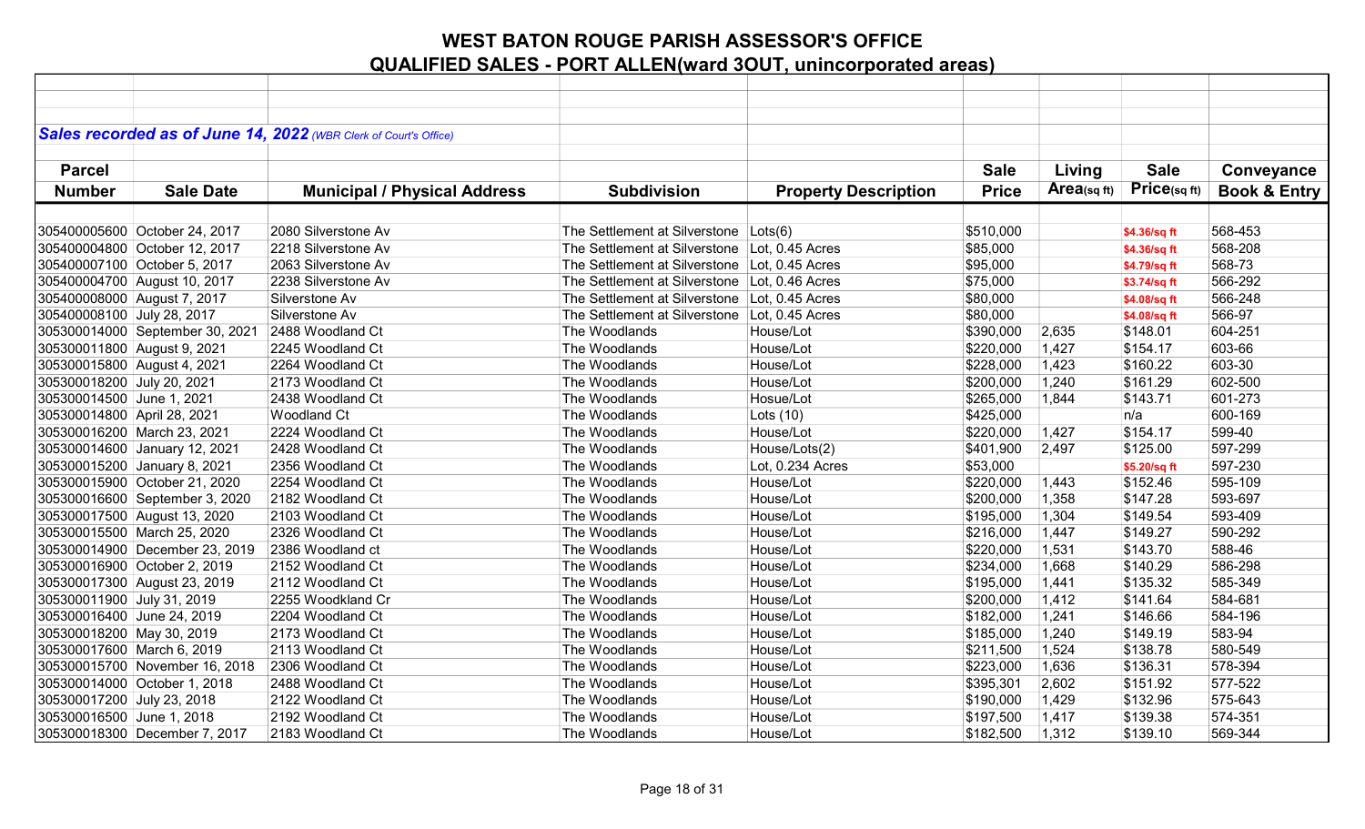# WEST BATON ROUGE PARISH ASSESSOR'S OFFICE
## QUALIFIED SALES - PORT ALLEN(ward 3OUT, unincorporated areas)

***Sales recorded as of June 14, 2022*** *(WBR Clerk of Court's Office)*

| Parcel Number | Sale Date | Municipal / Physical Address | Subdivision | Property Description | Sale Price | Living Area(sq ft) | Sale Price(sq ft) | Conveyance Book & Entry |
|---|---|---|---|---|---|---|---|---|
| 305400005600 | October 24, 2017 | 2080 Silverstone Av | The Settlement at Silverstone | Lots(6) | $510,000 | | $4.36/sq ft | 568-453 |
| 305400004800 | October 12, 2017 | 2218 Silverstone Av | The Settlement at Silverstone | Lot, 0.45 Acres | $85,000 | | $4.36/sq ft | 568-208 |
| 305400007100 | October 5, 2017 | 2063 Silverstone Av | The Settlement at Silverstone | Lot, 0.45 Acres | $95,000 | | $4.79/sq ft | 568-73 |
| 305400004700 | August 10, 2017 | 2238 Silverstone Av | The Settlement at Silverstone | Lot, 0.46 Acres | $75,000 | | $3.74/sq ft | 566-292 |
| 305400008000 | August 7, 2017 | Silverstone Av | The Settlement at Silverstone | Lot, 0.45 Acres | $80,000 | | $4.08/sq ft | 566-248 |
| 305400008100 | July 28, 2017 | Silverstone Av | The Settlement at Silverstone | Lot, 0.45 Acres | $80,000 | | $4.08/sq ft | 566-97 |
| 305300014000 | September 30, 2021 | 2488 Woodland Ct | The Woodlands | House/Lot | $390,000 | 2,635 | $148.01 | 604-251 |
| 305300011800 | August 9, 2021 | 2245 Woodland Ct | The Woodlands | House/Lot | $220,000 | 1,427 | $154.17 | 603-66 |
| 305300015800 | August 4, 2021 | 2264 Woodland Ct | The Woodlands | House/Lot | $228,000 | 1,423 | $160.22 | 603-30 |
| 305300018200 | July 20, 2021 | 2173 Woodland Ct | The Woodlands | House/Lot | $200,000 | 1,240 | $161.29 | 602-500 |
| 305300014500 | June 1, 2021 | 2438 Woodland Ct | The Woodlands | Hosue/Lot | $265,000 | 1,844 | $143.71 | 601-273 |
| 305300014800 | April 28, 2021 | Woodland Ct | The Woodlands | Lots (10) | $425,000 | | n/a | 600-169 |
| 305300016200 | March 23, 2021 | 2224 Woodland Ct | The Woodlands | House/Lot | $220,000 | 1,427 | $154.17 | 599-40 |
| 305300014600 | January 12, 2021 | 2428 Woodland Ct | The Woodlands | House/Lots(2) | $401,900 | 2,497 | $125.00 | 597-299 |
| 305300015200 | January 8, 2021 | 2356 Woodland Ct | The Woodlands | Lot, 0.234 Acres | $53,000 | | $5.20/sq ft | 597-230 |
| 305300015900 | October 21, 2020 | 2254 Woodland Ct | The Woodlands | House/Lot | $220,000 | 1,443 | $152.46 | 595-109 |
| 305300016600 | September 3, 2020 | 2182 Woodland Ct | The Woodlands | House/Lot | $200,000 | 1,358 | $147.28 | 593-697 |
| 305300017500 | August 13, 2020 | 2103 Woodland Ct | The Woodlands | House/Lot | $195,000 | 1,304 | $149.54 | 593-409 |
| 305300015500 | March 25, 2020 | 2326 Woodland Ct | The Woodlands | House/Lot | $216,000 | 1,447 | $149.27 | 590-292 |
| 305300014900 | December 23, 2019 | 2386 Woodland ct | The Woodlands | House/Lot | $220,000 | 1,531 | $143.70 | 588-46 |
| 305300016900 | October 2, 2019 | 2152 Woodland Ct | The Woodlands | House/Lot | $234,000 | 1,668 | $140.29 | 586-298 |
| 305300017300 | August 23, 2019 | 2112 Woodland Ct | The Woodlands | House/Lot | $195,000 | 1,441 | $135.32 | 585-349 |
| 305300011900 | July 31, 2019 | 2255 Woodkland Cr | The Woodlands | House/Lot | $200,000 | 1,412 | $141.64 | 584-681 |
| 305300016400 | June 24, 2019 | 2204 Woodland Ct | The Woodlands | House/Lot | $182,000 | 1,241 | $146.66 | 584-196 |
| 305300018200 | May 30, 2019 | 2173 Woodland Ct | The Woodlands | House/Lot | $185,000 | 1,240 | $149.19 | 583-94 |
| 305300017600 | March 6, 2019 | 2113 Woodland Ct | The Woodlands | House/Lot | $211,500 | 1,524 | $138.78 | 580-549 |
| 305300015700 | November 16, 2018 | 2306 Woodland Ct | The Woodlands | House/Lot | $223,000 | 1,636 | $136.31 | 578-394 |
| 305300014000 | October 1, 2018 | 2488 Woodland Ct | The Woodlands | House/Lot | $395,301 | 2,602 | $151.92 | 577-522 |
| 305300017200 | July 23, 2018 | 2122 Woodland Ct | The Woodlands | House/Lot | $190,000 | 1,429 | $132.96 | 575-643 |
| 305300016500 | June 1, 2018 | 2192 Woodland Ct | The Woodlands | House/Lot | $197,500 | 1,417 | $139.38 | 574-351 |
| 305300018300 | December 7, 2017 | 2183 Woodland Ct | The Woodlands | House/Lot | $182,500 | 1,312 | $139.10 | 569-344 |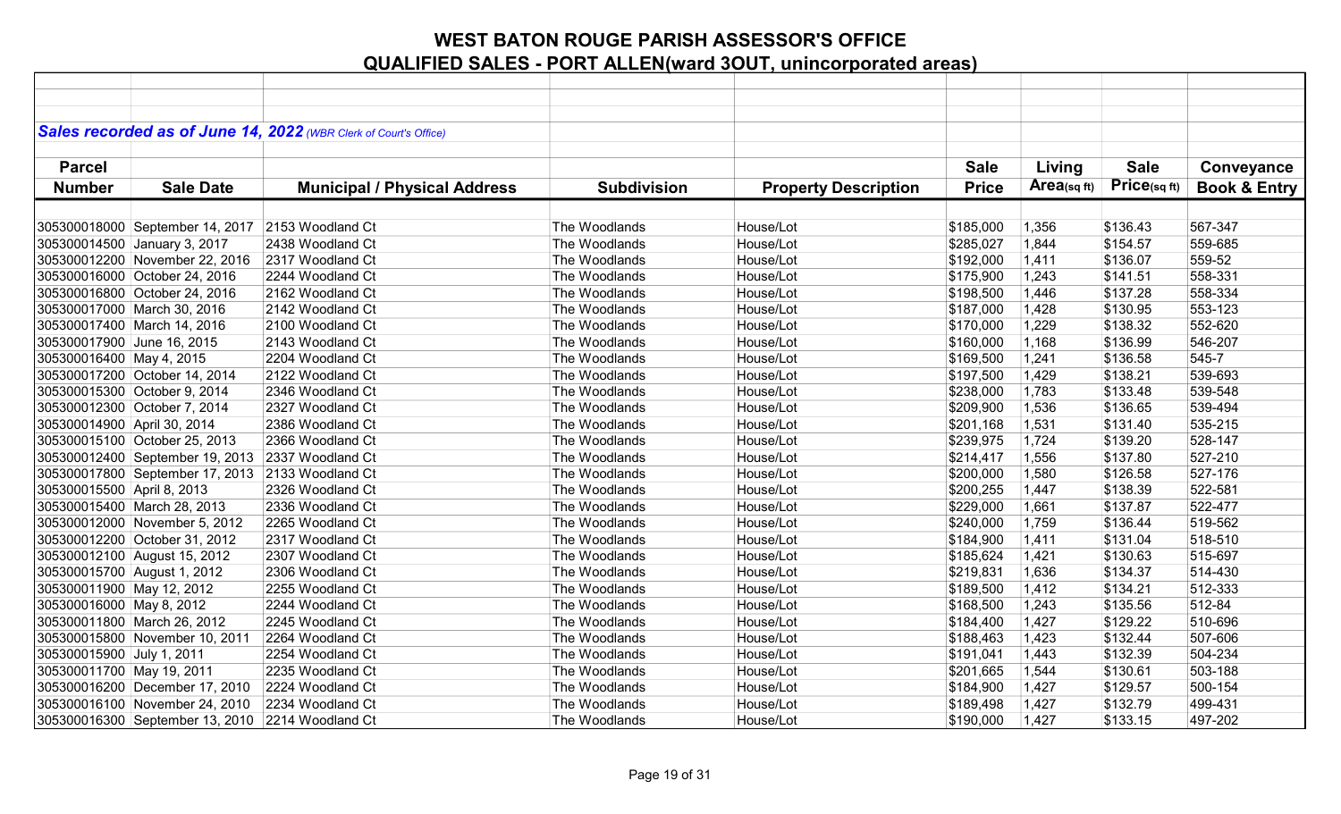# WEST BATON ROUGE PARISH ASSESSOR'S OFFICE

## QUALIFIED SALES - PORT ALLEN(ward 3OUT, unincorporated areas)

***Sales recorded as of June 14, 2022** (WBR Clerk of Court's Office)*

| Parcel Number | Sale Date | Municipal / Physical Address | Subdivision | Property Description | Sale Price | Living Area(sq ft) | Sale Price(sq ft) | Conveyance Book & Entry |
|---|---|---|---|---|---|---|---|---|
| 305300018000 | September 14, 2017 | 2153 Woodland Ct | The Woodlands | House/Lot | $185,000 | 1,356 | $136.43 | 567-347 |
| 305300014500 | January 3, 2017 | 2438 Woodland Ct | The Woodlands | House/Lot | $285,027 | 1,844 | $154.57 | 559-685 |
| 305300012200 | November 22, 2016 | 2317 Woodland Ct | The Woodlands | House/Lot | $192,000 | 1,411 | $136.07 | 559-52 |
| 305300016000 | October 24, 2016 | 2244 Woodland Ct | The Woodlands | House/Lot | $175,900 | 1,243 | $141.51 | 558-331 |
| 305300016800 | October 24, 2016 | 2162 Woodland Ct | The Woodlands | House/Lot | $198,500 | 1,446 | $137.28 | 558-334 |
| 305300017000 | March 30, 2016 | 2142 Woodland Ct | The Woodlands | House/Lot | $187,000 | 1,428 | $130.95 | 553-123 |
| 305300017400 | March 14, 2016 | 2100 Woodland Ct | The Woodlands | House/Lot | $170,000 | 1,229 | $138.32 | 552-620 |
| 305300017900 | June 16, 2015 | 2143 Woodland Ct | The Woodlands | House/Lot | $160,000 | 1,168 | $136.99 | 546-207 |
| 305300016400 | May 4, 2015 | 2204 Woodland Ct | The Woodlands | House/Lot | $169,500 | 1,241 | $136.58 | 545-7 |
| 305300017200 | October 14, 2014 | 2122 Woodland Ct | The Woodlands | House/Lot | $197,500 | 1,429 | $138.21 | 539-693 |
| 305300015300 | October 9, 2014 | 2346 Woodland Ct | The Woodlands | House/Lot | $238,000 | 1,783 | $133.48 | 539-548 |
| 305300012300 | October 7, 2014 | 2327 Woodland Ct | The Woodlands | House/Lot | $209,900 | 1,536 | $136.65 | 539-494 |
| 305300014900 | April 30, 2014 | 2386 Woodland Ct | The Woodlands | House/Lot | $201,168 | 1,531 | $131.40 | 535-215 |
| 305300015100 | October 25, 2013 | 2366 Woodland Ct | The Woodlands | House/Lot | $239,975 | 1,724 | $139.20 | 528-147 |
| 305300012400 | September 19, 2013 | 2337 Woodland Ct | The Woodlands | House/Lot | $214,417 | 1,556 | $137.80 | 527-210 |
| 305300017800 | September 17, 2013 | 2133 Woodland Ct | The Woodlands | House/Lot | $200,000 | 1,580 | $126.58 | 527-176 |
| 305300015500 | April 8, 2013 | 2326 Woodland Ct | The Woodlands | House/Lot | $200,255 | 1,447 | $138.39 | 522-581 |
| 305300015400 | March 28, 2013 | 2336 Woodland Ct | The Woodlands | House/Lot | $229,000 | 1,661 | $137.87 | 522-477 |
| 305300012000 | November 5, 2012 | 2265 Woodland Ct | The Woodlands | House/Lot | $240,000 | 1,759 | $136.44 | 519-562 |
| 305300012200 | October 31, 2012 | 2317 Woodland Ct | The Woodlands | House/Lot | $184,900 | 1,411 | $131.04 | 518-510 |
| 305300012100 | August 15, 2012 | 2307 Woodland Ct | The Woodlands | House/Lot | $185,624 | 1,421 | $130.63 | 515-697 |
| 305300015700 | August 1, 2012 | 2306 Woodland Ct | The Woodlands | House/Lot | $219,831 | 1,636 | $134.37 | 514-430 |
| 305300011900 | May 12, 2012 | 2255 Woodland Ct | The Woodlands | House/Lot | $189,500 | 1,412 | $134.21 | 512-333 |
| 305300016000 | May 8, 2012 | 2244 Woodland Ct | The Woodlands | House/Lot | $168,500 | 1,243 | $135.56 | 512-84 |
| 305300011800 | March 26, 2012 | 2245 Woodland Ct | The Woodlands | House/Lot | $184,400 | 1,427 | $129.22 | 510-696 |
| 305300015800 | November 10, 2011 | 2264 Woodland Ct | The Woodlands | House/Lot | $188,463 | 1,423 | $132.44 | 507-606 |
| 305300015900 | July 1, 2011 | 2254 Woodland Ct | The Woodlands | House/Lot | $191,041 | 1,443 | $132.39 | 504-234 |
| 305300011700 | May 19, 2011 | 2235 Woodland Ct | The Woodlands | House/Lot | $201,665 | 1,544 | $130.61 | 503-188 |
| 305300016200 | December 17, 2010 | 2224 Woodland Ct | The Woodlands | House/Lot | $184,900 | 1,427 | $129.57 | 500-154 |
| 305300016100 | November 24, 2010 | 2234 Woodland Ct | The Woodlands | House/Lot | $189,498 | 1,427 | $132.79 | 499-431 |
| 305300016300 | September 13, 2010 | 2214 Woodland Ct | The Woodlands | House/Lot | $190,000 | 1,427 | $133.15 | 497-202 |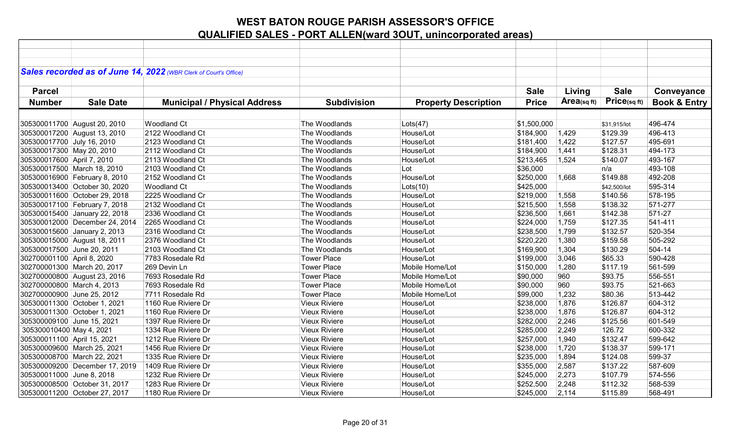# WEST BATON ROUGE PARISH ASSESSOR'S OFFICE

## QUALIFIED SALES - PORT ALLEN(ward 3OUT, unincorporated areas)

***Sales recorded as of June 14, 2022*** *(WBR Clerk of Court's Office)*

| Parcel Number | Sale Date | Municipal / Physical Address | Subdivision | Property Description | Sale Price | Living Area(sq ft) | Sale Price(sq ft) | Conveyance Book & Entry |
|---|---|---|---|---|---|---|---|---|
| 305300011700 | August 20, 2010 | Woodland Ct | The Woodlands | Lots(47) | $1,500,000 | | $31,915/lot | 496-474 |
| 305300017200 | August 13, 2010 | 2122 Woodland Ct | The Woodlands | House/Lot | $184,900 | 1,429 | $129.39 | 496-413 |
| 305300017700 | July 16, 2010 | 2123 Woodland Ct | The Woodlands | House/Lot | $181,400 | 1,422 | $127.57 | 495-691 |
| 305300017300 | May 20, 2010 | 2112 Woodland Ct | The Woodlands | House/Lot | $184,900 | 1,441 | $128.31 | 494-173 |
| 305300017600 | April 7, 2010 | 2113 Woodland Ct | The Woodlands | House/Lot | $213,465 | 1,524 | $140.07 | 493-167 |
| 305300017500 | March 18, 2010 | 2103 Woodland Ct | The Woodlands | Lot | $36,000 | | n/a | 493-108 |
| 305300016900 | February 8, 2010 | 2152 Woodland Ct | The Woodlands | House/Lot | $250,000 | 1,668 | $149.88 | 492-208 |
| 305300013400 | October 30, 2020 | Woodland Ct | The Woodlands | Lots(10) | $425,000 | | $42,500/lot | 595-314 |
| 305300011600 | October 29, 2018 | 2225 Woodland Cr | The Woodlands | House/Lot | $219,000 | 1,558 | $140.56 | 578-195 |
| 305300017100 | February 7, 2018 | 2132 Woodland Ct | The Woodlands | House/Lot | $215,500 | 1,558 | $138.32 | 571-277 |
| 305300015400 | January 22, 2018 | 2336 Woodland Ct | The Woodlands | House/Lot | $236,500 | 1,661 | $142.38 | 571-27 |
| 305300012000 | December 24, 2014 | 2265 Woodland Ct | The Woodlands | House/Lot | $224,000 | 1,759 | $127.35 | 541-411 |
| 305300015600 | January 2, 2013 | 2316 Woodland Ct | The Woodlands | House/Lot | $238,500 | 1,799 | $132.57 | 520-354 |
| 305300015000 | August 18, 2011 | 2376 Woodland Ct | The Woodlands | House/Lot | $220,220 | 1,380 | $159.58 | 505-292 |
| 305300017500 | June 20, 2011 | 2103 Woodland Ct | The Woodlands | House/Lot | $169,900 | 1,304 | $130.29 | 504-14 |
| 302700001100 | April 8, 2020 | 7783 Rosedale Rd | Tower Place | House/Lot | $199,000 | 3,046 | $65.33 | 590-428 |
| 302700001300 | March 20, 2017 | 269 Devin Ln | Tower Place | Mobile Home/Lot | $150,000 | 1,280 | $117.19 | 561-599 |
| 302700000800 | August 23, 2016 | 7693 Rosedale Rd | Tower Place | Mobile Home/Lot | $90,000 | 960 | $93.75 | 556-551 |
| 302700000800 | March 4, 2013 | 7693 Rosedale Rd | Tower Place | Mobile Home/Lot | $90,000 | 960 | $93.75 | 521-663 |
| 302700000900 | June 25, 2012 | 7711 Rosedale Rd | Tower Place | Mobile Home/Lot | $99,000 | 1,232 | $80.36 | 513-442 |
| 305300011300 | October 1, 2021 | 1160 Rue Riviere Dr | Vieux Riviere | House/Lot | $238,000 | 1,876 | $126.87 | 604-312 |
| 305300011300 | October 1, 2021 | 1160 Rue Riviere Dr | Vieux Riviere | House/Lot | $238,000 | 1,876 | $126.87 | 604-312 |
| 305300009100 | June 15, 2021 | 1397 Rue Riviere Dr | Vieux Riviere | House/Lot | $282,000 | 2,246 | $125.56 | 601-549 |
| 305300010400 | May 4, 2021 | 1334 Rue Riviere Dr | Vieux Riviere | House/Lot | $285,000 | 2,249 | 126.72 | 600-332 |
| 305300011100 | April 15, 2021 | 1212 Rue Riviere Dr | Vieux Riviere | House/Lot | $257,000 | 1,940 | $132.47 | 599-642 |
| 305300009600 | March 25, 2021 | 1456 Rue Riviere Dr | Vieux Riviere | House/Lot | $238,000 | 1,720 | $138.37 | 599-171 |
| 305300008700 | March 22, 2021 | 1335 Rue Riviere Dr | Vieux Riviere | House/Lot | $235,000 | 1,894 | $124.08 | 599-37 |
| 305300009200 | December 17, 2019 | 1409 Rue Riviere Dr | Vieux Riviere | House/Lot | $355,000 | 2,587 | $137.22 | 587-609 |
| 305300011000 | June 8, 2018 | 1232 Rue Riviere Dr | Vieux Riviere | House/Lot | $245,000 | 2,273 | $107.79 | 574-556 |
| 305300008500 | October 31, 2017 | 1283 Rue Riviere Dr | Vieux Riviere | House/Lot | $252,500 | 2,248 | $112.32 | 568-539 |
| 305300011200 | October 27, 2017 | 1180 Rue Riviere Dr | Vieux Riviere | House/Lot | $245,000 | 2,114 | $115.89 | 568-491 |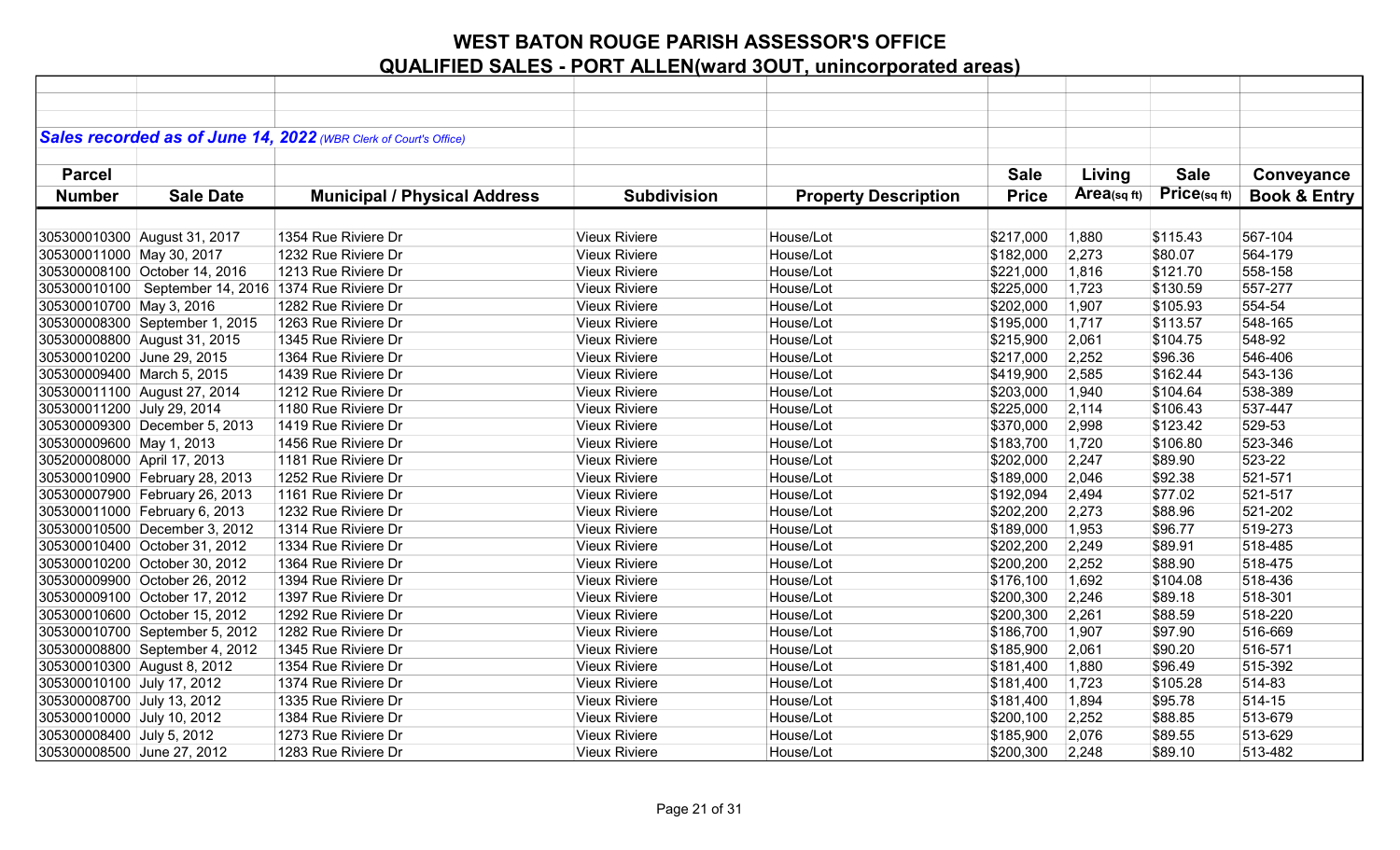# WEST BATON ROUGE PARISH ASSESSOR'S OFFICE

## QUALIFIED SALES - PORT ALLEN(ward 3OUT, unincorporated areas)

***Sales recorded as of June 14, 2022*** *(WBR Clerk of Court's Office)*

| Parcel Number | Sale Date | Municipal / Physical Address | Subdivision | Property Description | Sale Price | Living Area(sq ft) | Sale Price(sq ft) | Conveyance Book & Entry |
|---|---|---|---|---|---|---|---|---|
| 305300010300 | August 31, 2017 | 1354 Rue Riviere Dr | Vieux Riviere | House/Lot | $217,000 | 1,880 | $115.43 | 567-104 |
| 305300011000 | May 30, 2017 | 1232 Rue Riviere Dr | Vieux Riviere | House/Lot | $182,000 | 2,273 | $80.07 | 564-179 |
| 305300008100 | October 14, 2016 | 1213 Rue Riviere Dr | Vieux Riviere | House/Lot | $221,000 | 1,816 | $121.70 | 558-158 |
| 305300010100 | September 14, 2016 | 1374 Rue Riviere Dr | Vieux Riviere | House/Lot | $225,000 | 1,723 | $130.59 | 557-277 |
| 305300010700 | May 3, 2016 | 1282 Rue Riviere Dr | Vieux Riviere | House/Lot | $202,000 | 1,907 | $105.93 | 554-54 |
| 305300008300 | September 1, 2015 | 1263 Rue Riviere Dr | Vieux Riviere | House/Lot | $195,000 | 1,717 | $113.57 | 548-165 |
| 305300008800 | August 31, 2015 | 1345 Rue Riviere Dr | Vieux Riviere | House/Lot | $215,900 | 2,061 | $104.75 | 548-92 |
| 305300010200 | June 29, 2015 | 1364 Rue Riviere Dr | Vieux Riviere | House/Lot | $217,000 | 2,252 | $96.36 | 546-406 |
| 305300009400 | March 5, 2015 | 1439 Rue Riviere Dr | Vieux Riviere | House/Lot | $419,900 | 2,585 | $162.44 | 543-136 |
| 305300011100 | August 27, 2014 | 1212 Rue Riviere Dr | Vieux Riviere | House/Lot | $203,000 | 1,940 | $104.64 | 538-389 |
| 305300011200 | July 29, 2014 | 1180 Rue Riviere Dr | Vieux Riviere | House/Lot | $225,000 | 2,114 | $106.43 | 537-447 |
| 305300009300 | December 5, 2013 | 1419 Rue Riviere Dr | Vieux Riviere | House/Lot | $370,000 | 2,998 | $123.42 | 529-53 |
| 305300009600 | May 1, 2013 | 1456 Rue Riviere Dr | Vieux Riviere | House/Lot | $183,700 | 1,720 | $106.80 | 523-346 |
| 305200008000 | April 17, 2013 | 1181 Rue Riviere Dr | Vieux Riviere | House/Lot | $202,000 | 2,247 | $89.90 | 523-22 |
| 305300010900 | February 28, 2013 | 1252 Rue Riviere Dr | Vieux Riviere | House/Lot | $189,000 | 2,046 | $92.38 | 521-571 |
| 305300007900 | February 26, 2013 | 1161 Rue Riviere Dr | Vieux Riviere | House/Lot | $192,094 | 2,494 | $77.02 | 521-517 |
| 305300011000 | February 6, 2013 | 1232 Rue Riviere Dr | Vieux Riviere | House/Lot | $202,200 | 2,273 | $88.96 | 521-202 |
| 305300010500 | December 3, 2012 | 1314 Rue Riviere Dr | Vieux Riviere | House/Lot | $189,000 | 1,953 | $96.77 | 519-273 |
| 305300010400 | October 31, 2012 | 1334 Rue Riviere Dr | Vieux Riviere | House/Lot | $202,200 | 2,249 | $89.91 | 518-485 |
| 305300010200 | October 30, 2012 | 1364 Rue Riviere Dr | Vieux Riviere | House/Lot | $200,200 | 2,252 | $88.90 | 518-475 |
| 305300009900 | October 26, 2012 | 1394 Rue Riviere Dr | Vieux Riviere | House/Lot | $176,100 | 1,692 | $104.08 | 518-436 |
| 305300009100 | October 17, 2012 | 1397 Rue Riviere Dr | Vieux Riviere | House/Lot | $200,300 | 2,246 | $89.18 | 518-301 |
| 305300010600 | October 15, 2012 | 1292 Rue Riviere Dr | Vieux Riviere | House/Lot | $200,300 | 2,261 | $88.59 | 518-220 |
| 305300010700 | September 5, 2012 | 1282 Rue Riviere Dr | Vieux Riviere | House/Lot | $186,700 | 1,907 | $97.90 | 516-669 |
| 305300008800 | September 4, 2012 | 1345 Rue Riviere Dr | Vieux Riviere | House/Lot | $185,900 | 2,061 | $90.20 | 516-571 |
| 305300010300 | August 8, 2012 | 1354 Rue Riviere Dr | Vieux Riviere | House/Lot | $181,400 | 1,880 | $96.49 | 515-392 |
| 305300010100 | July 17, 2012 | 1374 Rue Riviere Dr | Vieux Riviere | House/Lot | $181,400 | 1,723 | $105.28 | 514-83 |
| 305300008700 | July 13, 2012 | 1335 Rue Riviere Dr | Vieux Riviere | House/Lot | $181,400 | 1,894 | $95.78 | 514-15 |
| 305300010000 | July 10, 2012 | 1384 Rue Riviere Dr | Vieux Riviere | House/Lot | $200,100 | 2,252 | $88.85 | 513-679 |
| 305300008400 | July 5, 2012 | 1273 Rue Riviere Dr | Vieux Riviere | House/Lot | $185,900 | 2,076 | $89.55 | 513-629 |
| 305300008500 | June 27, 2012 | 1283 Rue Riviere Dr | Vieux Riviere | House/Lot | $200,300 | 2,248 | $89.10 | 513-482 |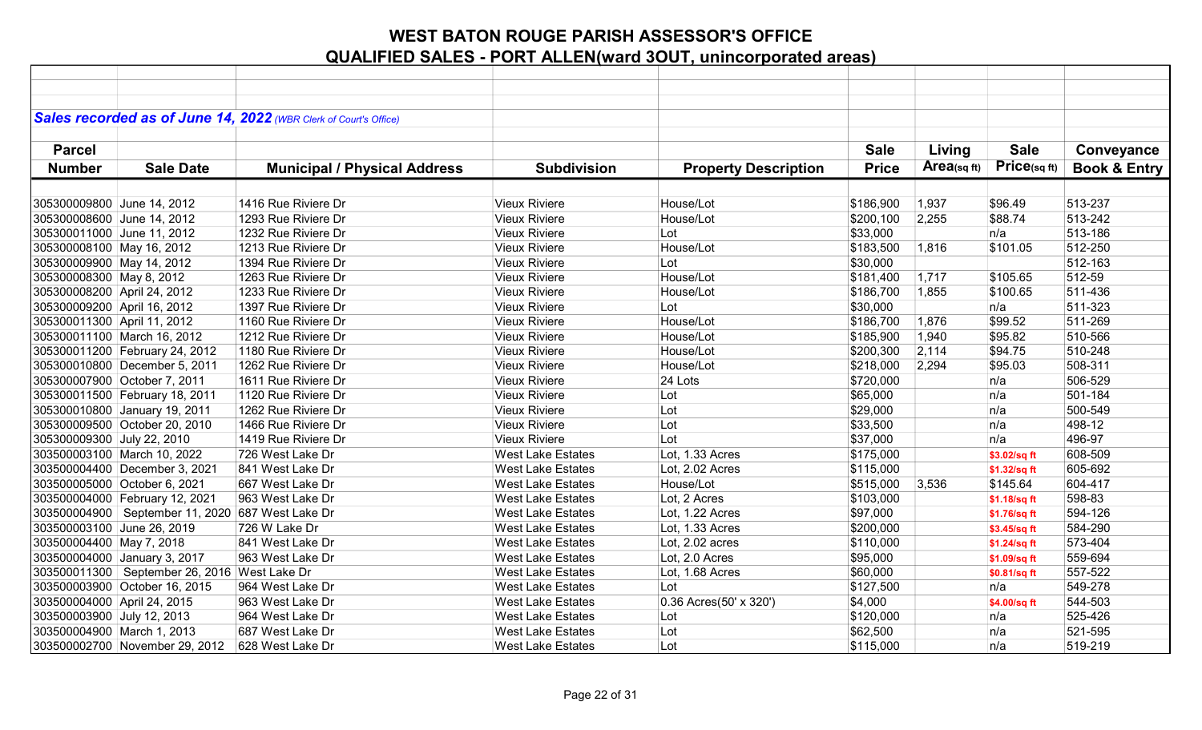# WEST BATON ROUGE PARISH ASSESSOR'S OFFICE

## QUALIFIED SALES - PORT ALLEN(ward 3OUT, unincorporated areas)

***Sales recorded as of June 14, 2022*** *(WBR Clerk of Court's Office)*

| Parcel Number | Sale Date | Municipal / Physical Address | Subdivision | Property Description | Sale Price | Living Area(sq ft) | Sale Price(sq ft) | Conveyance Book & Entry |
|---|---|---|---|---|---|---|---|---|
| 305300009800 | June 14, 2012 | 1416 Rue Riviere Dr | Vieux Riviere | House/Lot | $186,900 | 1,937 | $96.49 | 513-237 |
| 305300008600 | June 14, 2012 | 1293 Rue Riviere Dr | Vieux Riviere | House/Lot | $200,100 | 2,255 | $88.74 | 513-242 |
| 305300011000 | June 11, 2012 | 1232 Rue Riviere Dr | Vieux Riviere | Lot | $33,000 | | n/a | 513-186 |
| 305300008100 | May 16, 2012 | 1213 Rue Riviere Dr | Vieux Riviere | House/Lot | $183,500 | 1,816 | $101.05 | 512-250 |
| 305300009900 | May 14, 2012 | 1394 Rue Riviere Dr | Vieux Riviere | Lot | $30,000 | | | 512-163 |
| 305300008300 | May 8, 2012 | 1263 Rue Riviere Dr | Vieux Riviere | House/Lot | $181,400 | 1,717 | $105.65 | 512-59 |
| 305300008200 | April 24, 2012 | 1233 Rue Riviere Dr | Vieux Riviere | House/Lot | $186,700 | 1,855 | $100.65 | 511-436 |
| 305300009200 | April 16, 2012 | 1397 Rue Riviere Dr | Vieux Riviere | Lot | $30,000 | | n/a | 511-323 |
| 305300011300 | April 11, 2012 | 1160 Rue Riviere Dr | Vieux Riviere | House/Lot | $186,700 | 1,876 | $99.52 | 511-269 |
| 305300011100 | March 16, 2012 | 1212 Rue Riviere Dr | Vieux Riviere | House/Lot | $185,900 | 1,940 | $95.82 | 510-566 |
| 305300011200 | February 24, 2012 | 1180 Rue Riviere Dr | Vieux Riviere | House/Lot | $200,300 | 2,114 | $94.75 | 510-248 |
| 305300010800 | December 5, 2011 | 1262 Rue Riviere Dr | Vieux Riviere | House/Lot | $218,000 | 2,294 | $95.03 | 508-311 |
| 305300007900 | October 7, 2011 | 1611 Rue Riviere Dr | Vieux Riviere | 24 Lots | $720,000 | | n/a | 506-529 |
| 305300011500 | February 18, 2011 | 1120 Rue Riviere Dr | Vieux Riviere | Lot | $65,000 | | n/a | 501-184 |
| 305300010800 | January 19, 2011 | 1262 Rue Riviere Dr | Vieux Riviere | Lot | $29,000 | | n/a | 500-549 |
| 305300009500 | October 20, 2010 | 1466 Rue Riviere Dr | Vieux Riviere | Lot | $33,500 | | n/a | 498-12 |
| 305300009300 | July 22, 2010 | 1419 Rue Riviere Dr | Vieux Riviere | Lot | $37,000 | | n/a | 496-97 |
| 303500003100 | March 10, 2022 | 726 West Lake Dr | West Lake Estates | Lot, 1.33 Acres | $175,000 | | $3.02/sq ft | 608-509 |
| 303500004400 | December 3, 2021 | 841 West Lake Dr | West Lake Estates | Lot, 2.02 Acres | $115,000 | | $1.32/sq ft | 605-692 |
| 303500005000 | October 6, 2021 | 667 West Lake Dr | West Lake Estates | House/Lot | $515,000 | 3,536 | $145.64 | 604-417 |
| 303500004000 | February 12, 2021 | 963 West Lake Dr | West Lake Estates | Lot, 2 Acres | $103,000 | | $1.18/sq ft | 598-83 |
| 303500004900 | September 11, 2020 | 687 West Lake Dr | West Lake Estates | Lot, 1.22 Acres | $97,000 | | $1.76/sq ft | 594-126 |
| 303500003100 | June 26, 2019 | 726 W Lake Dr | West Lake Estates | Lot, 1.33 Acres | $200,000 | | $3.45/sq ft | 584-290 |
| 303500004400 | May 7, 2018 | 841 West Lake Dr | West Lake Estates | Lot, 2.02 acres | $110,000 | | $1.24/sq ft | 573-404 |
| 303500004000 | January 3, 2017 | 963 West Lake Dr | West Lake Estates | Lot, 2.0 Acres | $95,000 | | $1.09/sq ft | 559-694 |
| 303500011300 | September 26, 2016 | West Lake Dr | West Lake Estates | Lot, 1.68 Acres | $60,000 | | $0.81/sq ft | 557-522 |
| 303500003900 | October 16, 2015 | 964 West Lake Dr | West Lake Estates | Lot | $127,500 | | n/a | 549-278 |
| 303500004000 | April 24, 2015 | 963 West Lake Dr | West Lake Estates | 0.36 Acres(50' x 320') | $4,000 | | $4.00/sq ft | 544-503 |
| 303500003900 | July 12, 2013 | 964 West Lake Dr | West Lake Estates | Lot | $120,000 | | n/a | 525-426 |
| 303500004900 | March 1, 2013 | 687 West Lake Dr | West Lake Estates | Lot | $62,500 | | n/a | 521-595 |
| 303500002700 | November 29, 2012 | 628 West Lake Dr | West Lake Estates | Lot | $115,000 | | n/a | 519-219 |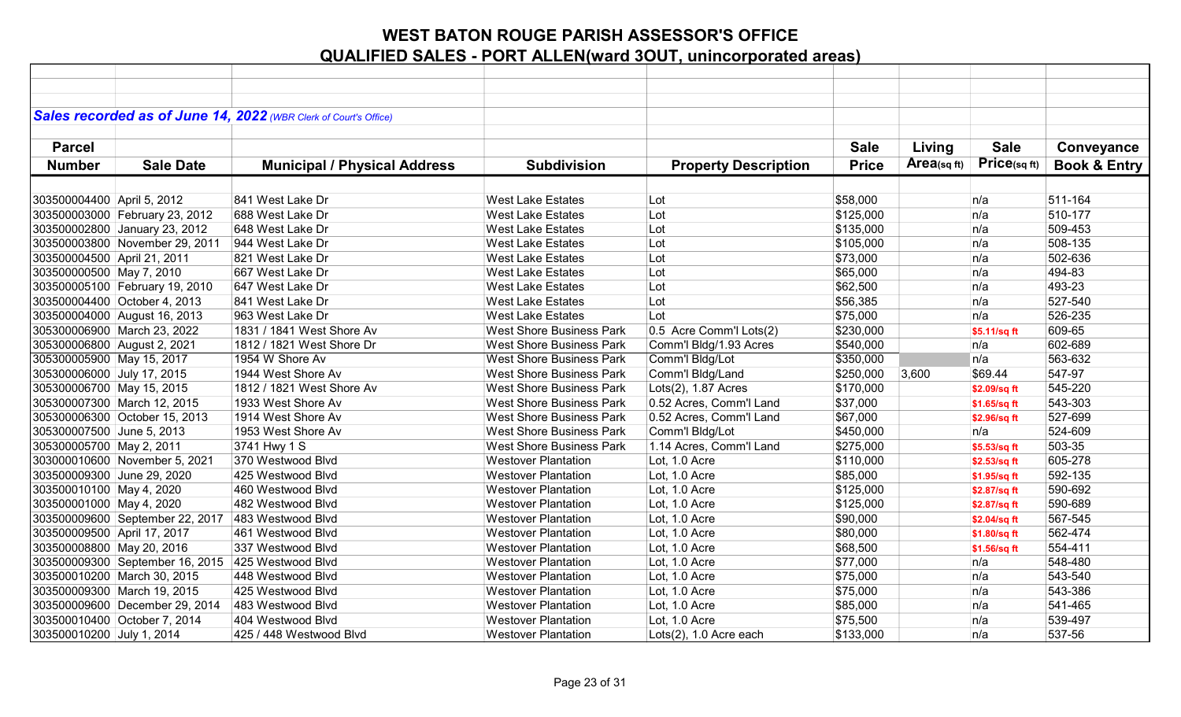# WEST BATON ROUGE PARISH ASSESSOR'S OFFICE

## QUALIFIED SALES - PORT ALLEN(ward 3OUT, unincorporated areas)

***Sales recorded as of June 14, 2022** (WBR Clerk of Court's Office)*

| Parcel Number | Sale Date | Municipal / Physical Address | Subdivision | Property Description | Sale Price | Living Area(sq ft) | Sale Price(sq ft) | Conveyance Book & Entry |
|---|---|---|---|---|---|---|---|---|
| 303500004400 | April 5, 2012 | 841 West Lake Dr | West Lake Estates | Lot | $58,000 | | n/a | 511-164 |
| 303500003000 | February 23, 2012 | 688 West Lake Dr | West Lake Estates | Lot | $125,000 | | n/a | 510-177 |
| 303500002800 | January 23, 2012 | 648 West Lake Dr | West Lake Estates | Lot | $135,000 | | n/a | 509-453 |
| 303500003800 | November 29, 2011 | 944 West Lake Dr | West Lake Estates | Lot | $105,000 | | n/a | 508-135 |
| 303500004500 | April 21, 2011 | 821 West Lake Dr | West Lake Estates | Lot | $73,000 | | n/a | 502-636 |
| 303500000500 | May 7, 2010 | 667 West Lake Dr | West Lake Estates | Lot | $65,000 | | n/a | 494-83 |
| 303500005100 | February 19, 2010 | 647 West Lake Dr | West Lake Estates | Lot | $62,500 | | n/a | 493-23 |
| 303500004400 | October 4, 2013 | 841 West Lake Dr | West Lake Estates | Lot | $56,385 | | n/a | 527-540 |
| 303500004000 | August 16, 2013 | 963 West Lake Dr | West Lake Estates | Lot | $75,000 | | n/a | 526-235 |
| 305300006900 | March 23, 2022 | 1831 / 1841 West Shore Av | West Shore Business Park | 0.5 Acre Comm'l Lots(2) | $230,000 | | $5.11/sq ft | 609-65 |
| 305300006800 | August 2, 2021 | 1812 / 1821 West Shore Dr | West Shore Business Park | Comm'l Bldg/1.93 Acres | $540,000 | | n/a | 602-689 |
| 305300005900 | May 15, 2017 | 1954 W Shore Av | West Shore Business Park | Comm'l Bldg/Lot | $350,000 | | n/a | 563-632 |
| 305300006000 | July 17, 2015 | 1944 West Shore Av | West Shore Business Park | Comm'l Bldg/Land | $250,000 | 3,600 | $69.44 | 547-97 |
| 305300006700 | May 15, 2015 | 1812 / 1821 West Shore Av | West Shore Business Park | Lots(2), 1.87 Acres | $170,000 | | $2.09/sq ft | 545-220 |
| 305300007300 | March 12, 2015 | 1933 West Shore Av | West Shore Business Park | 0.52 Acres, Comm'l Land | $37,000 | | $1.65/sq ft | 543-303 |
| 305300006300 | October 15, 2013 | 1914 West Shore Av | West Shore Business Park | 0.52 Acres, Comm'l Land | $67,000 | | $2.96/sq ft | 527-699 |
| 305300007500 | June 5, 2013 | 1953 West Shore Av | West Shore Business Park | Comm'l Bldg/Lot | $450,000 | | n/a | 524-609 |
| 305300005700 | May 2, 2011 | 3741 Hwy 1 S | West Shore Business Park | 1.14 Acres, Comm'l Land | $275,000 | | $5.53/sq ft | 503-35 |
| 303000010600 | November 5, 2021 | 370 Westwood Blvd | Westover Plantation | Lot, 1.0 Acre | $110,000 | | $2.53/sq ft | 605-278 |
| 303500009300 | June 29, 2020 | 425 Westwood Blvd | Westover Plantation | Lot, 1.0 Acre | $85,000 | | $1.95/sq ft | 592-135 |
| 303500010100 | May 4, 2020 | 460 Westwood Blvd | Westover Plantation | Lot, 1.0 Acre | $125,000 | | $2.87/sq ft | 590-692 |
| 303500001000 | May 4, 2020 | 482 Westwood Blvd | Westover Plantation | Lot, 1.0 Acre | $125,000 | | $2.87/sq ft | 590-689 |
| 303500009600 | September 22, 2017 | 483 Westwood Blvd | Westover Plantation | Lot, 1.0 Acre | $90,000 | | $2.04/sq ft | 567-545 |
| 303500009500 | April 17, 2017 | 461 Westwood Blvd | Westover Plantation | Lot, 1.0 Acre | $80,000 | | $1.80/sq ft | 562-474 |
| 303500008800 | May 20, 2016 | 337 Westwood Blvd | Westover Plantation | Lot, 1.0 Acre | $68,500 | | $1.56/sq ft | 554-411 |
| 303500009300 | September 16, 2015 | 425 Westwood Blvd | Westover Plantation | Lot, 1.0 Acre | $77,000 | | n/a | 548-480 |
| 303500010200 | March 30, 2015 | 448 Westwood Blvd | Westover Plantation | Lot, 1.0 Acre | $75,000 | | n/a | 543-540 |
| 303500009300 | March 19, 2015 | 425 Westwood Blvd | Westover Plantation | Lot, 1.0 Acre | $75,000 | | n/a | 543-386 |
| 303500009600 | December 29, 2014 | 483 Westwood Blvd | Westover Plantation | Lot, 1.0 Acre | $85,000 | | n/a | 541-465 |
| 303500010400 | October 7, 2014 | 404 Westwood Blvd | Westover Plantation | Lot, 1.0 Acre | $75,500 | | n/a | 539-497 |
| 303500010200 | July 1, 2014 | 425 / 448 Westwood Blvd | Westover Plantation | Lots(2), 1.0 Acre each | $133,000 | | n/a | 537-56 |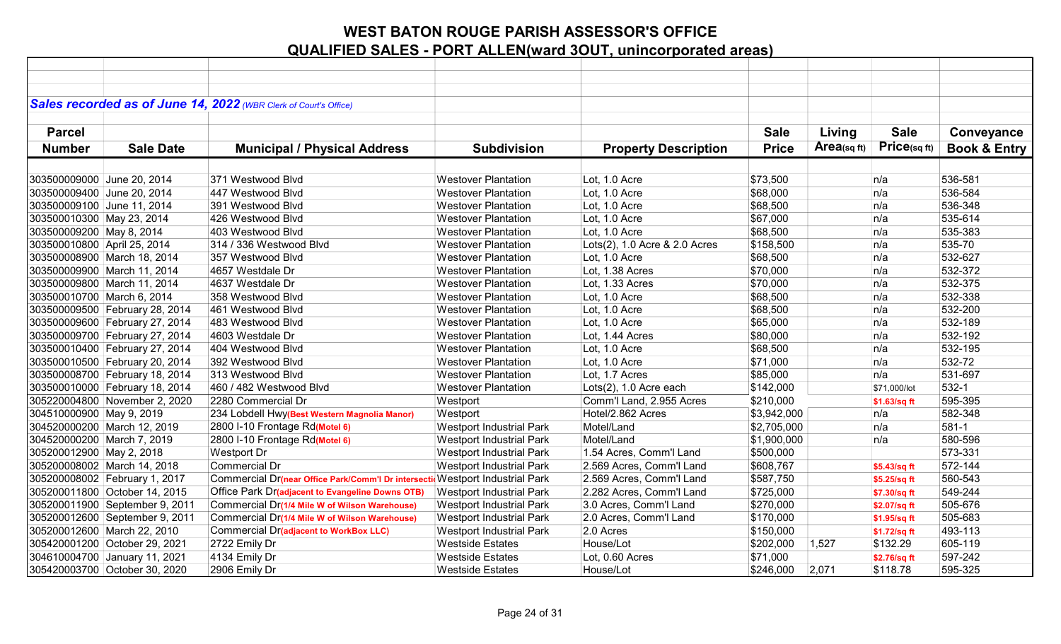# WEST BATON ROUGE PARISH ASSESSOR'S OFFICE

## QUALIFIED SALES - PORT ALLEN(ward 3OUT, unincorporated areas)

***Sales recorded as of June 14, 2022*** *(WBR Clerk of Court's Office)*

| Parcel Number | Sale Date | Municipal / Physical Address | Subdivision | Property Description | Sale Price | Living Area(sq ft) | Sale Price(sq ft) | Conveyance Book & Entry |
|---|---|---|---|---|---|---|---|---|
| 303500009000 | June 20, 2014 | 371 Westwood Blvd | Westover Plantation | Lot, 1.0 Acre | $73,500 | | n/a | 536-581 |
| 303500009400 | June 20, 2014 | 447 Westwood Blvd | Westover Plantation | Lot, 1.0 Acre | $68,000 | | n/a | 536-584 |
| 303500009100 | June 11, 2014 | 391 Westwood Blvd | Westover Plantation | Lot, 1.0 Acre | $68,500 | | n/a | 536-348 |
| 303500010300 | May 23, 2014 | 426 Westwood Blvd | Westover Plantation | Lot, 1.0 Acre | $67,000 | | n/a | 535-614 |
| 303500009200 | May 8, 2014 | 403 Westwood Blvd | Westover Plantation | Lot, 1.0 Acre | $68,500 | | n/a | 535-383 |
| 303500010800 | April 25, 2014 | 314 / 336 Westwood Blvd | Westover Plantation | Lots(2), 1.0 Acre & 2.0 Acres | $158,500 | | n/a | 535-70 |
| 303500008900 | March 18, 2014 | 357 Westwood Blvd | Westover Plantation | Lot, 1.0 Acre | $68,500 | | n/a | 532-627 |
| 303500009900 | March 11, 2014 | 4657 Westdale Dr | Westover Plantation | Lot, 1.38 Acres | $70,000 | | n/a | 532-372 |
| 303500009800 | March 11, 2014 | 4637 Westdale Dr | Westover Plantation | Lot, 1.33 Acres | $70,000 | | n/a | 532-375 |
| 303500010700 | March 6, 2014 | 358 Westwood Blvd | Westover Plantation | Lot, 1.0 Acre | $68,500 | | n/a | 532-338 |
| 303500009500 | February 28, 2014 | 461 Westwood Blvd | Westover Plantation | Lot, 1.0 Acre | $68,500 | | n/a | 532-200 |
| 303500009600 | February 27, 2014 | 483 Westwood Blvd | Westover Plantation | Lot, 1.0 Acre | $65,000 | | n/a | 532-189 |
| 303500009700 | February 27, 2014 | 4603 Westdale Dr | Westover Plantation | Lot, 1.44 Acres | $80,000 | | n/a | 532-192 |
| 303500010400 | February 27, 2014 | 404 Westwood Blvd | Westover Plantation | Lot, 1.0 Acre | $68,500 | | n/a | 532-195 |
| 303500010500 | February 20, 2014 | 392 Westwood Blvd | Westover Plantation | Lot, 1.0 Acre | $71,000 | | n/a | 532-72 |
| 303500008700 | February 18, 2014 | 313 Westwood Blvd | Westover Plantation | Lot, 1.7 Acres | $85,000 | | n/a | 531-697 |
| 303500010000 | February 18, 2014 | 460 / 482 Westwood Blvd | Westover Plantation | Lots(2), 1.0 Acre each | $142,000 | | $71,000/lot | 532-1 |
| 305220004800 | November 2, 2020 | 2280 Commercial Dr | Westport | Comm'l Land, 2.955 Acres | $210,000 | | $1.63/sq ft | 595-395 |
| 304510000900 | May 9, 2019 | 234 Lobdell Hwy(Best Western Magnolia Manor) | Westport | Hotel/2.862 Acres | $3,942,000 | | n/a | 582-348 |
| 304520000200 | March 12, 2019 | 2800 I-10 Frontage Rd(Motel 6) | Westport Industrial Park | Motel/Land | $2,705,000 | | n/a | 581-1 |
| 304520000200 | March 7, 2019 | 2800 I-10 Frontage Rd(Motel 6) | Westport Industrial Park | Motel/Land | $1,900,000 | | n/a | 580-596 |
| 305200012900 | May 2, 2018 | Westport Dr | Westport Industrial Park | 1.54 Acres, Comm'l Land | $500,000 | | | 573-331 |
| 305200008002 | March 14, 2018 | Commercial Dr | Westport Industrial Park | 2.569 Acres, Comm'l Land | $608,767 | | $5.43/sq ft | 572-144 |
| 305200008002 | February 1, 2017 | Commercial Dr(near Office Park/Comm'l Dr intersecti | Westport Industrial Park | 2.569 Acres, Comm'l Land | $587,750 | | $5.25/sq ft | 560-543 |
| 305200011800 | October 14, 2015 | Office Park Dr(adjacent to Evangeline Downs OTB) | Westport Industrial Park | 2.282 Acres, Comm'l Land | $725,000 | | $7.30/sq ft | 549-244 |
| 305200011900 | September 9, 2011 | Commercial Dr(1/4 Mile W of Wilson Warehouse) | Westport Industrial Park | 3.0 Acres, Comm'l Land | $270,000 | | $2.07/sq ft | 505-676 |
| 305200012600 | September 9, 2011 | Commercial Dr(1/4 Mile W of Wilson Warehouse) | Westport Industrial Park | 2.0 Acres, Comm'l Land | $170,000 | | $1.95/sq ft | 505-683 |
| 305200012600 | March 22, 2010 | Commercial Dr(adjacent to WorkBox LLC) | Westport Industrial Park | 2.0 Acres | $150,000 | | $1.72/sq ft | 493-113 |
| 305420001200 | October 29, 2021 | 2722 Emily Dr | Westside Estates | House/Lot | $202,000 | 1,527 | $132.29 | 605-119 |
| 304610004700 | January 11, 2021 | 4134 Emily Dr | Westside Estates | Lot, 0.60 Acres | $71,000 | | $2.76/sq ft | 597-242 |
| 305420003700 | October 30, 2020 | 2906 Emily Dr | Westside Estates | House/Lot | $246,000 | 2,071 | $118.78 | 595-325 |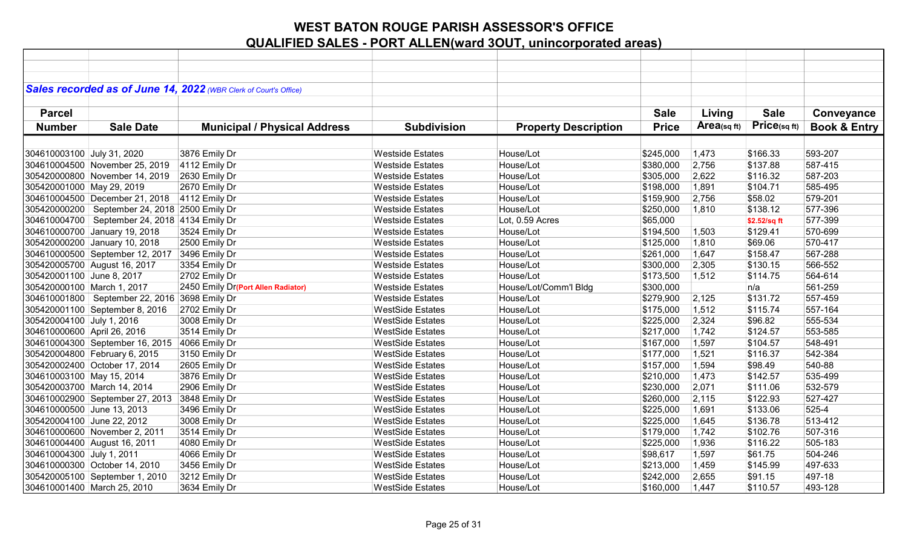# WEST BATON ROUGE PARISH ASSESSOR'S OFFICE

## QUALIFIED SALES - PORT ALLEN(ward 3OUT, unincorporated areas)

***Sales recorded as of June 14, 2022*** *(WBR Clerk of Court's Office)*

| Parcel Number | Sale Date | Municipal / Physical Address | Subdivision | Property Description | Sale Price | Living Area(sq ft) | Sale Price(sq ft) | Conveyance Book & Entry |
|---|---|---|---|---|---|---|---|---|
| 304610003100 | July 31, 2020 | 3876 Emily Dr | Westside Estates | House/Lot | $245,000 | 1,473 | $166.33 | 593-207 |
| 304610004500 | November 25, 2019 | 4112 Emily Dr | Westside Estates | House/Lot | $380,000 | 2,756 | $137.88 | 587-415 |
| 305420000800 | November 14, 2019 | 2630 Emily Dr | Westside Estates | House/Lot | $305,000 | 2,622 | $116.32 | 587-203 |
| 305420001000 | May 29, 2019 | 2670 Emily Dr | Westside Estates | House/Lot | $198,000 | 1,891 | $104.71 | 585-495 |
| 304610004500 | December 21, 2018 | 4112 Emily Dr | Westside Estates | House/Lot | $159,900 | 2,756 | $58.02 | 579-201 |
| 305420000200 | September 24, 2018 | 2500 Emily Dr | Westside Estates | House/Lot | $250,000 | 1,810 | $138.12 | 577-396 |
| 304610004700 | September 24, 2018 | 4134 Emily Dr | Westside Estates | Lot, 0.59 Acres | $65,000 | | $2.52/sq ft | 577-399 |
| 304610000700 | January 19, 2018 | 3524 Emily Dr | Westside Estates | House/Lot | $194,500 | 1,503 | $129.41 | 570-699 |
| 305420000200 | January 10, 2018 | 2500 Emily Dr | Westside Estates | House/Lot | $125,000 | 1,810 | $69.06 | 570-417 |
| 304610000500 | September 12, 2017 | 3496 Emily Dr | Westside Estates | House/Lot | $261,000 | 1,647 | $158.47 | 567-288 |
| 305420005700 | August 16, 2017 | 3354 Emily Dr | Westside Estates | House/Lot | $300,000 | 2,305 | $130.15 | 566-552 |
| 305420001100 | June 8, 2017 | 2702 Emily Dr | Westside Estates | House/Lot | $173,500 | 1,512 | $114.75 | 564-614 |
| 305420000100 | March 1, 2017 | 2450 Emily Dr(Port Allen Radiator) | Westside Estates | House/Lot/Comm'l Bldg | $300,000 | | n/a | 561-259 |
| 304610001800 | September 22, 2016 | 3698 Emily Dr | Westside Estates | House/Lot | $279,900 | 2,125 | $131.72 | 557-459 |
| 305420001100 | September 8, 2016 | 2702 Emily Dr | WestSide Estates | House/Lot | $175,000 | 1,512 | $115.74 | 557-164 |
| 305420004100 | July 1, 2016 | 3008 Emily Dr | WestSide Estates | House/Lot | $225,000 | 2,324 | $96.82 | 555-534 |
| 304610000600 | April 26, 2016 | 3514 Emily Dr | WestSide Estates | House/Lot | $217,000 | 1,742 | $124.57 | 553-585 |
| 304610004300 | September 16, 2015 | 4066 Emily Dr | WestSide Estates | House/Lot | $167,000 | 1,597 | $104.57 | 548-491 |
| 305420004800 | February 6, 2015 | 3150 Emily Dr | WestSide Estates | House/Lot | $177,000 | 1,521 | $116.37 | 542-384 |
| 305420002400 | October 17, 2014 | 2605 Emily Dr | WestSide Estates | House/Lot | $157,000 | 1,594 | $98.49 | 540-88 |
| 304610003100 | May 15, 2014 | 3876 Emily Dr | WestSide Estates | House/Lot | $210,000 | 1,473 | $142.57 | 535-499 |
| 305420003700 | March 14, 2014 | 2906 Emily Dr | WestSide Estates | House/Lot | $230,000 | 2,071 | $111.06 | 532-579 |
| 304610002900 | September 27, 2013 | 3848 Emily Dr | WestSide Estates | House/Lot | $260,000 | 2,115 | $122.93 | 527-427 |
| 304610000500 | June 13, 2013 | 3496 Emily Dr | WestSide Estates | House/Lot | $225,000 | 1,691 | $133.06 | 525-4 |
| 305420004100 | June 22, 2012 | 3008 Emily Dr | WestSide Estates | House/Lot | $225,000 | 1,645 | $136.78 | 513-412 |
| 304610000600 | November 2, 2011 | 3514 Emily Dr | WestSide Estates | House/Lot | $179,000 | 1,742 | $102.76 | 507-316 |
| 304610004400 | August 16, 2011 | 4080 Emily Dr | WestSide Estates | House/Lot | $225,000 | 1,936 | $116.22 | 505-183 |
| 304610004300 | July 1, 2011 | 4066 Emily Dr | WestSide Estates | House/Lot | $98,617 | 1,597 | $61.75 | 504-246 |
| 304610000300 | October 14, 2010 | 3456 Emily Dr | WestSide Estates | House/Lot | $213,000 | 1,459 | $145.99 | 497-633 |
| 305420005100 | September 1, 2010 | 3212 Emily Dr | WestSide Estates | House/Lot | $242,000 | 2,655 | $91.15 | 497-18 |
| 304610001400 | March 25, 2010 | 3634 Emily Dr | WestSide Estates | House/Lot | $160,000 | 1,447 | $110.57 | 493-128 |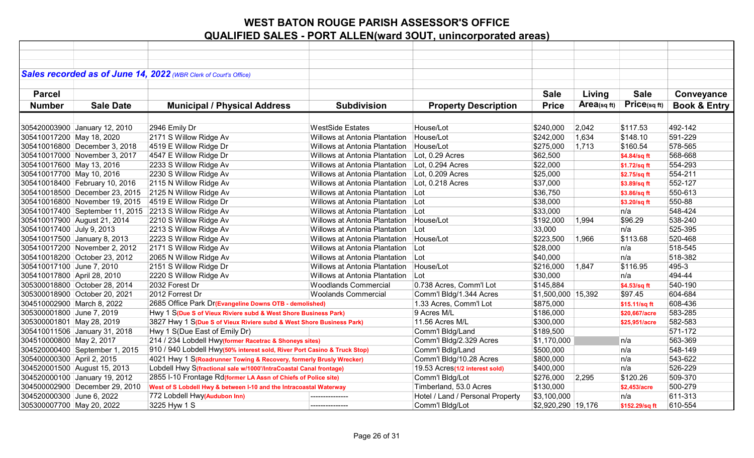# WEST BATON ROUGE PARISH ASSESSOR'S OFFICE

## QUALIFIED SALES - PORT ALLEN(ward 3OUT, unincorporated areas)

***Sales recorded as of June 14, 2022** (WBR Clerk of Court's Office)*

| Parcel Number | Sale Date | Municipal / Physical Address | Subdivision | Property Description | Sale Price | Living Area(sq ft) | Sale Price(sq ft) | Conveyance Book & Entry |
|---|---|---|---|---|---|---|---|---|
| 305420003900 | January 12, 2010 | 2946 Emily Dr | WestSide Estates | House/Lot | $240,000 | 2,042 | $117.53 | 492-142 |
| 305410017200 | May 18, 2020 | 2171 S Willow Ridge Av | Willows at Antonia Plantation | House/Lot | $242,000 | 1,634 | $148.10 | 591-229 |
| 305410016800 | December 3, 2018 | 4519 E Willow Ridge Dr | Willows at Antonia Plantation | House/Lot | $275,000 | 1,713 | $160.54 | 578-565 |
| 305410017000 | November 3, 2017 | 4547 E Willow Ridge Dr | Willows at Antonia Plantation | Lot, 0.29 Acres | $62,500 | | $4.84/sq ft | 568-668 |
| 305410017600 | May 13, 2016 | 2233 S Willow Ridge Av | Willows at Antonia Plantation | Lot, 0.294 Acres | $22,000 | | $1.72/sq ft | 554-293 |
| 305410017700 | May 10, 2016 | 2230 S Willow Ridge Av | Willows at Antonia Plantation | Lot, 0.209 Acres | $25,000 | | $2.75/sq ft | 554-211 |
| 305410018400 | February 10, 2016 | 2115 N Willow Ridge Av | Willows at Antonia Plantation | Lot, 0.218 Acres | $37,000 | | $3.89/sq ft | 552-127 |
| 305410018500 | December 23, 2015 | 2125 N Willow Ridge Av | Willows at Antonia Plantation | Lot | $36,750 | | $3.86/sq ft | 550-613 |
| 305410016800 | November 19, 2015 | 4519 E Willow Ridge Dr | Willows at Antonia Plantation | Lot | $38,000 | | $3.20/sq ft | 550-88 |
| 305410017400 | September 11, 2015 | 2213 S Willow Ridge Av | Willows at Antonia Plantation | Lot | $33,000 | | n/a | 548-424 |
| 305410017900 | August 21, 2014 | 2210 S Willow Ridge Av | Willows at Antonia Plantation | House/Lot | $192,000 | 1,994 | $96.29 | 538-240 |
| 305410017400 | July 9, 2013 | 2213 S Willow Ridge Av | Willows at Antonia Plantation | Lot | 33,000 | | n/a | 525-395 |
| 305410017500 | January 8, 2013 | 2223 S Willow Ridge Av | Willows at Antonia Plantation | House/Lot | $223,500 | 1,966 | $113.68 | 520-468 |
| 305410017200 | November 2, 2012 | 2171 S Willow Ridge Av | Willows at Antonia Plantation | Lot | $28,000 | | n/a | 518-545 |
| 305410018200 | October 23, 2012 | 2065 N Willow Ridge Av | Willows at Antonia Plantation | Lot | $40,000 | | n/a | 518-382 |
| 305410017100 | June 7, 2010 | 2151 S Willow Ridge Dr | Willows at Antonia Plantation | House/Lot | $216,000 | 1,847 | $116.95 | 495-3 |
| 305410017800 | April 28, 2010 | 2220 S Willow Ridge Av | Willows at Antonia Plantation | Lot | $30,000 | | n/a | 494-44 |
| 305300018800 | October 28, 2014 | 2032 Forest Dr | Woodlands Commercial | 0.738 Acres, Comm'l Lot | $145,884 | | $4.53/sq ft | 540-190 |
| 305300018900 | October 20, 2021 | 2012 Forrest Dr | Woolands Commercial | Comm'l Bldg/1.344 Acres | $1,500,000 | 15,392 | $97.45 | 604-684 |
| 304510002900 | March 8, 2022 | 2685 Office Park Dr(Evangeline Downs OTB - demolished) | | 1.33 Acres, Comm'l Lot | $875,000 | | $15.11/sq ft | 608-436 |
| 305300001800 | June 7, 2019 | Hwy 1 S(Due S of Vieux Riviere subd & West Shore Business Park) | | 9 Acres M/L | $186,000 | | $20,667/acre | 583-285 |
| 305300001801 | May 28, 2019 | 3827 Hwy 1 S(Due S of Vieux Riviere subd & West Shore Business Park) | | 11.56 Acres M/L | $300,000 | | $25,951/acre | 582-583 |
| 305410011506 | January 31, 2018 | Hwy 1 S(Due East of Emily Dr) | | Comm'l Bldg/Land | $189,500 | | | 571-172 |
| 304510000800 | May 2, 2017 | 214 / 234 Lobdell Hwy(former Racetrac & Shoneys sites) | | Comm'l Bldg/2.329 Acres | $1,170,000 | | n/a | 563-369 |
| 304520000400 | September 1, 2015 | 910 / 940 Lobdell Hwy(50% interest sold, River Port Casino & Truck Stop) | | Comm'l Bdlg/Land | $500,000 | | n/a | 548-149 |
| 305400000300 | April 2, 2015 | 4021 Hwy 1 S(Roadrunner Towing & Recovery, formerly Brusly Wrecker) | | Comm'l Bldg/10.28 Acres | $800,000 | | n/a | 543-622 |
| 304520001500 | August 15, 2013 | Lobdell Hwy S(fractional sale w/1000'/IntraCoastal Canal frontage) | | 19.53 Acres(1/2 interest sold) | $400,000 | | n/a | 526-229 |
| 304520000100 | January 19, 2012 | 2855 I-10 Frontage Rd(former LA Assn of Chiefs of Police site) | | Comm'l Bldg/Lot | $276,000 | 2,295 | $120.26 | 509-370 |
| 304500002900 | December 29, 2010 | West of S Lobdell Hwy & between I-10 and the Intracoastal Waterway | | Timberland, 53.0 Acres | $130,000 | | $2,453/acre | 500-279 |
| 304520000300 | June 6, 2022 | 772 Lobdell Hwy(Audubon Inn) | --------------- | Hotel / Land / Personal Property | $3,100,000 | | n/a | 611-313 |
| 305300007700 | May 20, 2022 | 3225 Hyw 1 S | --------------- | Comm'l Bldg/Lot | $2,920,290 | 19,176 | $152.29/sq ft | 610-554 |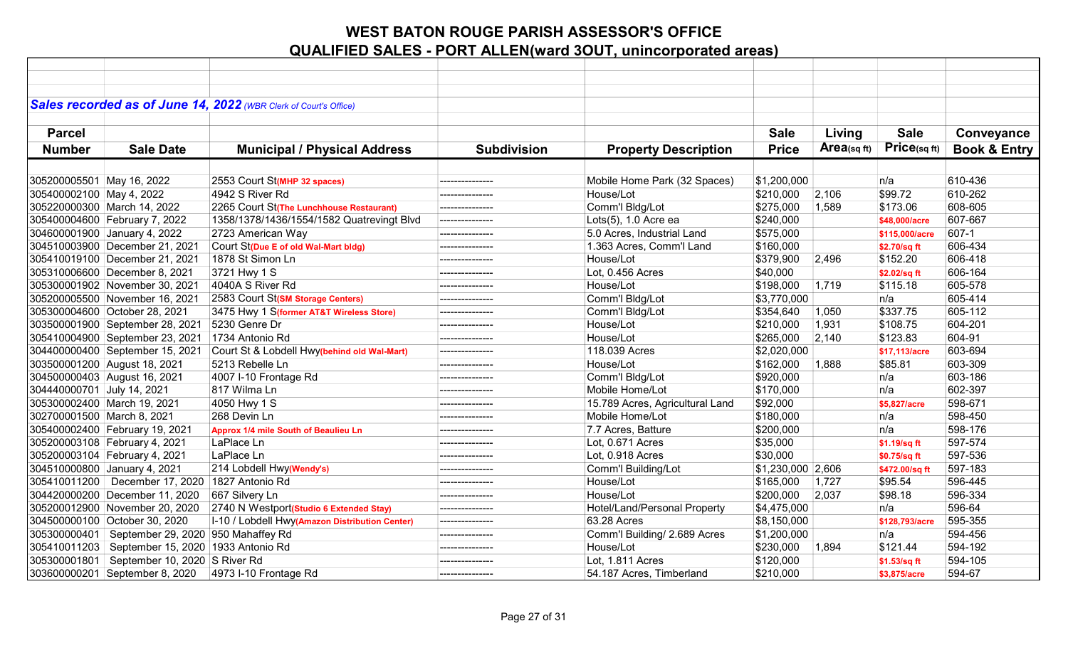# WEST BATON ROUGE PARISH ASSESSOR'S OFFICE

## QUALIFIED SALES - PORT ALLEN(ward 3OUT, unincorporated areas)

***Sales recorded as of June 14, 2022*** *(WBR Clerk of Court's Office)*

| Parcel Number | Sale Date | Municipal / Physical Address | Subdivision | Property Description | Sale Price | Living Area(sq ft) | Sale Price(sq ft) | Conveyance Book & Entry |
|---|---|---|---|---|---|---|---|---|
| 305200005501 | May 16, 2022 | 2553 Court St(MHP 32 spaces) | --------------- | Mobile Home Park (32 Spaces) | $1,200,000 | | n/a | 610-436 |
| 305400002100 | May 4, 2022 | 4942 S River Rd | --------------- | House/Lot | $210,000 | 2,106 | $99.72 | 610-262 |
| 305220000300 | March 14, 2022 | 2265 Court St(The Lunchhouse Restaurant) | --------------- | Comm'l Bldg/Lot | $275,000 | 1,589 | $173.06 | 608-605 |
| 305400004600 | February 7, 2022 | 1358/1378/1436/1554/1582 Quatrevingt Blvd | --------------- | Lots(5), 1.0 Acre ea | $240,000 | | $48,000/acre | 607-667 |
| 304600001900 | January 4, 2022 | 2723 American Way | --------------- | 5.0 Acres, Industrial Land | $575,000 | | $115,000/acre | 607-1 |
| 304510003900 | December 21, 2021 | Court St(Due E of old Wal-Mart bldg) | --------------- | 1.363 Acres, Comm'l Land | $160,000 | | $2.70/sq ft | 606-434 |
| 305410019100 | December 21, 2021 | 1878 St Simon Ln | --------------- | House/Lot | $379,900 | 2,496 | $152.20 | 606-418 |
| 305310006600 | December 8, 2021 | 3721 Hwy 1 S | --------------- | Lot, 0.456 Acres | $40,000 | | $2.02/sq ft | 606-164 |
| 305300001902 | November 30, 2021 | 4040A S River Rd | --------------- | House/Lot | $198,000 | 1,719 | $115.18 | 605-578 |
| 305200005500 | November 16, 2021 | 2583 Court St(SM Storage Centers) | --------------- | Comm'l Bldg/Lot | $3,770,000 | | n/a | 605-414 |
| 305300004600 | October 28, 2021 | 3475 Hwy 1 S(former AT&T Wireless Store) | --------------- | Comm'l Bldg/Lot | $354,640 | 1,050 | $337.75 | 605-112 |
| 303500001900 | September 28, 2021 | 5230 Genre Dr | --------------- | House/Lot | $210,000 | 1,931 | $108.75 | 604-201 |
| 305410004900 | September 23, 2021 | 1734 Antonio Rd | --------------- | House/Lot | $265,000 | 2,140 | $123.83 | 604-91 |
| 304400000400 | September 15, 2021 | Court St & Lobdell Hwy(behind old Wal-Mart) | --------------- | 118.039 Acres | $2,020,000 | | $17,113/acre | 603-694 |
| 303500001200 | August 18, 2021 | 5213 Rebelle Ln | --------------- | House/Lot | $162,000 | 1,888 | $85.81 | 603-309 |
| 304500000403 | August 16, 2021 | 4007 I-10 Frontage Rd | --------------- | Comm'l Bldg/Lot | $920,000 | | n/a | 603-186 |
| 304440000701 | July 14, 2021 | 817 Wilma Ln | --------------- | Mobile Home/Lot | $170,000 | | n/a | 602-397 |
| 305300002400 | March 19, 2021 | 4050 Hwy 1 S | --------------- | 15.789 Acres, Agricultural Land | $92,000 | | $5,827/acre | 598-671 |
| 302700001500 | March 8, 2021 | 268 Devin Ln | --------------- | Mobile Home/Lot | $180,000 | | n/a | 598-450 |
| 305400002400 | February 19, 2021 | Approx 1/4 mile South of Beaulieu Ln | --------------- | 7.7 Acres, Batture | $200,000 | | n/a | 598-176 |
| 305200003108 | February 4, 2021 | LaPlace Ln | --------------- | Lot, 0.671 Acres | $35,000 | | $1.19/sq ft | 597-574 |
| 305200003104 | February 4, 2021 | LaPlace Ln | --------------- | Lot, 0.918 Acres | $30,000 | | $0.75/sq ft | 597-536 |
| 304510000800 | January 4, 2021 | 214 Lobdell Hwy(Wendy's) | --------------- | Comm'l Building/Lot | $1,230,000 | 2,606 | $472.00/sq ft | 597-183 |
| 305410011200 | December 17, 2020 | 1827 Antonio Rd | --------------- | House/Lot | $165,000 | 1,727 | $95.54 | 596-445 |
| 304420000200 | December 11, 2020 | 667 Silvery Ln | --------------- | House/Lot | $200,000 | 2,037 | $98.18 | 596-334 |
| 305200012900 | November 20, 2020 | 2740 N Westport(Studio 6 Extended Stay) | --------------- | Hotel/Land/Personal Property | $4,475,000 | | n/a | 596-64 |
| 304500000100 | October 30, 2020 | I-10 / Lobdell Hwy(Amazon Distribution Center) | --------------- | 63.28 Acres | $8,150,000 | | $128,793/acre | 595-355 |
| 305300000401 | September 29, 2020 | 950 Mahaffey Rd | --------------- | Comm'l Building/ 2.689 Acres | $1,200,000 | | n/a | 594-456 |
| 305410011203 | September 15, 2020 | 1933 Antonio Rd | --------------- | House/Lot | $230,000 | 1,894 | $121.44 | 594-192 |
| 305300001801 | September 10, 2020 | S River Rd | --------------- | Lot, 1.811 Acres | $120,000 | | $1.53/sq ft | 594-105 |
| 303600000201 | September 8, 2020 | 4973 I-10 Frontage Rd | --------------- | 54.187 Acres, Timberland | $210,000 | | $3,875/acre | 594-67 |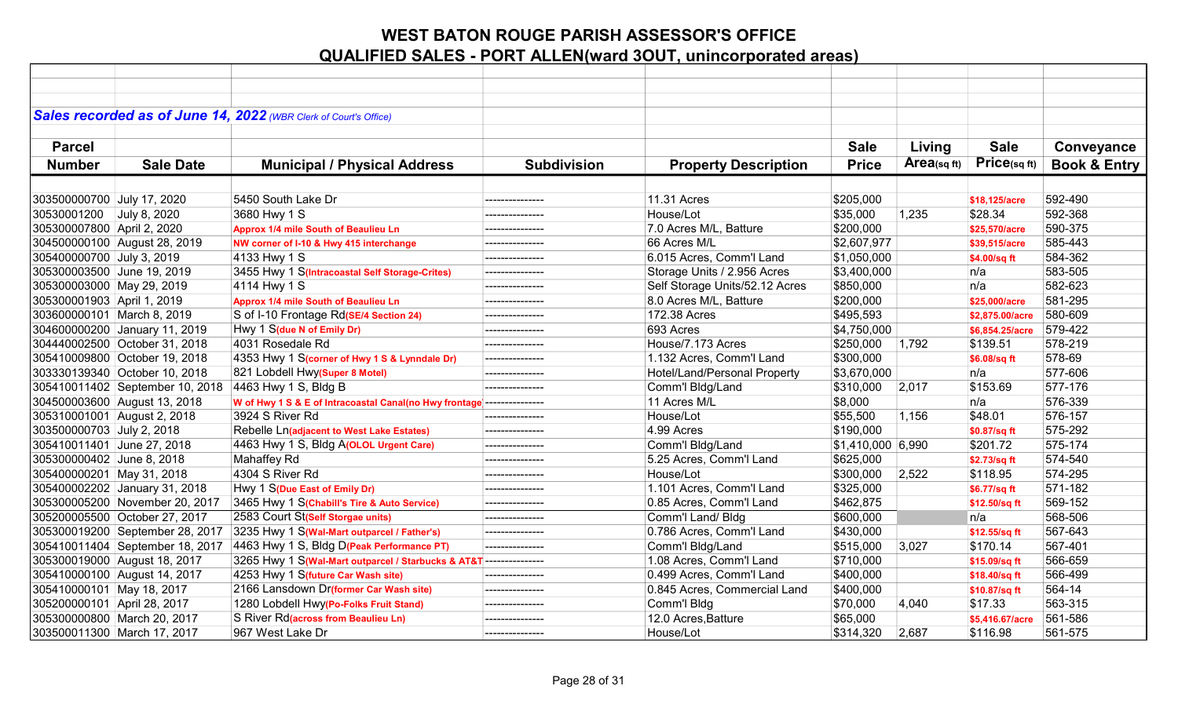# WEST BATON ROUGE PARISH ASSESSOR'S OFFICE

## QUALIFIED SALES - PORT ALLEN(ward 3OUT, unincorporated areas)

***Sales recorded as of June 14, 2022** (WBR Clerk of Court's Office)*

| Parcel Number | Sale Date | Municipal / Physical Address | Subdivision | Property Description | Sale Price | Living Area(sq ft) | Sale Price(sq ft) | Conveyance Book & Entry |
|---|---|---|---|---|---|---|---|---|
| 303500000700 | July 17, 2020 | 5450 South Lake Dr | --------------- | 11.31 Acres | $205,000 | | $18,125/acre | 592-490 |
| 30530001200 | July 8, 2020 | 3680 Hwy 1 S | --------------- | House/Lot | $35,000 | 1,235 | $28.34 | 592-368 |
| 305300007800 | April 2, 2020 | Approx 1/4 mile South of Beaulieu Ln | --------------- | 7.0 Acres M/L, Batture | $200,000 | | $25,570/acre | 590-375 |
| 304500000100 | August 28, 2019 | NW corner of I-10 & Hwy 415 interchange | --------------- | 66 Acres M/L | $2,607,977 | | $39,515/acre | 585-443 |
| 305400000700 | July 3, 2019 | 4133 Hwy 1 S | --------------- | 6.015 Acres, Comm'l Land | $1,050,000 | | $4.00/sq ft | 584-362 |
| 305300003500 | June 19, 2019 | 3455 Hwy 1 S(Intracoastal Self Storage-Crites) | --------------- | Storage Units / 2.956 Acres | $3,400,000 | | n/a | 583-505 |
| 305300003000 | May 29, 2019 | 4114 Hwy 1 S | --------------- | Self Storage Units/52.12 Acres | $850,000 | | n/a | 582-623 |
| 305300001903 | April 1, 2019 | Approx 1/4 mile South of Beaulieu Ln | --------------- | 8.0 Acres M/L, Batture | $200,000 | | $25,000/acre | 581-295 |
| 303600000101 | March 8, 2019 | S of I-10 Frontage Rd(SE/4 Section 24) | --------------- | 172.38 Acres | $495,593 | | $2,875.00/acre | 580-609 |
| 304600000200 | January 11, 2019 | Hwy 1 S(due N of Emily Dr) | --------------- | 693 Acres | $4,750,000 | | $6,854.25/acre | 579-422 |
| 304440002500 | October 31, 2018 | 4031 Rosedale Rd | --------------- | House/7.173 Acres | $250,000 | 1,792 | $139.51 | 578-219 |
| 305410009800 | October 19, 2018 | 4353 Hwy 1 S(corner of Hwy 1 S & Lynndale Dr) | --------------- | 1.132 Acres, Comm'l Land | $300,000 | | $6.08/sq ft | 578-69 |
| 303330139340 | October 10, 2018 | 821 Lobdell Hwy(Super 8 Motel) | --------------- | Hotel/Land/Personal Property | $3,670,000 | | n/a | 577-606 |
| 305410011402 | September 10, 2018 | 4463 Hwy 1 S, Bldg B | --------------- | Comm'l Bldg/Land | $310,000 | 2,017 | $153.69 | 577-176 |
| 304500003600 | August 13, 2018 | W of Hwy 1 S & E of Intracoastal Canal(no Hwy frontage | --------------- | 11 Acres M/L | $8,000 | | n/a | 576-339 |
| 305310001001 | August 2, 2018 | 3924 S River Rd | --------------- | House/Lot | $55,500 | 1,156 | $48.01 | 576-157 |
| 303500000703 | July 2, 2018 | Rebelle Ln(adjacent to West Lake Estates) | --------------- | 4.99 Acres | $190,000 | | $0.87/sq ft | 575-292 |
| 305410011401 | June 27, 2018 | 4463 Hwy 1 S, Bldg A(OLOL Urgent Care) | --------------- | Comm'l Bldg/Land | $1,410,000 | 6,990 | $201.72 | 575-174 |
| 305300000402 | June 8, 2018 | Mahaffey Rd | --------------- | 5.25 Acres, Comm'l Land | $625,000 | | $2.73/sq ft | 574-540 |
| 305400000201 | May 31, 2018 | 4304 S River Rd | --------------- | House/Lot | $300,000 | 2,522 | $118.95 | 574-295 |
| 305400002202 | January 31, 2018 | Hwy 1 S(Due East of Emily Dr) | --------------- | 1.101 Acres, Comm'l Land | $325,000 | | $6.77/sq ft | 571-182 |
| 305300005200 | November 20, 2017 | 3465 Hwy 1 S(Chabill's Tire & Auto Service) | --------------- | 0.85 Acres, Comm'l Land | $462,875 | | $12.50/sq ft | 569-152 |
| 305200005500 | October 27, 2017 | 2583 Court St(Self Storgae units) | --------------- | Comm'l Land/ Bldg | $600,000 | | n/a | 568-506 |
| 305300019200 | September 28, 2017 | 3235 Hwy 1 S(Wal-Mart outparcel / Father's) | --------------- | 0.786 Acres, Comm'l Land | $430,000 | | $12.55/sq ft | 567-643 |
| 305410011404 | September 18, 2017 | 4463 Hwy 1 S, Bldg D(Peak Performance PT) | --------------- | Comm'l Bldg/Land | $515,000 | 3,027 | $170.14 | 567-401 |
| 305300019000 | August 18, 2017 | 3265 Hwy 1 S(Wal-Mart outparcel / Starbucks & AT&T | --------------- | 1.08 Acres, Comm'l Land | $710,000 | | $15.09/sq ft | 566-659 |
| 305410000100 | August 14, 2017 | 4253 Hwy 1 S(future Car Wash site) | --------------- | 0.499 Acres, Comm'l Land | $400,000 | | $18.40/sq ft | 566-499 |
| 305410000101 | May 18, 2017 | 2166 Lansdown Dr(former Car Wash site) | --------------- | 0.845 Acres, Commercial Land | $400,000 | | $10.87/sq ft | 564-14 |
| 305200000101 | April 28, 2017 | 1280 Lobdell Hwy(Po-Folks Fruit Stand) | --------------- | Comm'l Bldg | $70,000 | 4,040 | $17.33 | 563-315 |
| 305300000800 | March 20, 2017 | S River Rd(across from Beaulieu Ln) | --------------- | 12.0 Acres,Batture | $65,000 | | $5,416.67/acre | 561-586 |
| 303500011300 | March 17, 2017 | 967 West Lake Dr | --------------- | House/Lot | $314,320 | 2,687 | $116.98 | 561-575 |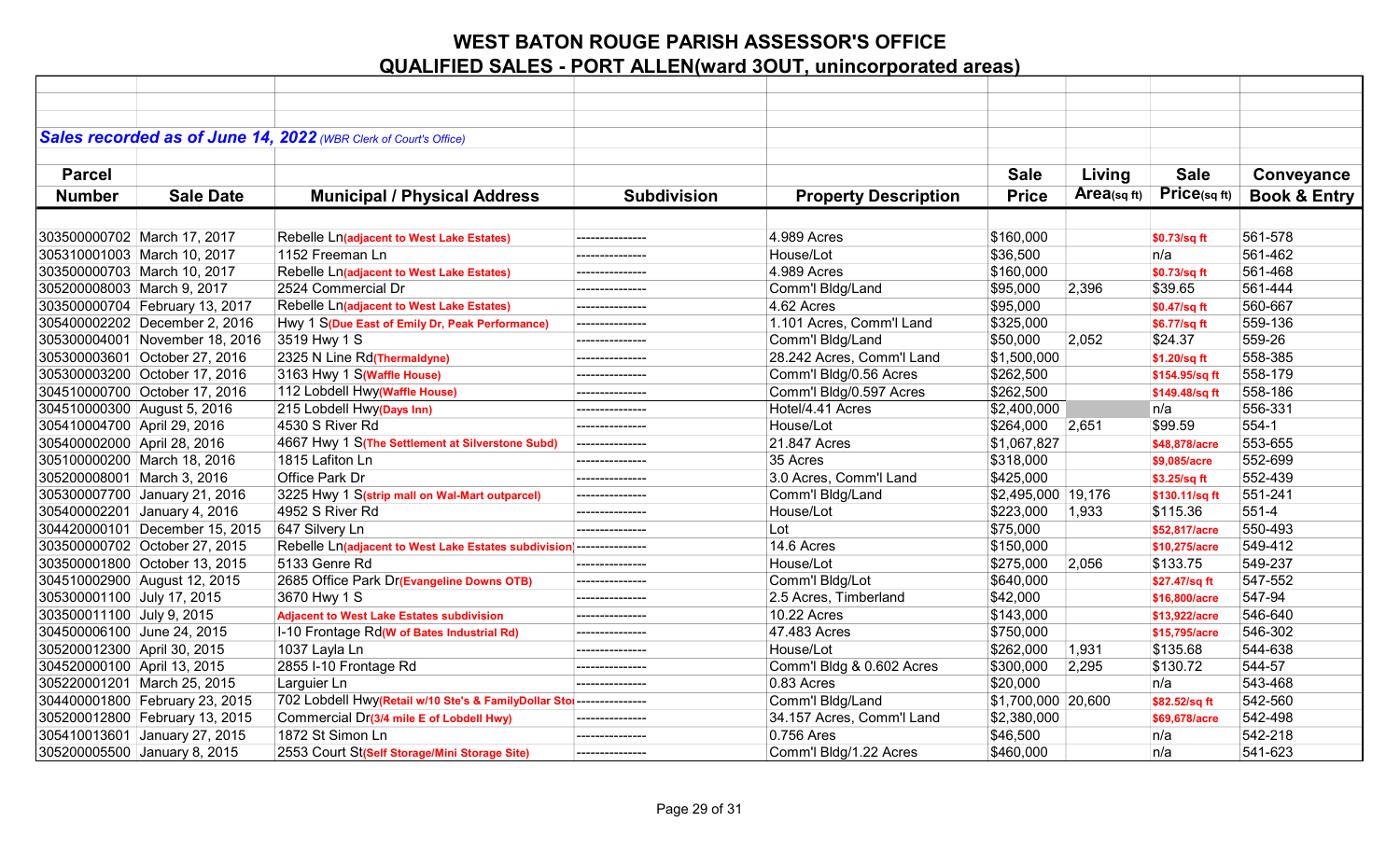# WEST BATON ROUGE PARISH ASSESSOR'S OFFICE

## QUALIFIED SALES - PORT ALLEN(ward 3OUT, unincorporated areas)

***Sales recorded as of June 14, 2022*** *(WBR Clerk of Court's Office)*

| Parcel Number | Sale Date | Municipal / Physical Address | Subdivision | Property Description | Sale Price | Living Area(sq ft) | Sale Price(sq ft) | Conveyance Book & Entry |
|---|---|---|---|---|---|---|---|---|
| 303500000702 | March 17, 2017 | Rebelle Ln(adjacent to West Lake Estates) | --------------- | 4.989 Acres | $160,000 | | $0.73/sq ft | 561-578 |
| 305310001003 | March 10, 2017 | 1152 Freeman Ln | --------------- | House/Lot | $36,500 | | n/a | 561-462 |
| 303500000703 | March 10, 2017 | Rebelle Ln(adjacent to West Lake Estates) | --------------- | 4.989 Acres | $160,000 | | $0.73/sq ft | 561-468 |
| 305200008003 | March 9, 2017 | 2524 Commercial Dr | --------------- | Comm'l Bldg/Land | $95,000 | 2,396 | $39.65 | 561-444 |
| 303500000704 | February 13, 2017 | Rebelle Ln(adjacent to West Lake Estates) | --------------- | 4.62 Acres | $95,000 | | $0.47/sq ft | 560-667 |
| 305400002202 | December 2, 2016 | Hwy 1 S(Due East of Emily Dr, Peak Performance) | --------------- | 1.101 Acres, Comm'l Land | $325,000 | | $6.77/sq ft | 559-136 |
| 305300004001 | November 18, 2016 | 3519 Hwy 1 S | --------------- | Comm'l Bldg/Land | $50,000 | 2,052 | $24.37 | 559-26 |
| 305300003601 | October 27, 2016 | 2325 N Line Rd(Thermaldyne) | --------------- | 28.242 Acres, Comm'l Land | $1,500,000 | | $1.20/sq ft | 558-385 |
| 305300003200 | October 17, 2016 | 3163 Hwy 1 S(Waffle House) | --------------- | Comm'l Bldg/0.56 Acres | $262,500 | | $154.95/sq ft | 558-179 |
| 304510000700 | October 17, 2016 | 112 Lobdell Hwy(Waffle House) | --------------- | Comm'l Bldg/0.597 Acres | $262,500 | | $149.48/sq ft | 558-186 |
| 304510000300 | August 5, 2016 | 215 Lobdell Hwy(Days Inn) | --------------- | Hotel/4.41 Acres | $2,400,000 | | n/a | 556-331 |
| 305410004700 | April 29, 2016 | 4530 S River Rd | --------------- | House/Lot | $264,000 | 2,651 | $99.59 | 554-1 |
| 305400002000 | April 28, 2016 | 4667 Hwy 1 S(The Settlement at Silverstone Subd) | --------------- | 21.847 Acres | $1,067,827 | | $48,878/acre | 553-655 |
| 305100000200 | March 18, 2016 | 1815 Lafiton Ln | --------------- | 35 Acres | $318,000 | | $9,085/acre | 552-699 |
| 305200008001 | March 3, 2016 | Office Park Dr | --------------- | 3.0 Acres, Comm'l Land | $425,000 | | $3.25/sq ft | 552-439 |
| 305300007700 | January 21, 2016 | 3225 Hwy 1 S(strip mall on Wal-Mart outparcel) | --------------- | Comm'l Bldg/Land | $2,495,000 | 19,176 | $130.11/sq ft | 551-241 |
| 305400002201 | January 4, 2016 | 4952 S River Rd | --------------- | House/Lot | $223,000 | 1,933 | $115.36 | 551-4 |
| 304420000101 | December 15, 2015 | 647 Silvery Ln | --------------- | Lot | $75,000 | | $52,817/acre | 550-493 |
| 303500000702 | October 27, 2015 | Rebelle Ln(adjacent to West Lake Estates subdivision) | --------------- | 14.6 Acres | $150,000 | | $10,275/acre | 549-412 |
| 303500001800 | October 13, 2015 | 5133 Genre Rd | --------------- | House/Lot | $275,000 | 2,056 | $133.75 | 549-237 |
| 304510002900 | August 12, 2015 | 2685 Office Park Dr(Evangeline Downs OTB) | --------------- | Comm'l Bldg/Lot | $640,000 | | $27.47/sq ft | 547-552 |
| 305300001100 | July 17, 2015 | 3670 Hwy 1 S | --------------- | 2.5 Acres, Timberland | $42,000 | | $16,800/acre | 547-94 |
| 303500011100 | July 9, 2015 | Adjacent to West Lake Estates subdivision | --------------- | 10.22 Acres | $143,000 | | $13,922/acre | 546-640 |
| 304500006100 | June 24, 2015 | I-10 Frontage Rd(W of Bates Industrial Rd) | --------------- | 47.483 Acres | $750,000 | | $15,795/acre | 546-302 |
| 305200012300 | April 30, 2015 | 1037 Layla Ln | --------------- | House/Lot | $262,000 | 1,931 | $135.68 | 544-638 |
| 304520000100 | April 13, 2015 | 2855 I-10 Frontage Rd | --------------- | Comm'l Bldg & 0.602 Acres | $300,000 | 2,295 | $130.72 | 544-57 |
| 305220001201 | March 25, 2015 | Larguier Ln | --------------- | 0.83 Acres | $20,000 | | n/a | 543-468 |
| 304400001800 | February 23, 2015 | 702 Lobdell Hwy(Retail w/10 Ste's & FamilyDollar Sto | --------------- | Comm'l Bldg/Land | $1,700,000 | 20,600 | $82.52/sq ft | 542-560 |
| 305200012800 | February 13, 2015 | Commercial Dr(3/4 mile E of Lobdell Hwy) | --------------- | 34.157 Acres, Comm'l Land | $2,380,000 | | $69,678/acre | 542-498 |
| 305410013601 | January 27, 2015 | 1872 St Simon Ln | --------------- | 0.756 Ares | $46,500 | | n/a | 542-218 |
| 305200005500 | January 8, 2015 | 2553 Court St(Self Storage/Mini Storage Site) | --------------- | Comm'l Bldg/1.22 Acres | $460,000 | | n/a | 541-623 |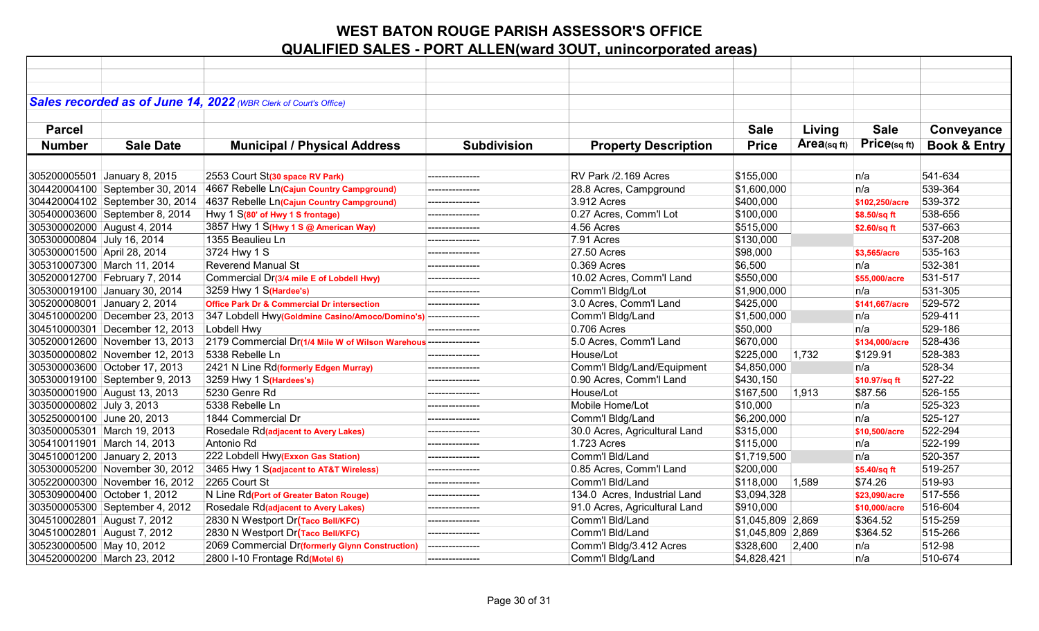# WEST BATON ROUGE PARISH ASSESSOR'S OFFICE

## QUALIFIED SALES - PORT ALLEN(ward 3OUT, unincorporated areas)

***Sales recorded as of June 14, 2022** (WBR Clerk of Court's Office)*

| Parcel Number | Sale Date | Municipal / Physical Address | Subdivision | Property Description | Sale Price | Living Area(sq ft) | Sale Price(sq ft) | Conveyance Book & Entry |
|---|---|---|---|---|---|---|---|---|
| 305200005501 | January 8, 2015 | 2553 Court St(30 space RV Park) | --------------- | RV Park /2.169 Acres | $155,000 | | n/a | 541-634 |
| 304420004100 | September 30, 2014 | 4667 Rebelle Ln(Cajun Country Campground) | --------------- | 28.8 Acres, Campground | $1,600,000 | | n/a | 539-364 |
| 304420004102 | September 30, 2014 | 4637 Rebelle Ln(Cajun Country Campground) | --------------- | 3.912 Acres | $400,000 | | $102,250/acre | 539-372 |
| 305400003600 | September 8, 2014 | Hwy 1 S(80' of Hwy 1 S frontage) | --------------- | 0.27 Acres, Comm'l Lot | $100,000 | | $8.50/sq ft | 538-656 |
| 305300002000 | August 4, 2014 | 3857 Hwy 1 S(Hwy 1 S @ American Way) | --------------- | 4.56 Acres | $515,000 | | $2.60/sq ft | 537-663 |
| 305300000804 | July 16, 2014 | 1355 Beaulieu Ln | --------------- | 7.91 Acres | $130,000 | | | 537-208 |
| 305300001500 | April 28, 2014 | 3724 Hwy 1 S | --------------- | 27.50 Acres | $98,000 | | $3,565/acre | 535-163 |
| 305310007300 | March 11, 2014 | Reverend Manual St | --------------- | 0.369 Acres | $6,500 | | n/a | 532-381 |
| 305200012700 | February 7, 2014 | Commercial Dr(3/4 mile E of Lobdell Hwy) | --------------- | 10.02 Acres, Comm'l Land | $550,000 | | $55,000/acre | 531-517 |
| 305300019100 | January 30, 2014 | 3259 Hwy 1 S(Hardee's) | --------------- | Comm'l Bldg/Lot | $1,900,000 | | n/a | 531-305 |
| 305200008001 | January 2, 2014 | Office Park Dr & Commercial Dr intersection | --------------- | 3.0 Acres, Comm'l Land | $425,000 | | $141,667/acre | 529-572 |
| 304510000200 | December 23, 2013 | 347 Lobdell Hwy(Goldmine Casino/Amoco/Domino's) | --------------- | Comm'l Bldg/Land | $1,500,000 | | n/a | 529-411 |
| 304510000301 | December 12, 2013 | Lobdell Hwy | --------------- | 0.706 Acres | $50,000 | | n/a | 529-186 |
| 305200012600 | November 13, 2013 | 2179 Commercial Dr(1/4 Mile W of Wilson Warehous | --------------- | 5.0 Acres, Comm'l Land | $670,000 | | $134,000/acre | 528-436 |
| 303500000802 | November 12, 2013 | 5338 Rebelle Ln | --------------- | House/Lot | $225,000 | 1,732 | $129.91 | 528-383 |
| 305300003600 | October 17, 2013 | 2421 N Line Rd(formerly Edgen Murray) | --------------- | Comm'l Bldg/Land/Equipment | $4,850,000 | | n/a | 528-34 |
| 305300019100 | September 9, 2013 | 3259 Hwy 1 S(Hardees's) | --------------- | 0.90 Acres, Comm'l Land | $430,150 | | $10.97/sq ft | 527-22 |
| 303500001900 | August 13, 2013 | 5230 Genre Rd | --------------- | House/Lot | $167,500 | 1,913 | $87.56 | 526-155 |
| 303500000802 | July 3, 2013 | 5338 Rebelle Ln | --------------- | Mobile Home/Lot | $10,000 | | n/a | 525-323 |
| 305250000100 | June 20, 2013 | 1844 Commercial Dr | --------------- | Comm'l Bldg/Land | $6,200,000 | | n/a | 525-127 |
| 303500005301 | March 19, 2013 | Rosedale Rd(adjacent to Avery Lakes) | --------------- | 30.0 Acres, Agricultural Land | $315,000 | | $10,500/acre | 522-294 |
| 305410011901 | March 14, 2013 | Antonio Rd | --------------- | 1.723 Acres | $115,000 | | n/a | 522-199 |
| 304510001200 | January 2, 2013 | 222 Lobdell Hwy(Exxon Gas Station) | --------------- | Comm'l Bld/Land | $1,719,500 | | n/a | 520-357 |
| 305300005200 | November 30, 2012 | 3465 Hwy 1 S(adjacent to AT&T Wireless) | --------------- | 0.85 Acres, Comm'l Land | $200,000 | | $5.40/sq ft | 519-257 |
| 305220000300 | November 16, 2012 | 2265 Court St | --------------- | Comm'l Bld/Land | $118,000 | 1,589 | $74.26 | 519-93 |
| 305309000400 | October 1, 2012 | N Line Rd(Port of Greater Baton Rouge) | --------------- | 134.0 Acres, Industrial Land | $3,094,328 | | $23,090/acre | 517-556 |
| 303500005300 | September 4, 2012 | Rosedale Rd(adjacent to Avery Lakes) | --------------- | 91.0 Acres, Agricultural Land | $910,000 | | $10,000/acre | 516-604 |
| 304510002801 | August 7, 2012 | 2830 N Westport Dr(Taco Bell/KFC) | --------------- | Comm'l Bld/Land | $1,045,809 | 2,869 | $364.52 | 515-259 |
| 304510002801 | August 7, 2012 | 2830 N Westport Dr(Taco Bell/KFC) | --------------- | Comm'l Bld/Land | $1,045,809 | 2,869 | $364.52 | 515-266 |
| 305230000500 | May 10, 2012 | 2069 Commercial Dr(formerly Glynn Construction) | --------------- | Comm'l Bldg/3.412 Acres | $328,600 | 2,400 | n/a | 512-98 |
| 304520000200 | March 23, 2012 | 2800 I-10 Frontage Rd(Motel 6) | --------------- | Comm'l Bldg/Land | $4,828,421 | | n/a | 510-674 |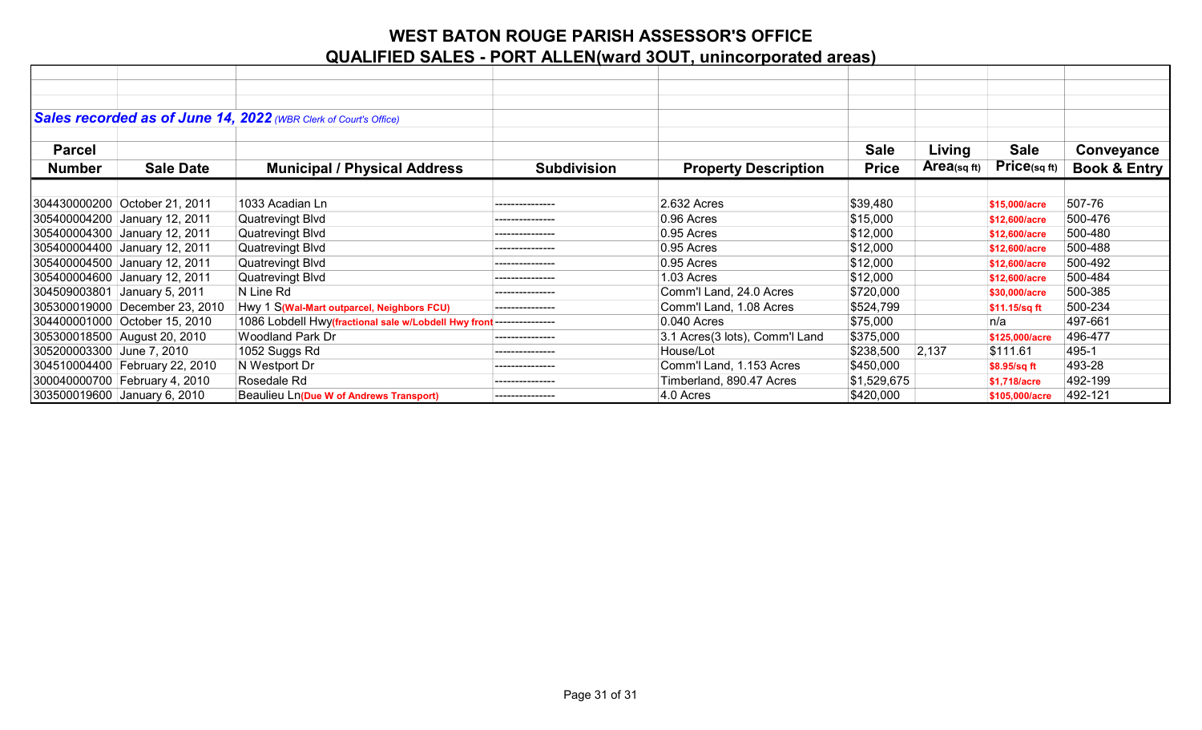# WEST BATON ROUGE PARISH ASSESSOR'S OFFICE

## QUALIFIED SALES - PORT ALLEN(ward 3OUT, unincorporated areas)

***Sales recorded as of June 14, 2022*** *(WBR Clerk of Court's Office)*

| Parcel Number | Sale Date | Municipal / Physical Address | Subdivision | Property Description | Sale Price | Living Area(sq ft) | Sale Price(sq ft) | Conveyance Book & Entry |
|---|---|---|---|---|---|---|---|---|
| 304430000200 | October 21, 2011 | 1033 Acadian Ln | --------------- | 2.632 Acres | $39,480 | | $15,000/acre | 507-76 |
| 305400004200 | January 12, 2011 | Quatrevingt Blvd | --------------- | 0.96 Acres | $15,000 | | $12,600/acre | 500-476 |
| 305400004300 | January 12, 2011 | Quatrevingt Blvd | --------------- | 0.95 Acres | $12,000 | | $12,600/acre | 500-480 |
| 305400004400 | January 12, 2011 | Quatrevingt Blvd | --------------- | 0.95 Acres | $12,000 | | $12,600/acre | 500-488 |
| 305400004500 | January 12, 2011 | Quatrevingt Blvd | --------------- | 0.95 Acres | $12,000 | | $12,600/acre | 500-492 |
| 305400004600 | January 12, 2011 | Quatrevingt Blvd | --------------- | 1.03 Acres | $12,000 | | $12,600/acre | 500-484 |
| 304509003801 | January 5, 2011 | N Line Rd | --------------- | Comm'l Land, 24.0 Acres | $720,000 | | $30,000/acre | 500-385 |
| 305300019000 | December 23, 2010 | Hwy 1 S(Wal-Mart outparcel, Neighbors FCU) | --------------- | Comm'l Land, 1.08 Acres | $524,799 | | $11.15/sq ft | 500-234 |
| 304400001000 | October 15, 2010 | 1086 Lobdell Hwy(fractional sale w/Lobdell Hwy front | --------------- | 0.040 Acres | $75,000 | | n/a | 497-661 |
| 305300018500 | August 20, 2010 | Woodland Park Dr | --------------- | 3.1 Acres(3 lots), Comm'l Land | $375,000 | | $125,000/acre | 496-477 |
| 305200003300 | June 7, 2010 | 1052 Suggs Rd | --------------- | House/Lot | $238,500 | 2,137 | $111.61 | 495-1 |
| 304510004400 | February 22, 2010 | N Westport Dr | --------------- | Comm'l Land, 1.153 Acres | $450,000 | | $8.95/sq ft | 493-28 |
| 300040000700 | February 4, 2010 | Rosedale Rd | --------------- | Timberland, 890.47 Acres | $1,529,675 | | $1,718/acre | 492-199 |
| 303500019600 | January 6, 2010 | Beaulieu Ln(Due W of Andrews Transport) | --------------- | 4.0 Acres | $420,000 | | $105,000/acre | 492-121 |